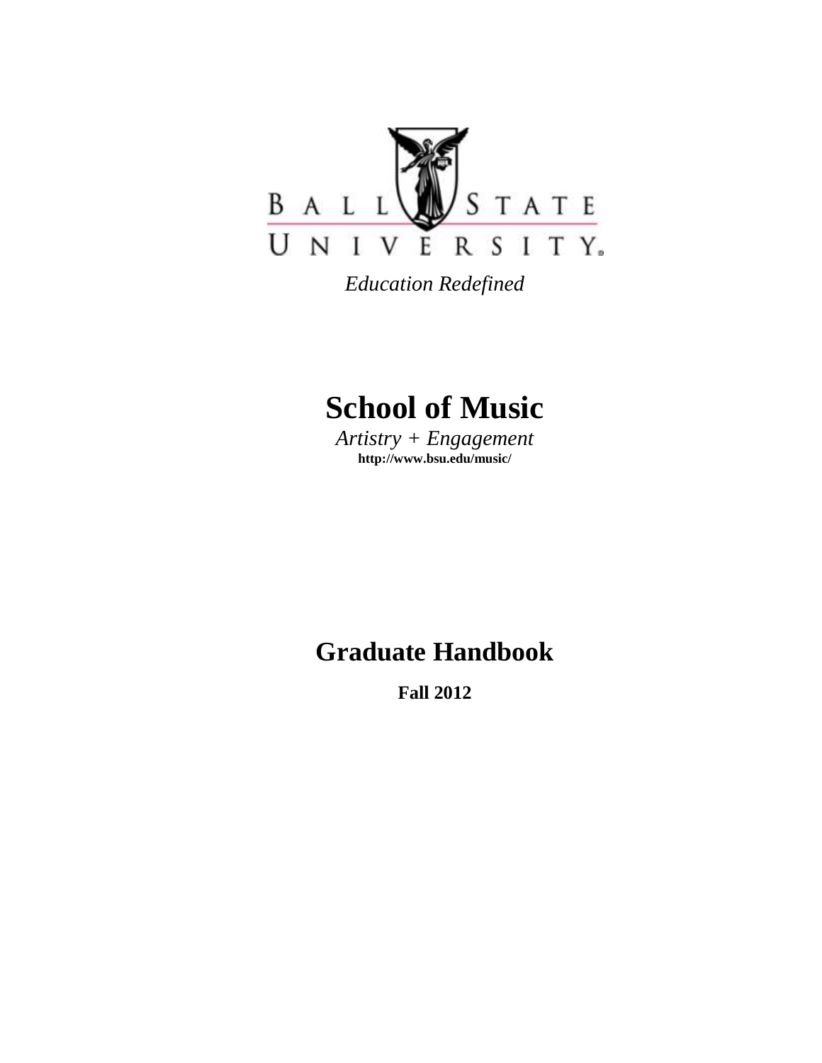BALL STATE UNIVERSITY.

*Education Redefined*

# School of Music

*Artistry + Engagement*

**http://www.bsu.edu/music/**

# Graduate Handbook

**Fall 2012**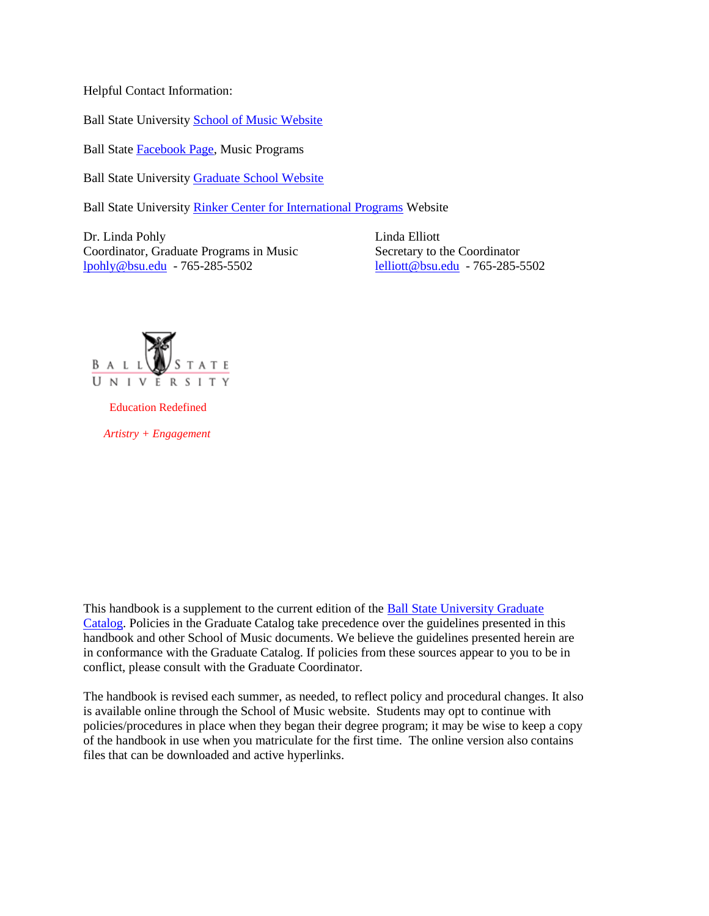Helpful Contact Information:

Ball State University School of Music Website

Ball State Facebook Page, Music Programs

Ball State University Graduate School Website

Ball State University Rinker Center for International Programs Website

Dr. Linda Pohly
Coordinator, Graduate Programs in Music
lpohly@bsu.edu - 765-285-5502

Linda Elliott
Secretary to the Coordinator
lelliott@bsu.edu - 765-285-5502

BALL STATE UNIVERSITY

Education Redefined

*Artistry + Engagement*

This handbook is a supplement to the current edition of the Ball State University Graduate Catalog. Policies in the Graduate Catalog take precedence over the guidelines presented in this handbook and other School of Music documents. We believe the guidelines presented herein are in conformance with the Graduate Catalog. If policies from these sources appear to you to be in conflict, please consult with the Graduate Coordinator.

The handbook is revised each summer, as needed, to reflect policy and procedural changes. It also is available online through the School of Music website. Students may opt to continue with policies/procedures in place when they began their degree program; it may be wise to keep a copy of the handbook in use when you matriculate for the first time. The online version also contains files that can be downloaded and active hyperlinks.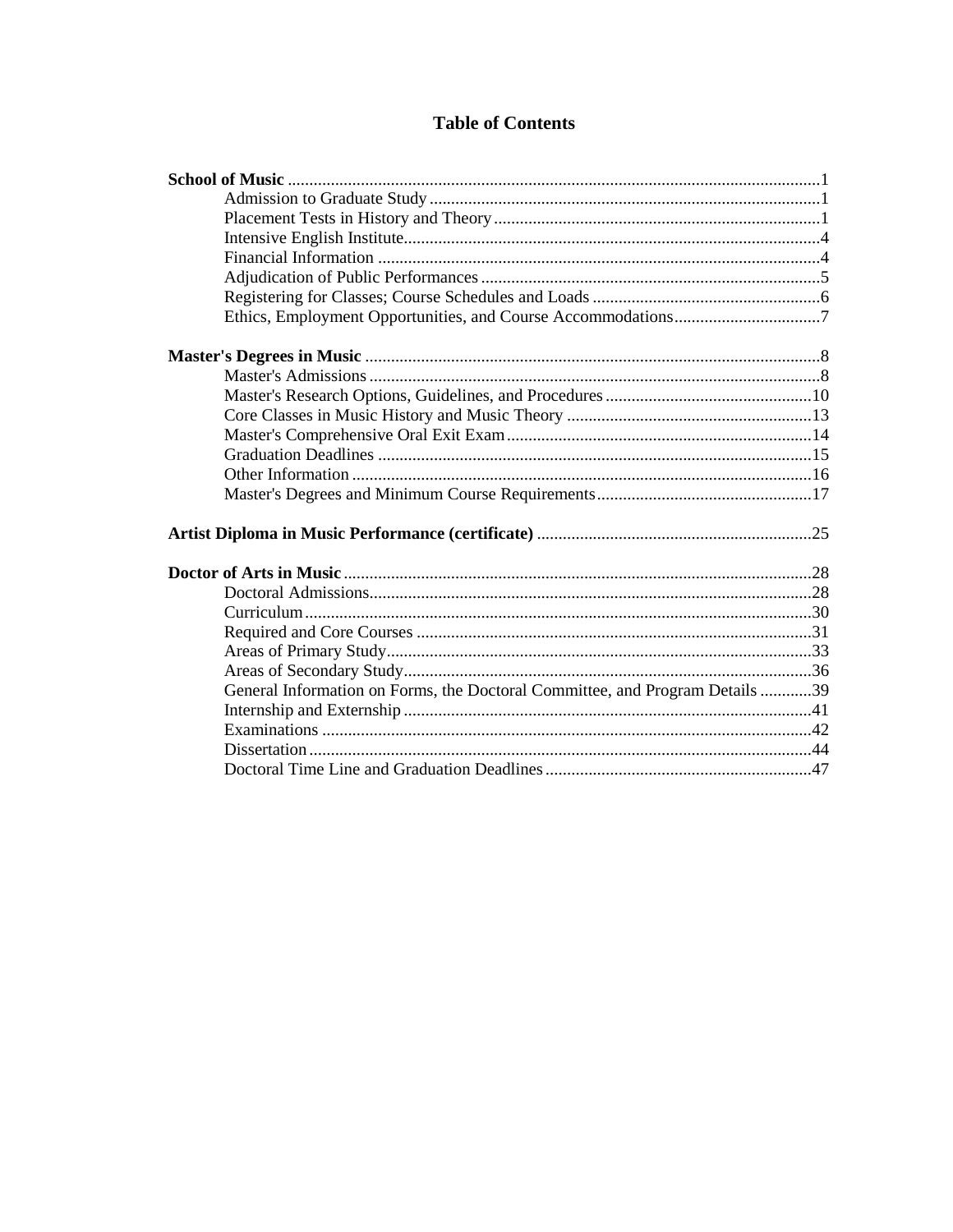# Table of Contents

**School of Music** .......... 1
- Admission to Graduate Study .......... 1
- Placement Tests in History and Theory .......... 1
- Intensive English Institute .......... 4
- Financial Information .......... 4
- Adjudication of Public Performances .......... 5
- Registering for Classes; Course Schedules and Loads .......... 6
- Ethics, Employment Opportunities, and Course Accommodations .......... 7

**Master's Degrees in Music** .......... 8
- Master's Admissions .......... 8
- Master's Research Options, Guidelines, and Procedures .......... 10
- Core Classes in Music History and Music Theory .......... 13
- Master's Comprehensive Oral Exit Exam .......... 14
- Graduation Deadlines .......... 15
- Other Information .......... 16
- Master's Degrees and Minimum Course Requirements .......... 17

**Artist Diploma in Music Performance (certificate)** .......... 25

**Doctor of Arts in Music** .......... 28
- Doctoral Admissions .......... 28
- Curriculum .......... 30
- Required and Core Courses .......... 31
- Areas of Primary Study .......... 33
- Areas of Secondary Study .......... 36
- General Information on Forms, the Doctoral Committee, and Program Details .......... 39
- Internship and Externship .......... 41
- Examinations .......... 42
- Dissertation .......... 44
- Doctoral Time Line and Graduation Deadlines .......... 47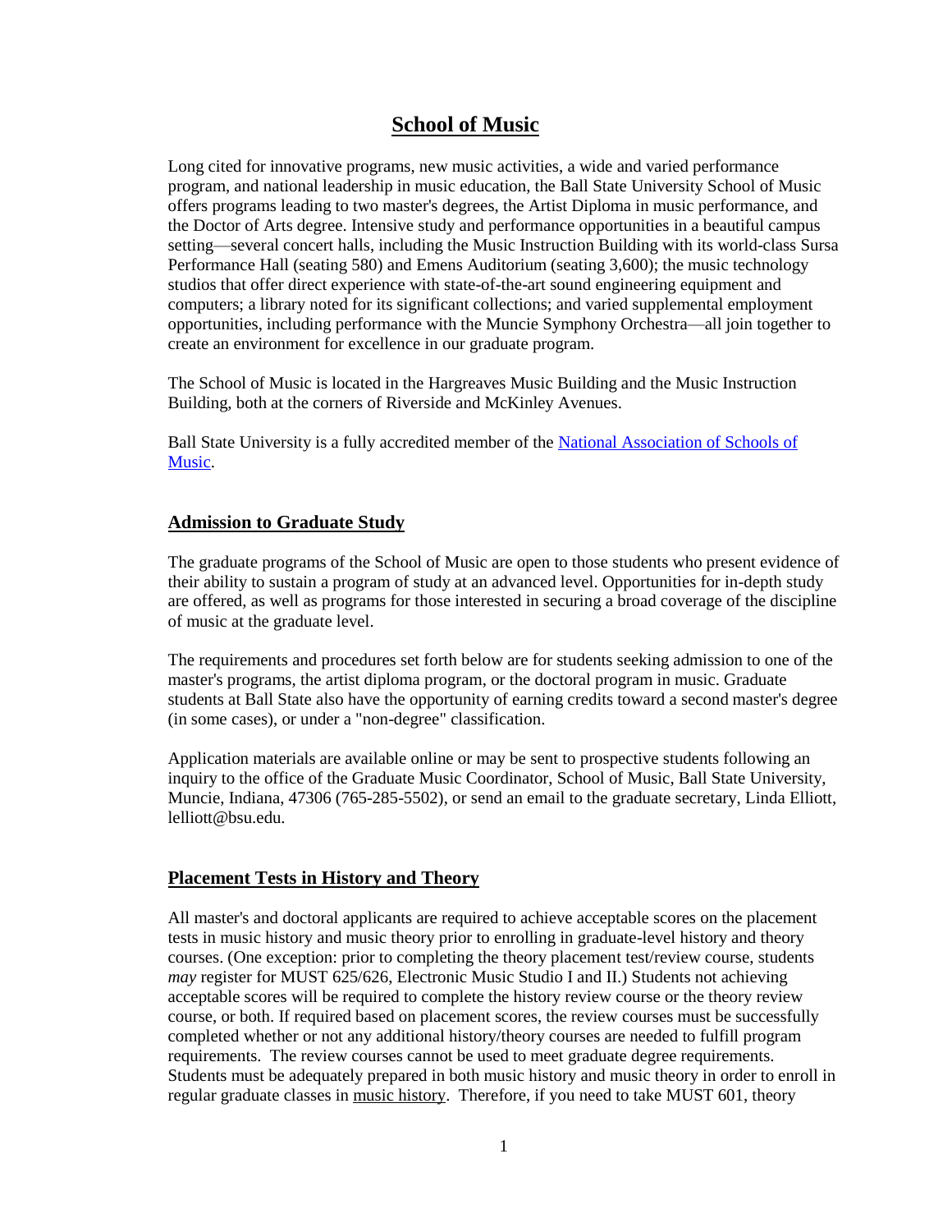# School of Music

Long cited for innovative programs, new music activities, a wide and varied performance program, and national leadership in music education, the Ball State University School of Music offers programs leading to two master's degrees, the Artist Diploma in music performance, and the Doctor of Arts degree. Intensive study and performance opportunities in a beautiful campus setting—several concert halls, including the Music Instruction Building with its world-class Sursa Performance Hall (seating 580) and Emens Auditorium (seating 3,600); the music technology studios that offer direct experience with state-of-the-art sound engineering equipment and computers; a library noted for its significant collections; and varied supplemental employment opportunities, including performance with the Muncie Symphony Orchestra—all join together to create an environment for excellence in our graduate program.

The School of Music is located in the Hargreaves Music Building and the Music Instruction Building, both at the corners of Riverside and McKinley Avenues.

Ball State University is a fully accredited member of the [National Association of Schools of Music](#).

## Admission to Graduate Study

The graduate programs of the School of Music are open to those students who present evidence of their ability to sustain a program of study at an advanced level. Opportunities for in-depth study are offered, as well as programs for those interested in securing a broad coverage of the discipline of music at the graduate level.

The requirements and procedures set forth below are for students seeking admission to one of the master's programs, the artist diploma program, or the doctoral program in music. Graduate students at Ball State also have the opportunity of earning credits toward a second master's degree (in some cases), or under a "non-degree" classification.

Application materials are available online or may be sent to prospective students following an inquiry to the office of the Graduate Music Coordinator, School of Music, Ball State University, Muncie, Indiana, 47306 (765-285-5502), or send an email to the graduate secretary, Linda Elliott, lelliott@bsu.edu.

## Placement Tests in History and Theory

All master's and doctoral applicants are required to achieve acceptable scores on the placement tests in music history and music theory prior to enrolling in graduate-level history and theory courses. (One exception: prior to completing the theory placement test/review course, students *may* register for MUST 625/626, Electronic Music Studio I and II.) Students not achieving acceptable scores will be required to complete the history review course or the theory review course, or both. If required based on placement scores, the review courses must be successfully completed whether or not any additional history/theory courses are needed to fulfill program requirements. The review courses cannot be used to meet graduate degree requirements. Students must be adequately prepared in both music history and music theory in order to enroll in regular graduate classes in music history. Therefore, if you need to take MUST 601, theory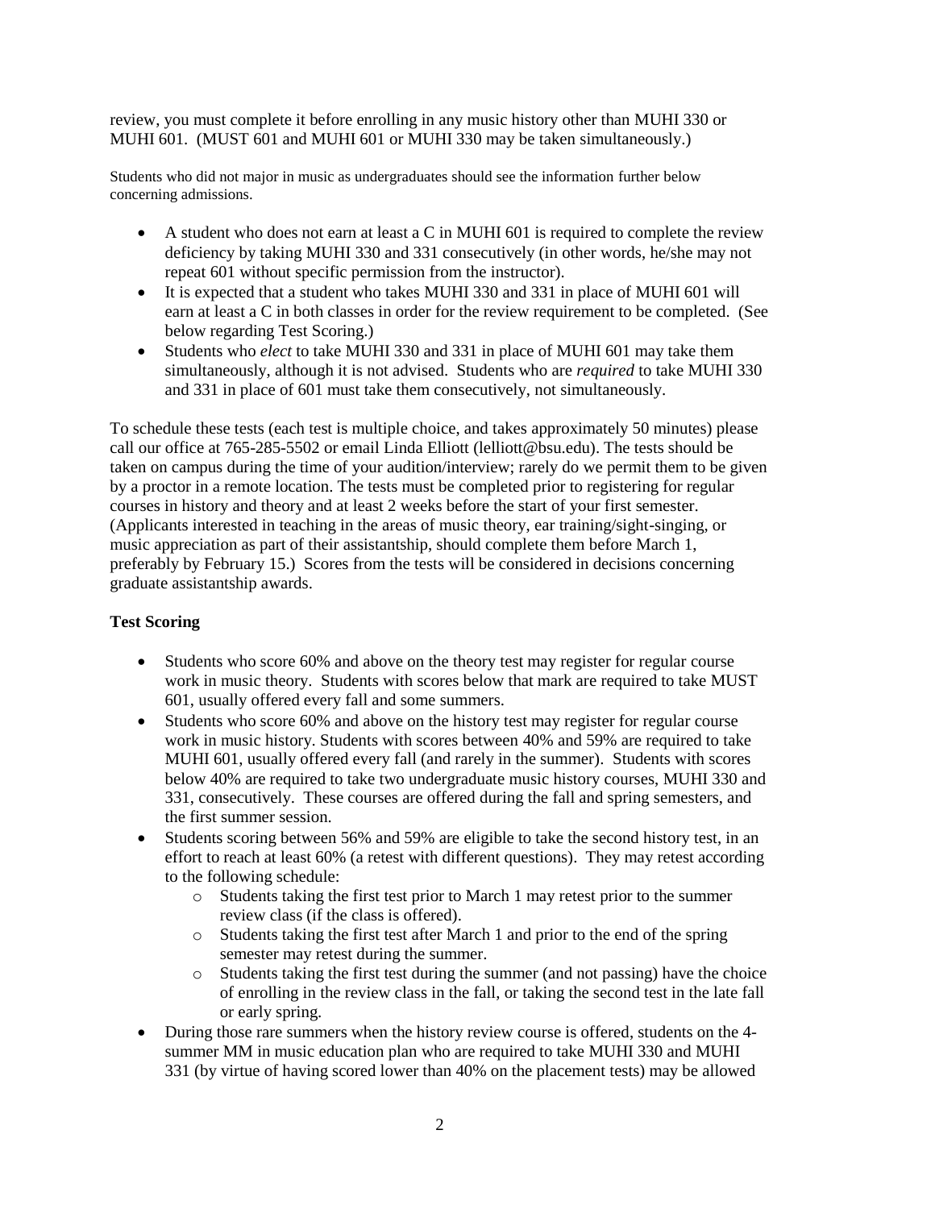review, you must complete it before enrolling in any music history other than MUHI 330 or MUHI 601. (MUST 601 and MUHI 601 or MUHI 330 may be taken simultaneously.)

Students who did not major in music as undergraduates should see the information further below concerning admissions.

- A student who does not earn at least a C in MUHI 601 is required to complete the review deficiency by taking MUHI 330 and 331 consecutively (in other words, he/she may not repeat 601 without specific permission from the instructor).
- It is expected that a student who takes MUHI 330 and 331 in place of MUHI 601 will earn at least a C in both classes in order for the review requirement to be completed. (See below regarding Test Scoring.)
- Students who *elect* to take MUHI 330 and 331 in place of MUHI 601 may take them simultaneously, although it is not advised. Students who are *required* to take MUHI 330 and 331 in place of 601 must take them consecutively, not simultaneously.

To schedule these tests (each test is multiple choice, and takes approximately 50 minutes) please call our office at 765-285-5502 or email Linda Elliott (lelliott@bsu.edu). The tests should be taken on campus during the time of your audition/interview; rarely do we permit them to be given by a proctor in a remote location. The tests must be completed prior to registering for regular courses in history and theory and at least 2 weeks before the start of your first semester. (Applicants interested in teaching in the areas of music theory, ear training/sight-singing, or music appreciation as part of their assistantship, should complete them before March 1, preferably by February 15.) Scores from the tests will be considered in decisions concerning graduate assistantship awards.

**Test Scoring**

- Students who score 60% and above on the theory test may register for regular course work in music theory. Students with scores below that mark are required to take MUST 601, usually offered every fall and some summers.
- Students who score 60% and above on the history test may register for regular course work in music history. Students with scores between 40% and 59% are required to take MUHI 601, usually offered every fall (and rarely in the summer). Students with scores below 40% are required to take two undergraduate music history courses, MUHI 330 and 331, consecutively. These courses are offered during the fall and spring semesters, and the first summer session.
- Students scoring between 56% and 59% are eligible to take the second history test, in an effort to reach at least 60% (a retest with different questions). They may retest according to the following schedule:
    - Students taking the first test prior to March 1 may retest prior to the summer review class (if the class is offered).
    - Students taking the first test after March 1 and prior to the end of the spring semester may retest during the summer.
    - Students taking the first test during the summer (and not passing) have the choice of enrolling in the review class in the fall, or taking the second test in the late fall or early spring.
- During those rare summers when the history review course is offered, students on the 4-summer MM in music education plan who are required to take MUHI 330 and MUHI 331 (by virtue of having scored lower than 40% on the placement tests) may be allowed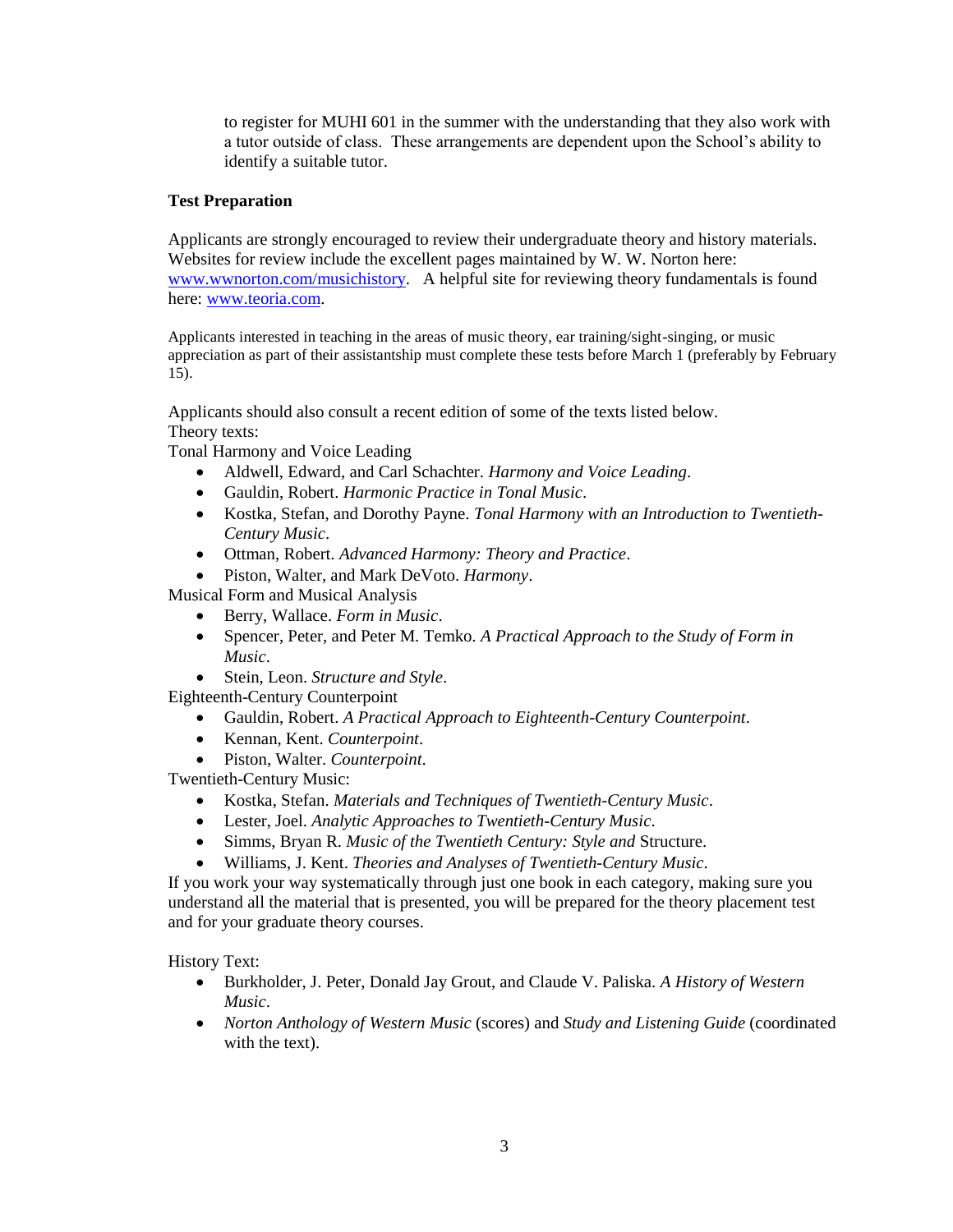to register for MUHI 601 in the summer with the understanding that they also work with a tutor outside of class. These arrangements are dependent upon the School's ability to identify a suitable tutor.

### Test Preparation

Applicants are strongly encouraged to review their undergraduate theory and history materials. Websites for review include the excellent pages maintained by W. W. Norton here: [www.wwnorton.com/musichistory](www.wwnorton.com/musichistory). A helpful site for reviewing theory fundamentals is found here: [www.teoria.com](www.teoria.com).

Applicants interested in teaching in the areas of music theory, ear training/sight-singing, or music appreciation as part of their assistantship must complete these tests before March 1 (preferably by February 15).

Applicants should also consult a recent edition of some of the texts listed below.
Theory texts:
Tonal Harmony and Voice Leading

- Aldwell, Edward, and Carl Schachter. *Harmony and Voice Leading*.
- Gauldin, Robert. *Harmonic Practice in Tonal Music*.
- Kostka, Stefan, and Dorothy Payne. *Tonal Harmony with an Introduction to Twentieth-Century Music*.
- Ottman, Robert. *Advanced Harmony: Theory and Practice*.
- Piston, Walter, and Mark DeVoto. *Harmony*.

Musical Form and Musical Analysis

- Berry, Wallace. *Form in Music*.
- Spencer, Peter, and Peter M. Temko. *A Practical Approach to the Study of Form in Music*.
- Stein, Leon. *Structure and Style*.

Eighteenth-Century Counterpoint

- Gauldin, Robert. *A Practical Approach to Eighteenth-Century Counterpoint*.
- Kennan, Kent. *Counterpoint*.
- Piston, Walter. *Counterpoint*.

Twentieth-Century Music:

- Kostka, Stefan. *Materials and Techniques of Twentieth-Century Music*.
- Lester, Joel. *Analytic Approaches to Twentieth-Century Music*.
- Simms, Bryan R. *Music of the Twentieth Century: Style and* Structure.
- Williams, J. Kent. *Theories and Analyses of Twentieth-Century Music*.

If you work your way systematically through just one book in each category, making sure you understand all the material that is presented, you will be prepared for the theory placement test and for your graduate theory courses.

History Text:

- Burkholder, J. Peter, Donald Jay Grout, and Claude V. Paliska. *A History of Western Music*.
- *Norton Anthology of Western Music* (scores) and *Study and Listening Guide* (coordinated with the text).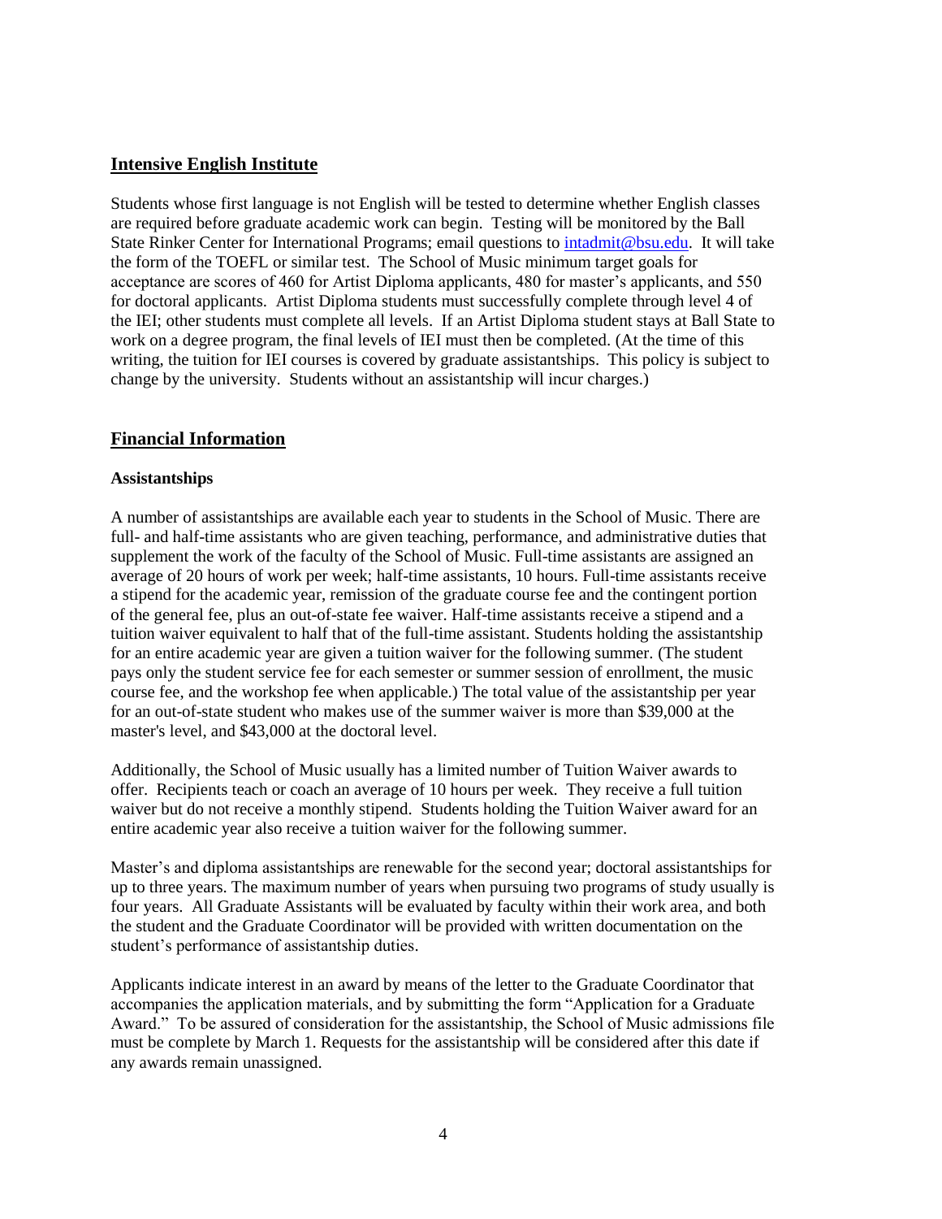## Intensive English Institute

Students whose first language is not English will be tested to determine whether English classes are required before graduate academic work can begin. Testing will be monitored by the Ball State Rinker Center for International Programs; email questions to intadmit@bsu.edu. It will take the form of the TOEFL or similar test. The School of Music minimum target goals for acceptance are scores of 460 for Artist Diploma applicants, 480 for master's applicants, and 550 for doctoral applicants. Artist Diploma students must successfully complete through level 4 of the IEI; other students must complete all levels. If an Artist Diploma student stays at Ball State to work on a degree program, the final levels of IEI must then be completed. (At the time of this writing, the tuition for IEI courses is covered by graduate assistantships. This policy is subject to change by the university. Students without an assistantship will incur charges.)

## Financial Information

### Assistantships

A number of assistantships are available each year to students in the School of Music. There are full- and half-time assistants who are given teaching, performance, and administrative duties that supplement the work of the faculty of the School of Music. Full-time assistants are assigned an average of 20 hours of work per week; half-time assistants, 10 hours. Full-time assistants receive a stipend for the academic year, remission of the graduate course fee and the contingent portion of the general fee, plus an out-of-state fee waiver. Half-time assistants receive a stipend and a tuition waiver equivalent to half that of the full-time assistant. Students holding the assistantship for an entire academic year are given a tuition waiver for the following summer. (The student pays only the student service fee for each semester or summer session of enrollment, the music course fee, and the workshop fee when applicable.) The total value of the assistantship per year for an out-of-state student who makes use of the summer waiver is more than $39,000 at the master's level, and $43,000 at the doctoral level.

Additionally, the School of Music usually has a limited number of Tuition Waiver awards to offer. Recipients teach or coach an average of 10 hours per week. They receive a full tuition waiver but do not receive a monthly stipend. Students holding the Tuition Waiver award for an entire academic year also receive a tuition waiver for the following summer.

Master's and diploma assistantships are renewable for the second year; doctoral assistantships for up to three years. The maximum number of years when pursuing two programs of study usually is four years. All Graduate Assistants will be evaluated by faculty within their work area, and both the student and the Graduate Coordinator will be provided with written documentation on the student's performance of assistantship duties.

Applicants indicate interest in an award by means of the letter to the Graduate Coordinator that accompanies the application materials, and by submitting the form "Application for a Graduate Award." To be assured of consideration for the assistantship, the School of Music admissions file must be complete by March 1. Requests for the assistantship will be considered after this date if any awards remain unassigned.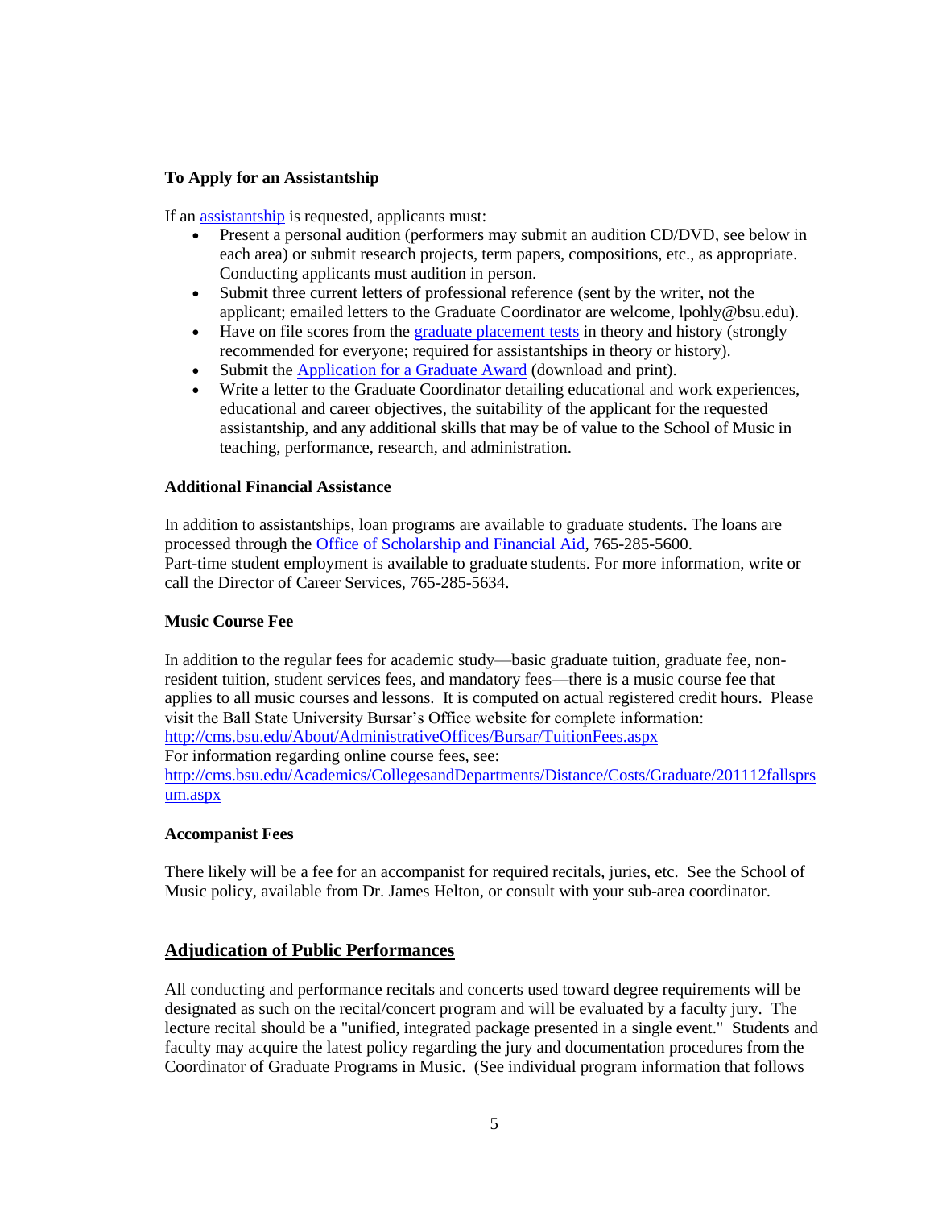### To Apply for an Assistantship

If an [assistantship](assistantship) is requested, applicants must:

- Present a personal audition (performers may submit an audition CD/DVD, see below in each area) or submit research projects, term papers, compositions, etc., as appropriate. Conducting applicants must audition in person.
- Submit three current letters of professional reference (sent by the writer, not the applicant; emailed letters to the Graduate Coordinator are welcome, lpohly@bsu.edu).
- Have on file scores from the graduate placement tests in theory and history (strongly recommended for everyone; required for assistantships in theory or history).
- Submit the Application for a Graduate Award (download and print).
- Write a letter to the Graduate Coordinator detailing educational and work experiences, educational and career objectives, the suitability of the applicant for the requested assistantship, and any additional skills that may be of value to the School of Music in teaching, performance, research, and administration.

### Additional Financial Assistance

In addition to assistantships, loan programs are available to graduate students. The loans are processed through the Office of Scholarship and Financial Aid, 765-285-5600.
Part-time student employment is available to graduate students. For more information, write or call the Director of Career Services, 765-285-5634.

### Music Course Fee

In addition to the regular fees for academic study—basic graduate tuition, graduate fee, non-resident tuition, student services fees, and mandatory fees—there is a music course fee that applies to all music courses and lessons. It is computed on actual registered credit hours. Please visit the Ball State University Bursar's Office website for complete information:
http://cms.bsu.edu/About/AdministrativeOffices/Bursar/TuitionFees.aspx
For information regarding online course fees, see:
http://cms.bsu.edu/Academics/CollegesandDepartments/Distance/Costs/Graduate/201112fallsprsum.aspx

### Accompanist Fees

There likely will be a fee for an accompanist for required recitals, juries, etc. See the School of Music policy, available from Dr. James Helton, or consult with your sub-area coordinator.

## Adjudication of Public Performances

All conducting and performance recitals and concerts used toward degree requirements will be designated as such on the recital/concert program and will be evaluated by a faculty jury. The lecture recital should be a "unified, integrated package presented in a single event." Students and faculty may acquire the latest policy regarding the jury and documentation procedures from the Coordinator of Graduate Programs in Music. (See individual program information that follows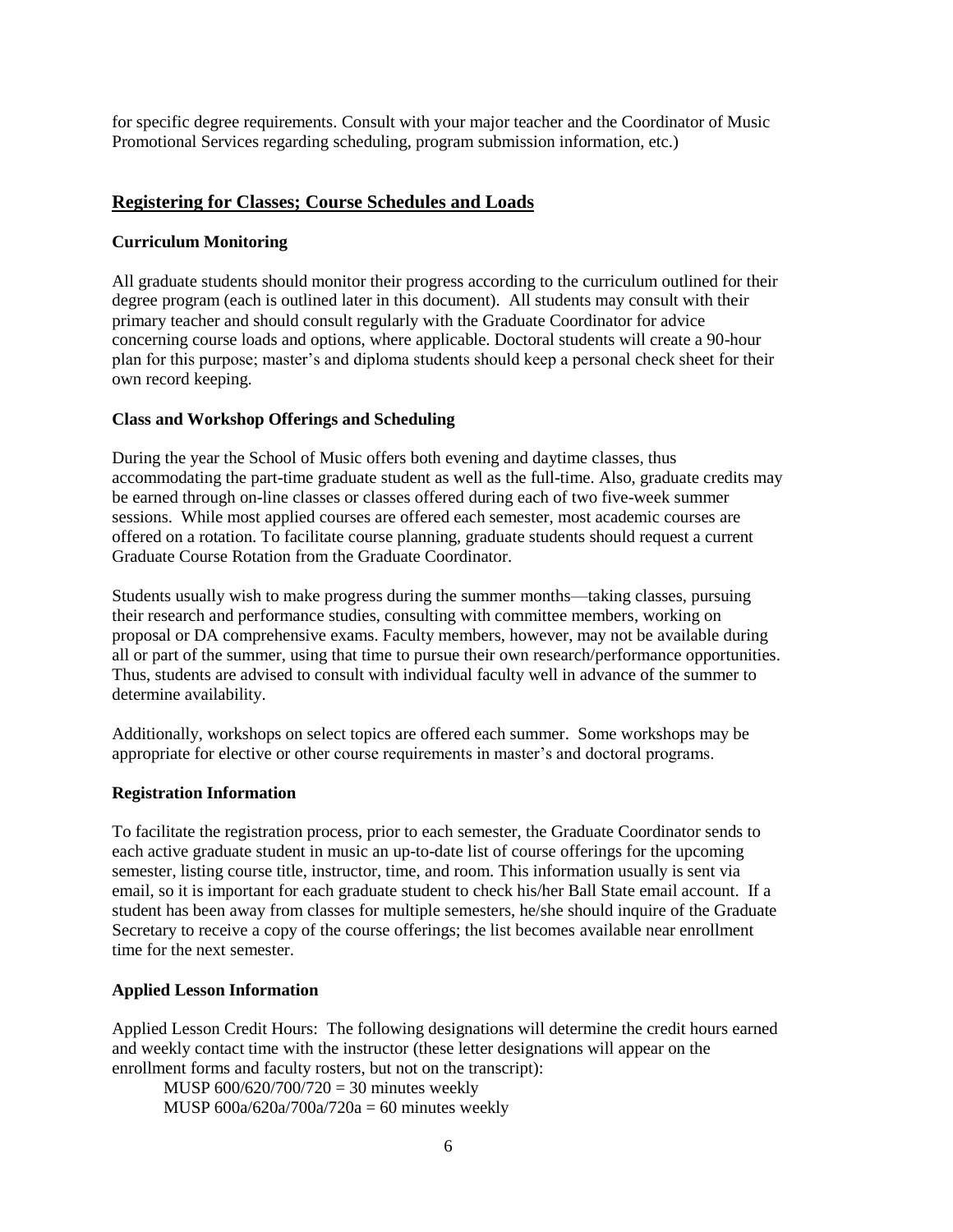for specific degree requirements. Consult with your major teacher and the Coordinator of Music Promotional Services regarding scheduling, program submission information, etc.)

## Registering for Classes; Course Schedules and Loads

### Curriculum Monitoring

All graduate students should monitor their progress according to the curriculum outlined for their degree program (each is outlined later in this document). All students may consult with their primary teacher and should consult regularly with the Graduate Coordinator for advice concerning course loads and options, where applicable. Doctoral students will create a 90-hour plan for this purpose; master's and diploma students should keep a personal check sheet for their own record keeping.

### Class and Workshop Offerings and Scheduling

During the year the School of Music offers both evening and daytime classes, thus accommodating the part-time graduate student as well as the full-time. Also, graduate credits may be earned through on-line classes or classes offered during each of two five-week summer sessions. While most applied courses are offered each semester, most academic courses are offered on a rotation. To facilitate course planning, graduate students should request a current Graduate Course Rotation from the Graduate Coordinator.

Students usually wish to make progress during the summer months—taking classes, pursuing their research and performance studies, consulting with committee members, working on proposal or DA comprehensive exams. Faculty members, however, may not be available during all or part of the summer, using that time to pursue their own research/performance opportunities. Thus, students are advised to consult with individual faculty well in advance of the summer to determine availability.

Additionally, workshops on select topics are offered each summer. Some workshops may be appropriate for elective or other course requirements in master's and doctoral programs.

### Registration Information

To facilitate the registration process, prior to each semester, the Graduate Coordinator sends to each active graduate student in music an up-to-date list of course offerings for the upcoming semester, listing course title, instructor, time, and room. This information usually is sent via email, so it is important for each graduate student to check his/her Ball State email account. If a student has been away from classes for multiple semesters, he/she should inquire of the Graduate Secretary to receive a copy of the course offerings; the list becomes available near enrollment time for the next semester.

### Applied Lesson Information

Applied Lesson Credit Hours: The following designations will determine the credit hours earned and weekly contact time with the instructor (these letter designations will appear on the enrollment forms and faculty rosters, but not on the transcript):

MUSP 600/620/700/720 = 30 minutes weekly
MUSP 600a/620a/700a/720a = 60 minutes weekly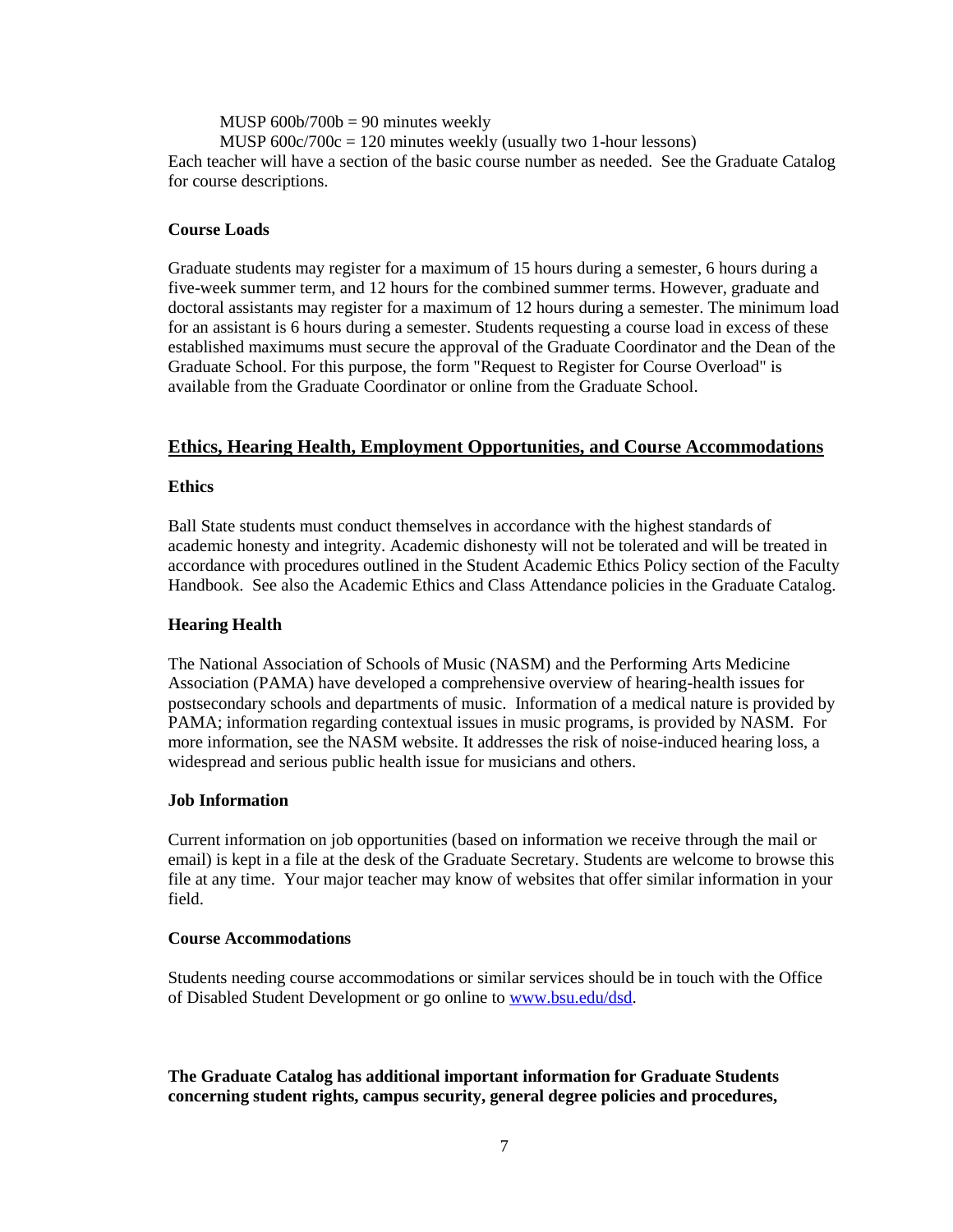MUSP 600b/700b = 90 minutes weekly

MUSP 600c/700c = 120 minutes weekly (usually two 1-hour lessons)

Each teacher will have a section of the basic course number as needed. See the Graduate Catalog for course descriptions.

### Course Loads

Graduate students may register for a maximum of 15 hours during a semester, 6 hours during a five-week summer term, and 12 hours for the combined summer terms. However, graduate and doctoral assistants may register for a maximum of 12 hours during a semester. The minimum load for an assistant is 6 hours during a semester. Students requesting a course load in excess of these established maximums must secure the approval of the Graduate Coordinator and the Dean of the Graduate School. For this purpose, the form "Request to Register for Course Overload" is available from the Graduate Coordinator or online from the Graduate School.

## Ethics, Hearing Health, Employment Opportunities, and Course Accommodations

### Ethics

Ball State students must conduct themselves in accordance with the highest standards of academic honesty and integrity. Academic dishonesty will not be tolerated and will be treated in accordance with procedures outlined in the Student Academic Ethics Policy section of the Faculty Handbook. See also the Academic Ethics and Class Attendance policies in the Graduate Catalog.

### Hearing Health

The National Association of Schools of Music (NASM) and the Performing Arts Medicine Association (PAMA) have developed a comprehensive overview of hearing-health issues for postsecondary schools and departments of music. Information of a medical nature is provided by PAMA; information regarding contextual issues in music programs, is provided by NASM. For more information, see the NASM website. It addresses the risk of noise-induced hearing loss, a widespread and serious public health issue for musicians and others.

### Job Information

Current information on job opportunities (based on information we receive through the mail or email) is kept in a file at the desk of the Graduate Secretary. Students are welcome to browse this file at any time. Your major teacher may know of websites that offer similar information in your field.

### Course Accommodations

Students needing course accommodations or similar services should be in touch with the Office of Disabled Student Development or go online to [www.bsu.edu/dsd](www.bsu.edu/dsd).

**The Graduate Catalog has additional important information for Graduate Students concerning student rights, campus security, general degree policies and procedures,**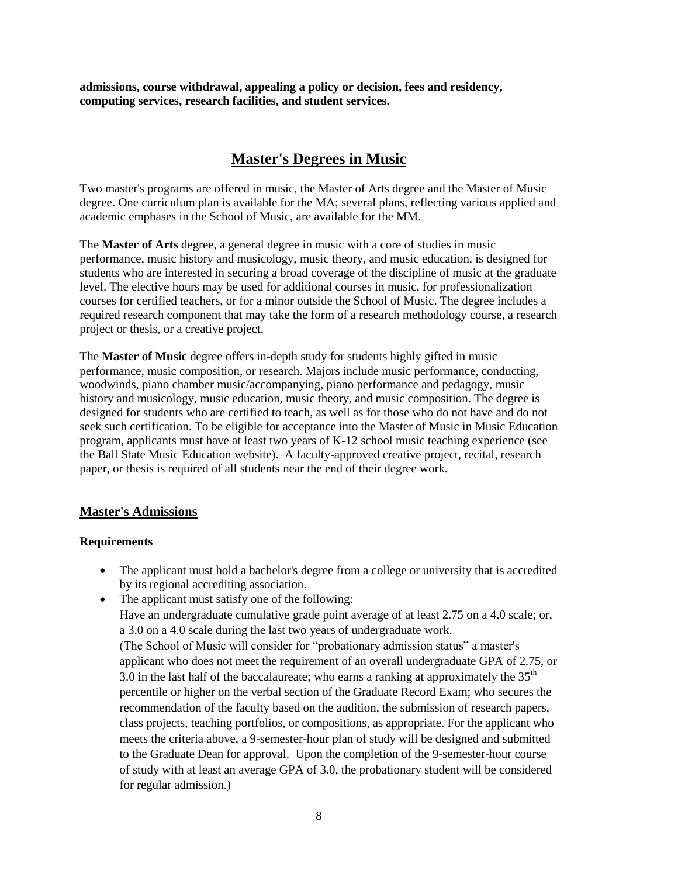**admissions, course withdrawal, appealing a policy or decision, fees and residency, computing services, research facilities, and student services.**

## Master's Degrees in Music

Two master's programs are offered in music, the Master of Arts degree and the Master of Music degree. One curriculum plan is available for the MA; several plans, reflecting various applied and academic emphases in the School of Music, are available for the MM.

The **Master of Arts** degree, a general degree in music with a core of studies in music performance, music history and musicology, music theory, and music education, is designed for students who are interested in securing a broad coverage of the discipline of music at the graduate level. The elective hours may be used for additional courses in music, for professionalization courses for certified teachers, or for a minor outside the School of Music. The degree includes a required research component that may take the form of a research methodology course, a research project or thesis, or a creative project.

The **Master of Music** degree offers in-depth study for students highly gifted in music performance, music composition, or research. Majors include music performance, conducting, woodwinds, piano chamber music/accompanying, piano performance and pedagogy, music history and musicology, music education, music theory, and music composition. The degree is designed for students who are certified to teach, as well as for those who do not have and do not seek such certification. To be eligible for acceptance into the Master of Music in Music Education program, applicants must have at least two years of K-12 school music teaching experience (see the Ball State Music Education website). A faculty-approved creative project, recital, research paper, or thesis is required of all students near the end of their degree work.

### Master's Admissions

#### Requirements

- The applicant must hold a bachelor's degree from a college or university that is accredited by its regional accrediting association.
- The applicant must satisfy one of the following:
  Have an undergraduate cumulative grade point average of at least 2.75 on a 4.0 scale; or, a 3.0 on a 4.0 scale during the last two years of undergraduate work.
  (The School of Music will consider for "probationary admission status" a master's applicant who does not meet the requirement of an overall undergraduate GPA of 2.75, or 3.0 in the last half of the baccalaureate; who earns a ranking at approximately the 35th percentile or higher on the verbal section of the Graduate Record Exam; who secures the recommendation of the faculty based on the audition, the submission of research papers, class projects, teaching portfolios, or compositions, as appropriate. For the applicant who meets the criteria above, a 9-semester-hour plan of study will be designed and submitted to the Graduate Dean for approval. Upon the completion of the 9-semester-hour course of study with at least an average GPA of 3.0, the probationary student will be considered for regular admission.)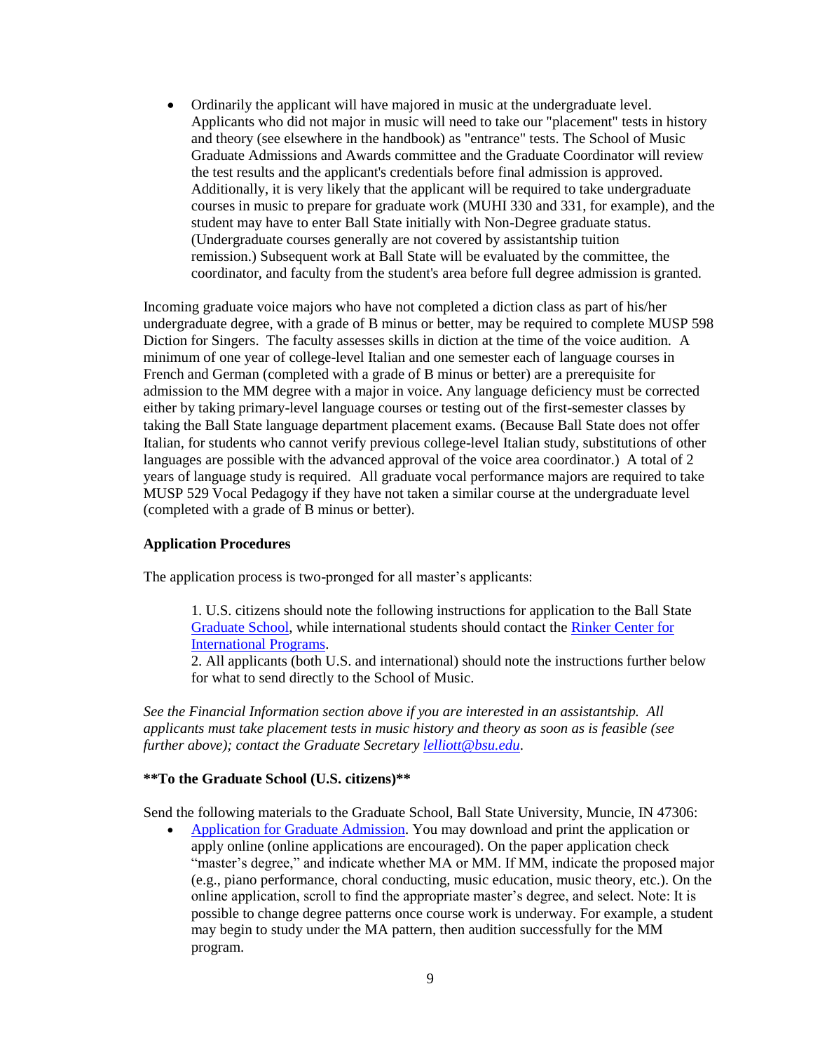- Ordinarily the applicant will have majored in music at the undergraduate level. Applicants who did not major in music will need to take our "placement" tests in history and theory (see elsewhere in the handbook) as "entrance" tests. The School of Music Graduate Admissions and Awards committee and the Graduate Coordinator will review the test results and the applicant's credentials before final admission is approved. Additionally, it is very likely that the applicant will be required to take undergraduate courses in music to prepare for graduate work (MUHI 330 and 331, for example), and the student may have to enter Ball State initially with Non-Degree graduate status. (Undergraduate courses generally are not covered by assistantship tuition remission.) Subsequent work at Ball State will be evaluated by the committee, the coordinator, and faculty from the student's area before full degree admission is granted.

Incoming graduate voice majors who have not completed a diction class as part of his/her undergraduate degree, with a grade of B minus or better, may be required to complete MUSP 598 Diction for Singers. The faculty assesses skills in diction at the time of the voice audition. A minimum of one year of college-level Italian and one semester each of language courses in French and German (completed with a grade of B minus or better) are a prerequisite for admission to the MM degree with a major in voice. Any language deficiency must be corrected either by taking primary-level language courses or testing out of the first-semester classes by taking the Ball State language department placement exams. (Because Ball State does not offer Italian, for students who cannot verify previous college-level Italian study, substitutions of other languages are possible with the advanced approval of the voice area coordinator.) A total of 2 years of language study is required. All graduate vocal performance majors are required to take MUSP 529 Vocal Pedagogy if they have not taken a similar course at the undergraduate level (completed with a grade of B minus or better).

**Application Procedures**

The application process is two-pronged for all master's applicants:

1. U.S. citizens should note the following instructions for application to the Ball State Graduate School, while international students should contact the Rinker Center for International Programs.
2. All applicants (both U.S. and international) should note the instructions further below for what to send directly to the School of Music.

*See the Financial Information section above if you are interested in an assistantship. All applicants must take placement tests in music history and theory as soon as is feasible (see further above); contact the Graduate Secretary lelliott@bsu.edu.*

**\*\*To the Graduate School (U.S. citizens)\*\***

Send the following materials to the Graduate School, Ball State University, Muncie, IN 47306:

- Application for Graduate Admission. You may download and print the application or apply online (online applications are encouraged). On the paper application check "master's degree," and indicate whether MA or MM. If MM, indicate the proposed major (e.g., piano performance, choral conducting, music education, music theory, etc.). On the online application, scroll to find the appropriate master's degree, and select. Note: It is possible to change degree patterns once course work is underway. For example, a student may begin to study under the MA pattern, then audition successfully for the MM program.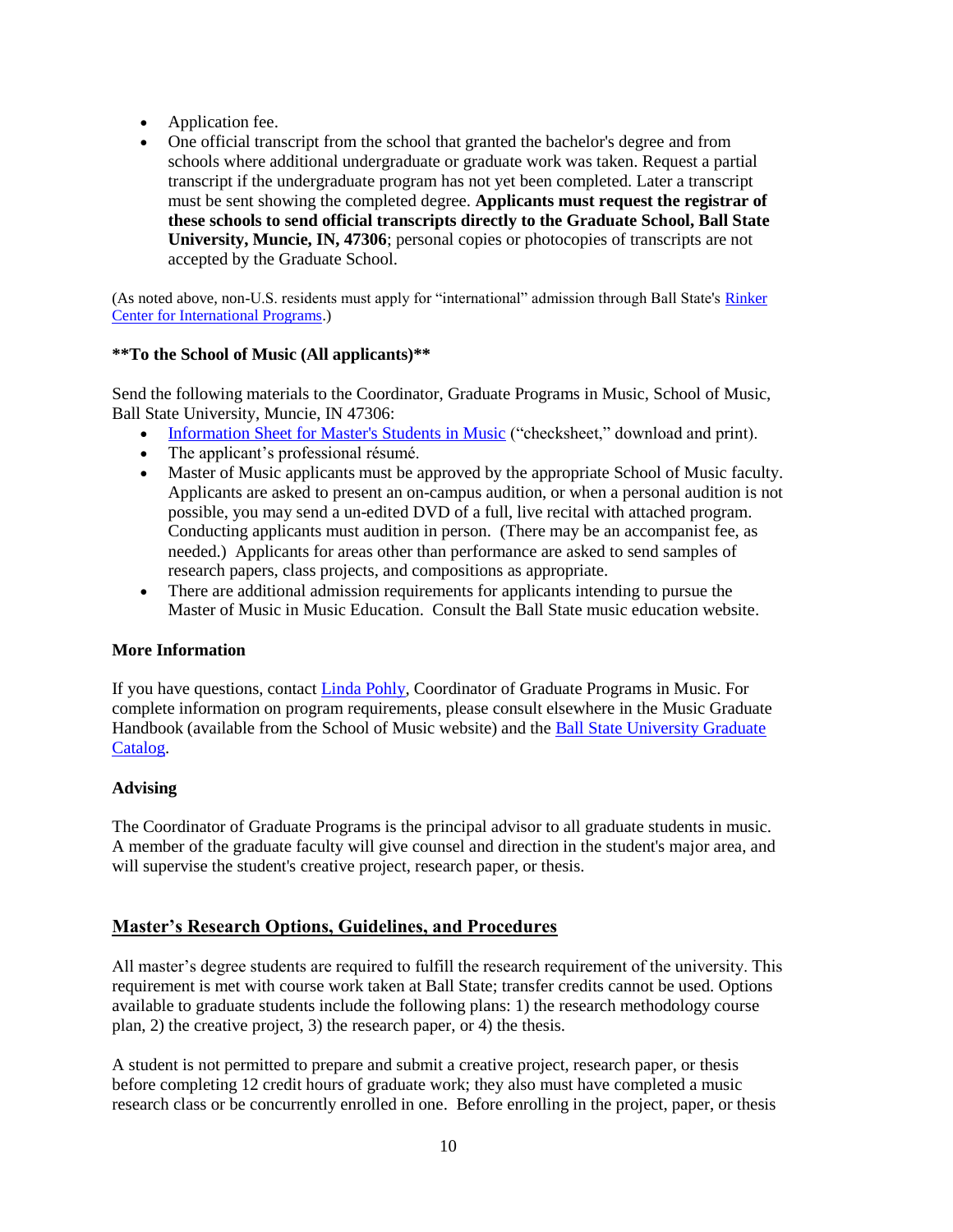- Application fee.
- One official transcript from the school that granted the bachelor's degree and from schools where additional undergraduate or graduate work was taken. Request a partial transcript if the undergraduate program has not yet been completed. Later a transcript must be sent showing the completed degree. **Applicants must request the registrar of these schools to send official transcripts directly to the Graduate School, Ball State University, Muncie, IN, 47306**; personal copies or photocopies of transcripts are not accepted by the Graduate School.

(As noted above, non-U.S. residents must apply for "international" admission through Ball State's Rinker Center for International Programs.)

**\*\*To the School of Music (All applicants)\*\***

Send the following materials to the Coordinator, Graduate Programs in Music, School of Music, Ball State University, Muncie, IN 47306:

- Information Sheet for Master's Students in Music ("checksheet," download and print).
- The applicant's professional résumé.
- Master of Music applicants must be approved by the appropriate School of Music faculty. Applicants are asked to present an on-campus audition, or when a personal audition is not possible, you may send a un-edited DVD of a full, live recital with attached program. Conducting applicants must audition in person. (There may be an accompanist fee, as needed.) Applicants for areas other than performance are asked to send samples of research papers, class projects, and compositions as appropriate.
- There are additional admission requirements for applicants intending to pursue the Master of Music in Music Education. Consult the Ball State music education website.

**More Information**

If you have questions, contact Linda Pohly, Coordinator of Graduate Programs in Music. For complete information on program requirements, please consult elsewhere in the Music Graduate Handbook (available from the School of Music website) and the Ball State University Graduate Catalog.

**Advising**

The Coordinator of Graduate Programs is the principal advisor to all graduate students in music. A member of the graduate faculty will give counsel and direction in the student's major area, and will supervise the student's creative project, research paper, or thesis.

## Master's Research Options, Guidelines, and Procedures

All master's degree students are required to fulfill the research requirement of the university. This requirement is met with course work taken at Ball State; transfer credits cannot be used. Options available to graduate students include the following plans: 1) the research methodology course plan, 2) the creative project, 3) the research paper, or 4) the thesis.

A student is not permitted to prepare and submit a creative project, research paper, or thesis before completing 12 credit hours of graduate work; they also must have completed a music research class or be concurrently enrolled in one. Before enrolling in the project, paper, or thesis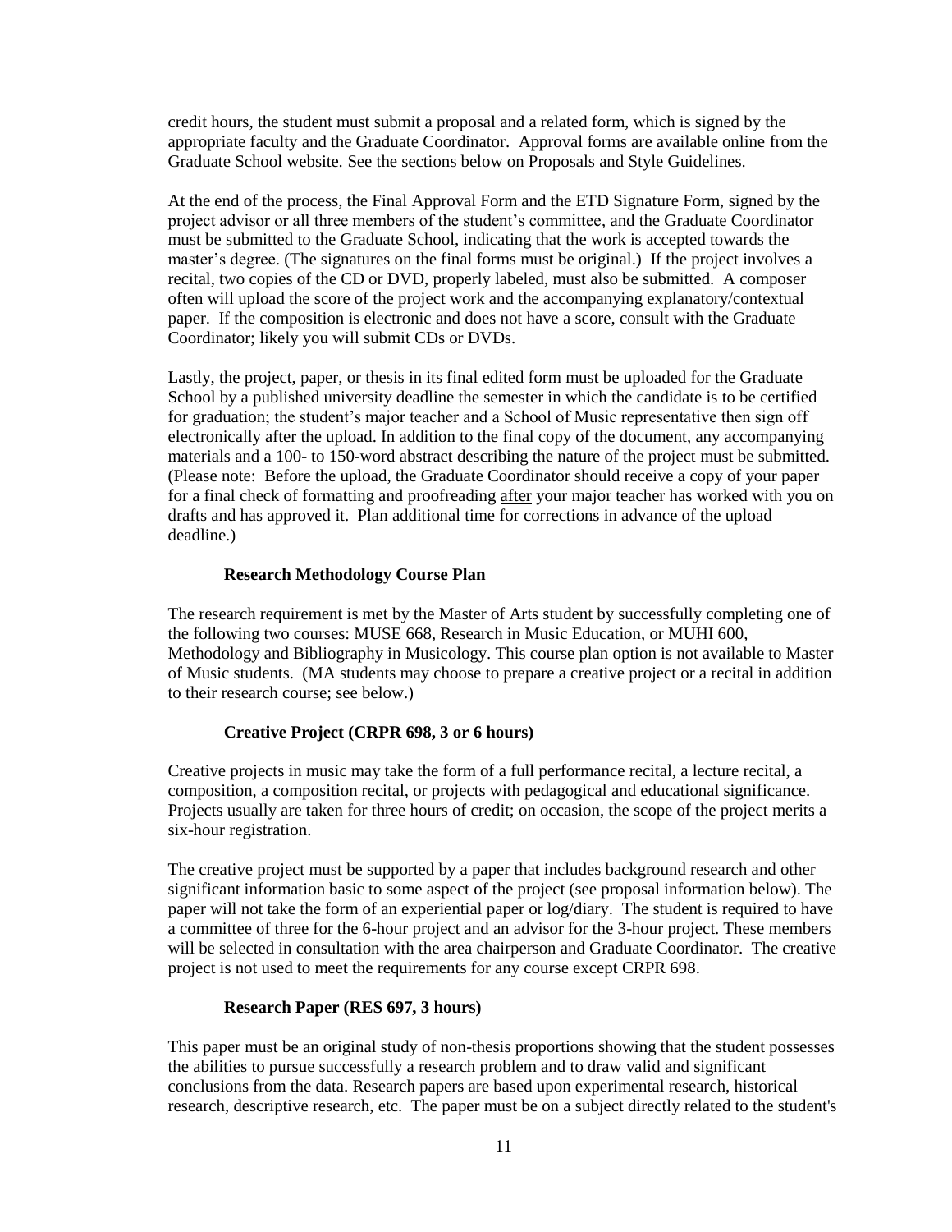credit hours, the student must submit a proposal and a related form, which is signed by the appropriate faculty and the Graduate Coordinator. Approval forms are available online from the Graduate School website. See the sections below on Proposals and Style Guidelines.

At the end of the process, the Final Approval Form and the ETD Signature Form, signed by the project advisor or all three members of the student's committee, and the Graduate Coordinator must be submitted to the Graduate School, indicating that the work is accepted towards the master's degree. (The signatures on the final forms must be original.) If the project involves a recital, two copies of the CD or DVD, properly labeled, must also be submitted. A composer often will upload the score of the project work and the accompanying explanatory/contextual paper. If the composition is electronic and does not have a score, consult with the Graduate Coordinator; likely you will submit CDs or DVDs.

Lastly, the project, paper, or thesis in its final edited form must be uploaded for the Graduate School by a published university deadline the semester in which the candidate is to be certified for graduation; the student's major teacher and a School of Music representative then sign off electronically after the upload. In addition to the final copy of the document, any accompanying materials and a 100- to 150-word abstract describing the nature of the project must be submitted. (Please note: Before the upload, the Graduate Coordinator should receive a copy of your paper for a final check of formatting and proofreading <u>after</u> your major teacher has worked with you on drafts and has approved it. Plan additional time for corrections in advance of the upload deadline.)

### Research Methodology Course Plan

The research requirement is met by the Master of Arts student by successfully completing one of the following two courses: MUSE 668, Research in Music Education, or MUHI 600, Methodology and Bibliography in Musicology. This course plan option is not available to Master of Music students. (MA students may choose to prepare a creative project or a recital in addition to their research course; see below.)

### Creative Project (CRPR 698, 3 or 6 hours)

Creative projects in music may take the form of a full performance recital, a lecture recital, a composition, a composition recital, or projects with pedagogical and educational significance. Projects usually are taken for three hours of credit; on occasion, the scope of the project merits a six-hour registration.

The creative project must be supported by a paper that includes background research and other significant information basic to some aspect of the project (see proposal information below). The paper will not take the form of an experiential paper or log/diary. The student is required to have a committee of three for the 6-hour project and an advisor for the 3-hour project. These members will be selected in consultation with the area chairperson and Graduate Coordinator. The creative project is not used to meet the requirements for any course except CRPR 698.

### Research Paper (RES 697, 3 hours)

This paper must be an original study of non-thesis proportions showing that the student possesses the abilities to pursue successfully a research problem and to draw valid and significant conclusions from the data. Research papers are based upon experimental research, historical research, descriptive research, etc. The paper must be on a subject directly related to the student's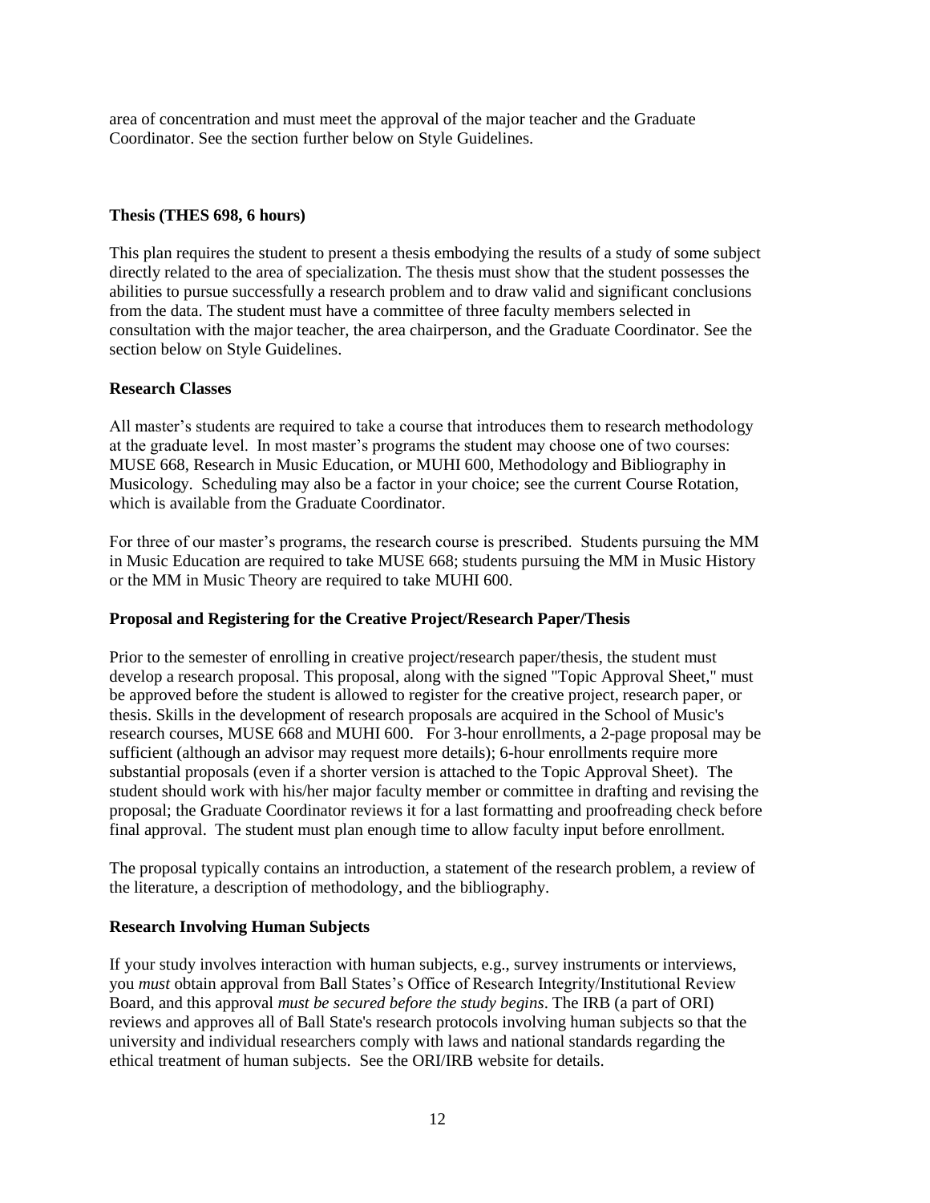area of concentration and must meet the approval of the major teacher and the Graduate Coordinator. See the section further below on Style Guidelines.

### Thesis (THES 698, 6 hours)

This plan requires the student to present a thesis embodying the results of a study of some subject directly related to the area of specialization. The thesis must show that the student possesses the abilities to pursue successfully a research problem and to draw valid and significant conclusions from the data. The student must have a committee of three faculty members selected in consultation with the major teacher, the area chairperson, and the Graduate Coordinator. See the section below on Style Guidelines.

### Research Classes

All master's students are required to take a course that introduces them to research methodology at the graduate level. In most master's programs the student may choose one of two courses: MUSE 668, Research in Music Education, or MUHI 600, Methodology and Bibliography in Musicology. Scheduling may also be a factor in your choice; see the current Course Rotation, which is available from the Graduate Coordinator.

For three of our master's programs, the research course is prescribed. Students pursuing the MM in Music Education are required to take MUSE 668; students pursuing the MM in Music History or the MM in Music Theory are required to take MUHI 600.

### Proposal and Registering for the Creative Project/Research Paper/Thesis

Prior to the semester of enrolling in creative project/research paper/thesis, the student must develop a research proposal. This proposal, along with the signed "Topic Approval Sheet," must be approved before the student is allowed to register for the creative project, research paper, or thesis. Skills in the development of research proposals are acquired in the School of Music's research courses, MUSE 668 and MUHI 600. For 3-hour enrollments, a 2-page proposal may be sufficient (although an advisor may request more details); 6-hour enrollments require more substantial proposals (even if a shorter version is attached to the Topic Approval Sheet). The student should work with his/her major faculty member or committee in drafting and revising the proposal; the Graduate Coordinator reviews it for a last formatting and proofreading check before final approval. The student must plan enough time to allow faculty input before enrollment.

The proposal typically contains an introduction, a statement of the research problem, a review of the literature, a description of methodology, and the bibliography.

### Research Involving Human Subjects

If your study involves interaction with human subjects, e.g., survey instruments or interviews, you *must* obtain approval from Ball States's Office of Research Integrity/Institutional Review Board, and this approval *must be secured before the study begins*. The IRB (a part of ORI) reviews and approves all of Ball State's research protocols involving human subjects so that the university and individual researchers comply with laws and national standards regarding the ethical treatment of human subjects. See the ORI/IRB website for details.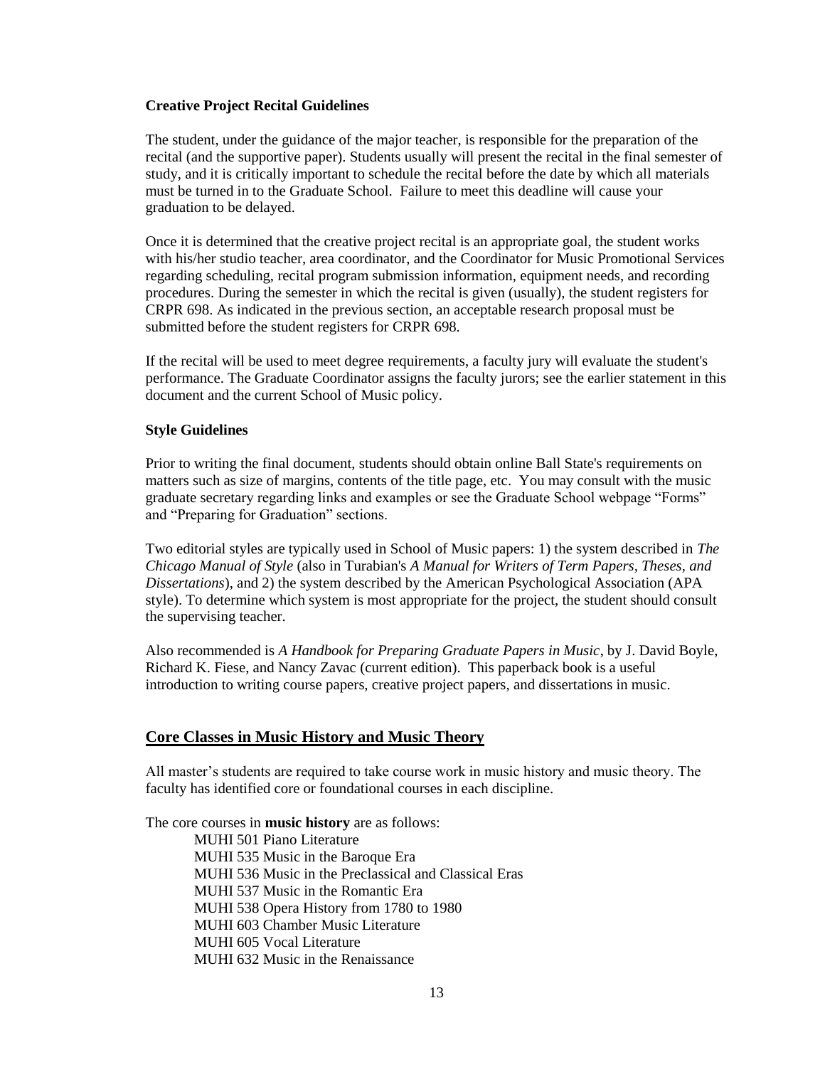### Creative Project Recital Guidelines

The student, under the guidance of the major teacher, is responsible for the preparation of the recital (and the supportive paper). Students usually will present the recital in the final semester of study, and it is critically important to schedule the recital before the date by which all materials must be turned in to the Graduate School. Failure to meet this deadline will cause your graduation to be delayed.

Once it is determined that the creative project recital is an appropriate goal, the student works with his/her studio teacher, area coordinator, and the Coordinator for Music Promotional Services regarding scheduling, recital program submission information, equipment needs, and recording procedures. During the semester in which the recital is given (usually), the student registers for CRPR 698. As indicated in the previous section, an acceptable research proposal must be submitted before the student registers for CRPR 698.

If the recital will be used to meet degree requirements, a faculty jury will evaluate the student's performance. The Graduate Coordinator assigns the faculty jurors; see the earlier statement in this document and the current School of Music policy.

### Style Guidelines

Prior to writing the final document, students should obtain online Ball State's requirements on matters such as size of margins, contents of the title page, etc. You may consult with the music graduate secretary regarding links and examples or see the Graduate School webpage "Forms" and "Preparing for Graduation" sections.

Two editorial styles are typically used in School of Music papers: 1) the system described in *The Chicago Manual of Style* (also in Turabian's *A Manual for Writers of Term Papers, Theses, and Dissertations*), and 2) the system described by the American Psychological Association (APA style). To determine which system is most appropriate for the project, the student should consult the supervising teacher.

Also recommended is *A Handbook for Preparing Graduate Papers in Music*, by J. David Boyle, Richard K. Fiese, and Nancy Zavac (current edition). This paperback book is a useful introduction to writing course papers, creative project papers, and dissertations in music.

## Core Classes in Music History and Music Theory

All master's students are required to take course work in music history and music theory. The faculty has identified core or foundational courses in each discipline.

The core courses in **music history** are as follows:

- MUHI 501 Piano Literature
- MUHI 535 Music in the Baroque Era
- MUHI 536 Music in the Preclassical and Classical Eras
- MUHI 537 Music in the Romantic Era
- MUHI 538 Opera History from 1780 to 1980
- MUHI 603 Chamber Music Literature
- MUHI 605 Vocal Literature
- MUHI 632 Music in the Renaissance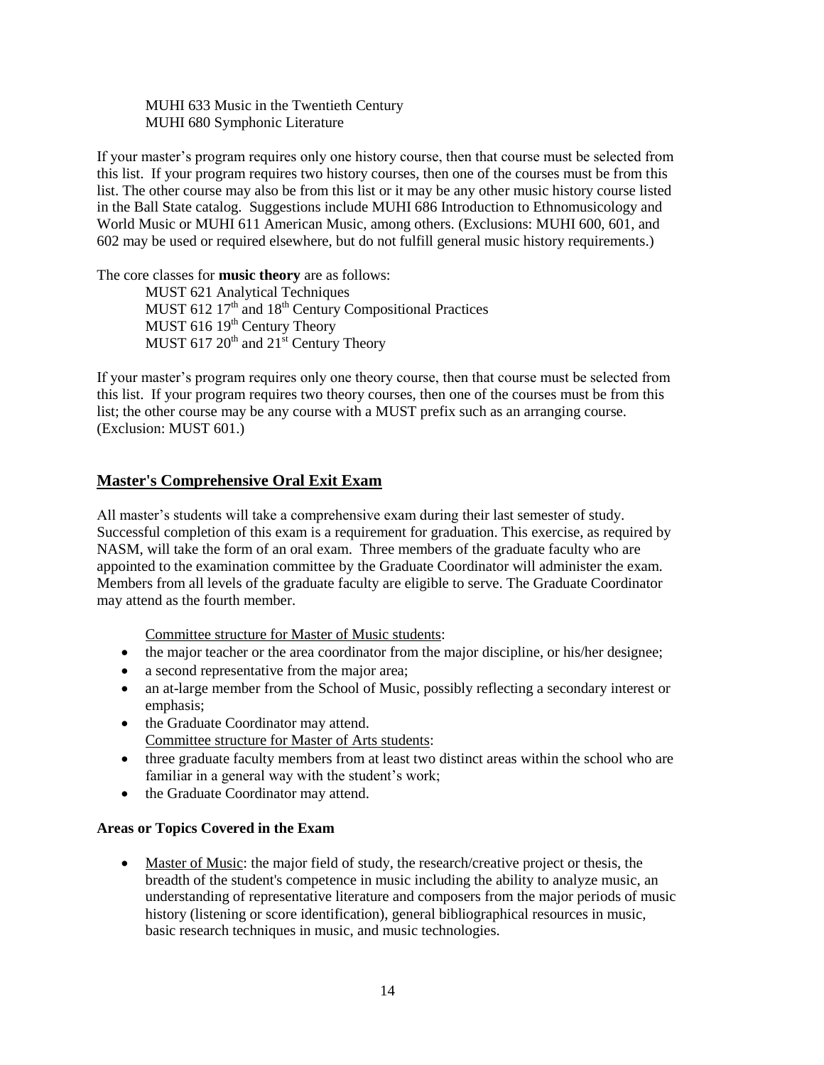MUHI 633 Music in the Twentieth Century
MUHI 680 Symphonic Literature

If your master's program requires only one history course, then that course must be selected from this list. If your program requires two history courses, then one of the courses must be from this list. The other course may also be from this list or it may be any other music history course listed in the Ball State catalog. Suggestions include MUHI 686 Introduction to Ethnomusicology and World Music or MUHI 611 American Music, among others. (Exclusions: MUHI 600, 601, and 602 may be used or required elsewhere, but do not fulfill general music history requirements.)

The core classes for **music theory** are as follows:

MUST 621 Analytical Techniques
MUST 612 17th and 18th Century Compositional Practices
MUST 616 19th Century Theory
MUST 617 20th and 21st Century Theory

If your master's program requires only one theory course, then that course must be selected from this list. If your program requires two theory courses, then one of the courses must be from this list; the other course may be any course with a MUST prefix such as an arranging course. (Exclusion: MUST 601.)

## Master's Comprehensive Oral Exit Exam

All master's students will take a comprehensive exam during their last semester of study. Successful completion of this exam is a requirement for graduation. This exercise, as required by NASM, will take the form of an oral exam. Three members of the graduate faculty who are appointed to the examination committee by the Graduate Coordinator will administer the exam. Members from all levels of the graduate faculty are eligible to serve. The Graduate Coordinator may attend as the fourth member.

Committee structure for Master of Music students:

- the major teacher or the area coordinator from the major discipline, or his/her designee;
- a second representative from the major area;
- an at-large member from the School of Music, possibly reflecting a secondary interest or emphasis;
- the Graduate Coordinator may attend.

Committee structure for Master of Arts students:

- three graduate faculty members from at least two distinct areas within the school who are familiar in a general way with the student's work;
- the Graduate Coordinator may attend.

**Areas or Topics Covered in the Exam**

- Master of Music: the major field of study, the research/creative project or thesis, the breadth of the student's competence in music including the ability to analyze music, an understanding of representative literature and composers from the major periods of music history (listening or score identification), general bibliographical resources in music, basic research techniques in music, and music technologies.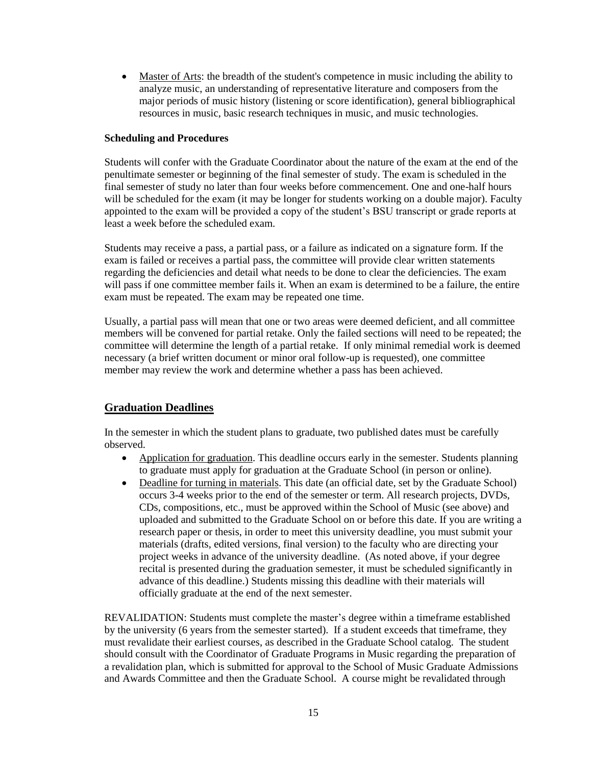- Master of Arts: the breadth of the student's competence in music including the ability to analyze music, an understanding of representative literature and composers from the major periods of music history (listening or score identification), general bibliographical resources in music, basic research techniques in music, and music technologies.

**Scheduling and Procedures**

Students will confer with the Graduate Coordinator about the nature of the exam at the end of the penultimate semester or beginning of the final semester of study. The exam is scheduled in the final semester of study no later than four weeks before commencement. One and one-half hours will be scheduled for the exam (it may be longer for students working on a double major). Faculty appointed to the exam will be provided a copy of the student's BSU transcript or grade reports at least a week before the scheduled exam.

Students may receive a pass, a partial pass, or a failure as indicated on a signature form. If the exam is failed or receives a partial pass, the committee will provide clear written statements regarding the deficiencies and detail what needs to be done to clear the deficiencies. The exam will pass if one committee member fails it. When an exam is determined to be a failure, the entire exam must be repeated. The exam may be repeated one time.

Usually, a partial pass will mean that one or two areas were deemed deficient, and all committee members will be convened for partial retake. Only the failed sections will need to be repeated; the committee will determine the length of a partial retake. If only minimal remedial work is deemed necessary (a brief written document or minor oral follow-up is requested), one committee member may review the work and determine whether a pass has been achieved.

## Graduation Deadlines

In the semester in which the student plans to graduate, two published dates must be carefully observed.

- Application for graduation. This deadline occurs early in the semester. Students planning to graduate must apply for graduation at the Graduate School (in person or online).
- Deadline for turning in materials. This date (an official date, set by the Graduate School) occurs 3-4 weeks prior to the end of the semester or term. All research projects, DVDs, CDs, compositions, etc., must be approved within the School of Music (see above) and uploaded and submitted to the Graduate School on or before this date. If you are writing a research paper or thesis, in order to meet this university deadline, you must submit your materials (drafts, edited versions, final version) to the faculty who are directing your project weeks in advance of the university deadline. (As noted above, if your degree recital is presented during the graduation semester, it must be scheduled significantly in advance of this deadline.) Students missing this deadline with their materials will officially graduate at the end of the next semester.

REVALIDATION: Students must complete the master's degree within a timeframe established by the university (6 years from the semester started). If a student exceeds that timeframe, they must revalidate their earliest courses, as described in the Graduate School catalog. The student should consult with the Coordinator of Graduate Programs in Music regarding the preparation of a revalidation plan, which is submitted for approval to the School of Music Graduate Admissions and Awards Committee and then the Graduate School. A course might be revalidated through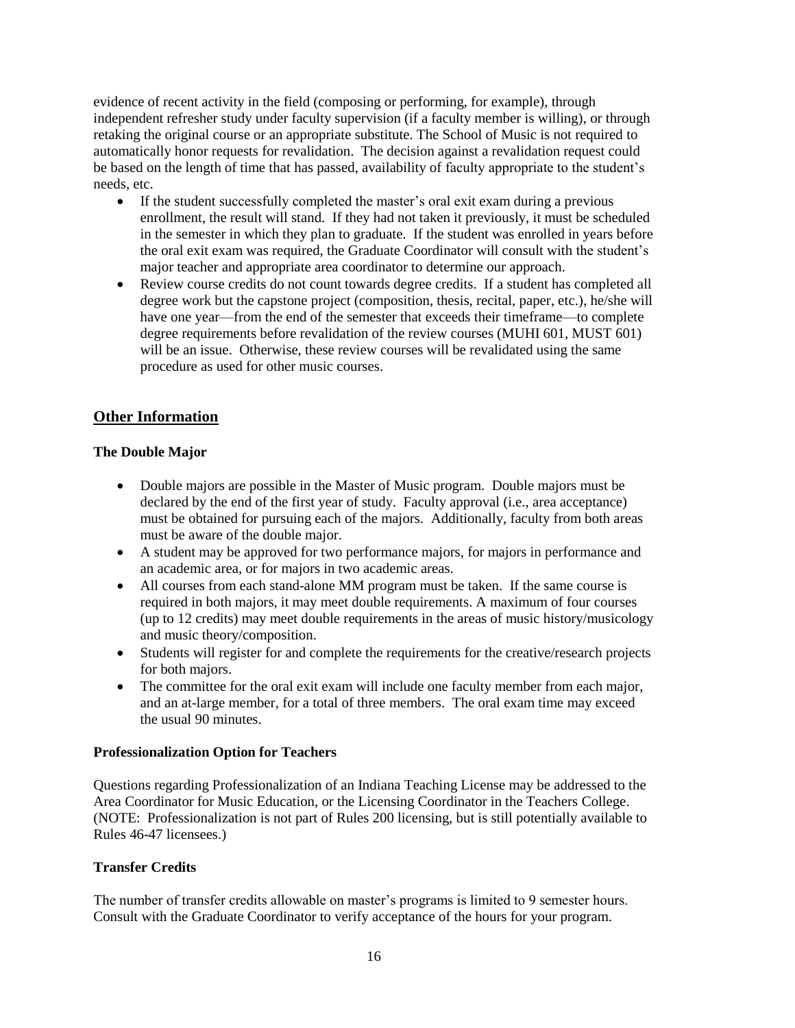evidence of recent activity in the field (composing or performing, for example), through independent refresher study under faculty supervision (if a faculty member is willing), or through retaking the original course or an appropriate substitute. The School of Music is not required to automatically honor requests for revalidation. The decision against a revalidation request could be based on the length of time that has passed, availability of faculty appropriate to the student's needs, etc.

- If the student successfully completed the master's oral exit exam during a previous enrollment, the result will stand. If they had not taken it previously, it must be scheduled in the semester in which they plan to graduate. If the student was enrolled in years before the oral exit exam was required, the Graduate Coordinator will consult with the student's major teacher and appropriate area coordinator to determine our approach.
- Review course credits do not count towards degree credits. If a student has completed all degree work but the capstone project (composition, thesis, recital, paper, etc.), he/she will have one year—from the end of the semester that exceeds their timeframe—to complete degree requirements before revalidation of the review courses (MUHI 601, MUST 601) will be an issue. Otherwise, these review courses will be revalidated using the same procedure as used for other music courses.

## Other Information

### The Double Major

- Double majors are possible in the Master of Music program. Double majors must be declared by the end of the first year of study. Faculty approval (i.e., area acceptance) must be obtained for pursuing each of the majors. Additionally, faculty from both areas must be aware of the double major.
- A student may be approved for two performance majors, for majors in performance and an academic area, or for majors in two academic areas.
- All courses from each stand-alone MM program must be taken. If the same course is required in both majors, it may meet double requirements. A maximum of four courses (up to 12 credits) may meet double requirements in the areas of music history/musicology and music theory/composition.
- Students will register for and complete the requirements for the creative/research projects for both majors.
- The committee for the oral exit exam will include one faculty member from each major, and an at-large member, for a total of three members. The oral exam time may exceed the usual 90 minutes.

### Professionalization Option for Teachers

Questions regarding Professionalization of an Indiana Teaching License may be addressed to the Area Coordinator for Music Education, or the Licensing Coordinator in the Teachers College. (NOTE: Professionalization is not part of Rules 200 licensing, but is still potentially available to Rules 46-47 licensees.)

### Transfer Credits

The number of transfer credits allowable on master's programs is limited to 9 semester hours. Consult with the Graduate Coordinator to verify acceptance of the hours for your program.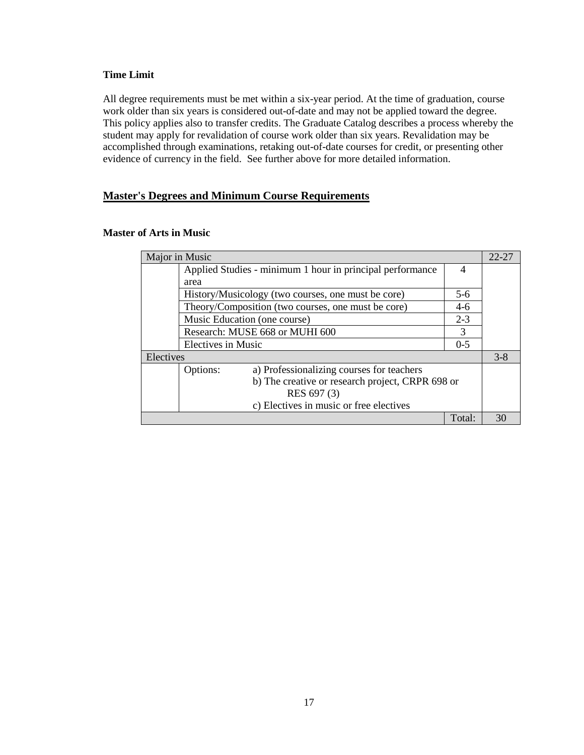**Time Limit**

All degree requirements must be met within a six-year period. At the time of graduation, course work older than six years is considered out-of-date and may not be applied toward the degree. This policy applies also to transfer credits. The Graduate Catalog describes a process whereby the student may apply for revalidation of course work older than six years. Revalidation may be accomplished through examinations, retaking out-of-date courses for credit, or presenting other evidence of currency in the field. See further above for more detailed information.

## Master's Degrees and Minimum Course Requirements

### Master of Arts in Music

| Major in Music | | | 22-27 |
|---|---|---|---|
| | Applied Studies - minimum 1 hour in principal performance area | 4 | |
| | History/Musicology (two courses, one must be core) | 5-6 | |
| | Theory/Composition (two courses, one must be core) | 4-6 | |
| | Music Education (one course) | 2-3 | |
| | Research: MUSE 668 or MUHI 600 | 3 | |
| | Electives in Music | 0-5 | |
| Electives | | | 3-8 |
| | Options: a) Professionalizing courses for teachers<br>b) The creative or research project, CRPR 698 or RES 697 (3)<br>c) Electives in music or free electives | | |
| | | Total: | 30 |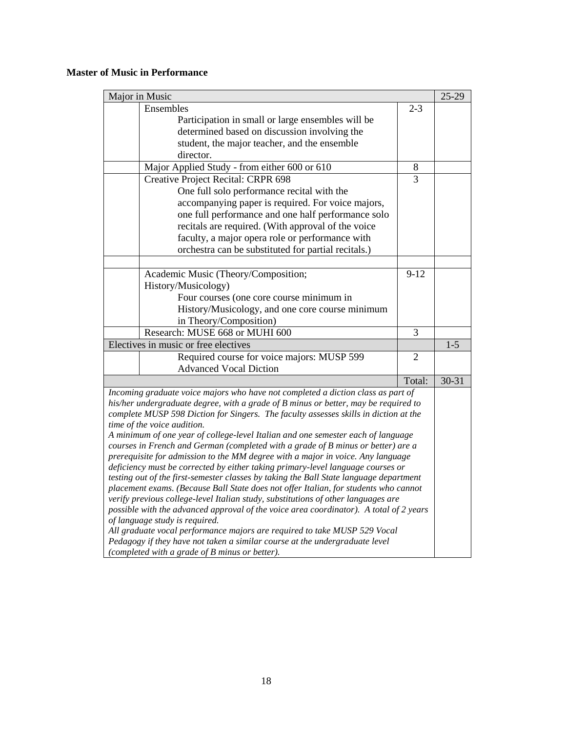**Master of Music in Performance**

| Major in Music | | | 25-29 |
|---|---|---|---|
| | Ensembles<br>Participation in small or large ensembles will be determined based on discussion involving the student, the major teacher, and the ensemble director. | 2-3 | |
| | Major Applied Study - from either 600 or 610 | 8 | |
| | Creative Project Recital: CRPR 698<br>One full solo performance recital with the accompanying paper is required. For voice majors, one full performance and one half performance solo recitals are required. (With approval of the voice faculty, a major opera role or performance with orchestra can be substituted for partial recitals.) | 3 | |
| | | | |
| | Academic Music (Theory/Composition; History/Musicology)<br>Four courses (one core course minimum in History/Musicology, and one core course minimum in Theory/Composition) | 9-12 | |
| | Research: MUSE 668 or MUHI 600 | 3 | |
| Electives in music or free electives | | | 1-5 |
| | Required course for voice majors: MUSP 599 Advanced Vocal Diction | 2 | |
| | | Total: | 30-31 |
| *Incoming graduate voice majors who have not completed a diction class as part of his/her undergraduate degree, with a grade of B minus or better, may be required to complete MUSP 598 Diction for Singers. The faculty assesses skills in diction at the time of the voice audition.*<br>*A minimum of one year of college-level Italian and one semester each of language courses in French and German (completed with a grade of B minus or better) are a prerequisite for admission to the MM degree with a major in voice. Any language deficiency must be corrected by either taking primary-level language courses or testing out of the first-semester classes by taking the Ball State language department placement exams. (Because Ball State does not offer Italian, for students who cannot verify previous college-level Italian study, substitutions of other languages are possible with the advanced approval of the voice area coordinator). A total of 2 years of language study is required.*<br>*All graduate vocal performance majors are required to take MUSP 529 Vocal Pedagogy if they have not taken a similar course at the undergraduate level (completed with a grade of B minus or better).* | | | |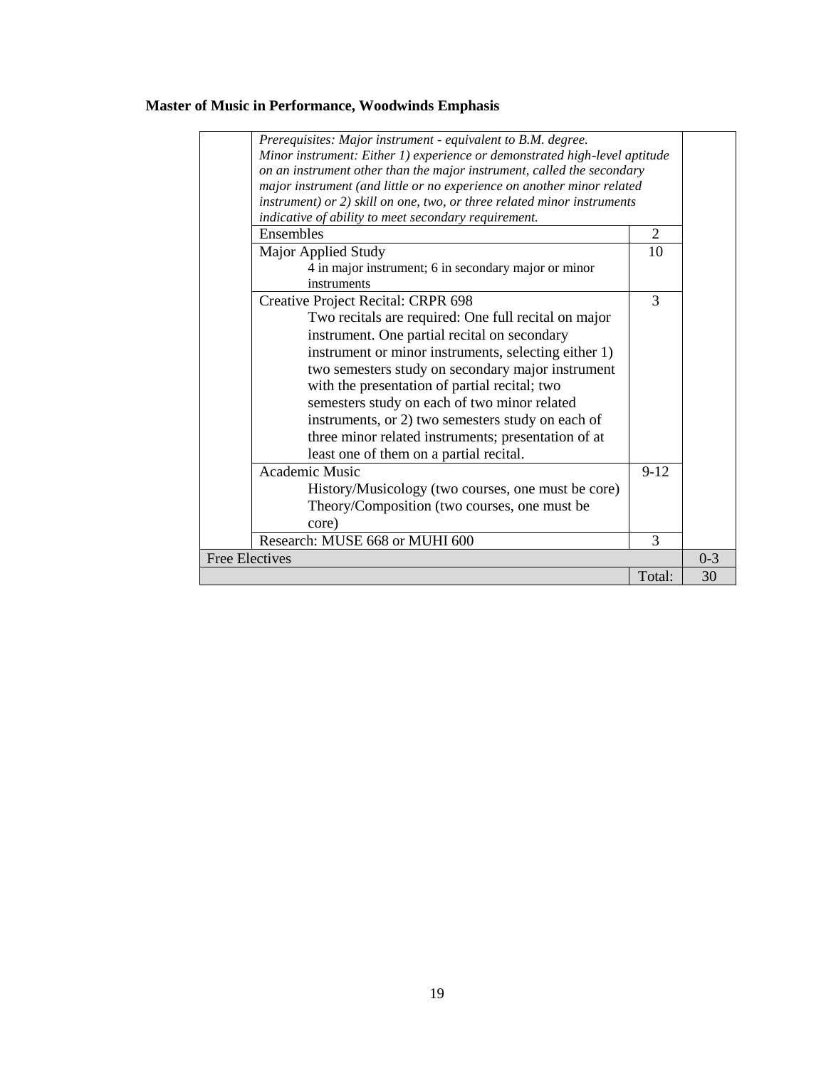**Master of Music in Performance, Woodwinds Emphasis**

| | | | |
|---|---|---|---|
| | *Prerequisites: Major instrument - equivalent to B.M. degree. Minor instrument: Either 1) experience or demonstrated high-level aptitude on an instrument other than the major instrument, called the secondary major instrument (and little or no experience on another minor related instrument) or 2) skill on one, two, or three related minor instruments indicative of ability to meet secondary requirement.* | | |
| | Ensembles | 2 | |
| | Major Applied Study<br>4 in major instrument; 6 in secondary major or minor instruments | 10 | |
| | Creative Project Recital: CRPR 698<br>Two recitals are required: One full recital on major instrument. One partial recital on secondary instrument or minor instruments, selecting either 1) two semesters study on secondary major instrument with the presentation of partial recital; two semesters study on each of two minor related instruments, or 2) two semesters study on each of three minor related instruments; presentation of at least one of them on a partial recital. | 3 | |
| | Academic Music<br>History/Musicology (two courses, one must be core)<br>Theory/Composition (two courses, one must be core) | 9-12 | |
| | Research: MUSE 668 or MUHI 600 | 3 | |
| Free Electives | | | 0-3 |
| | | Total: | 30 |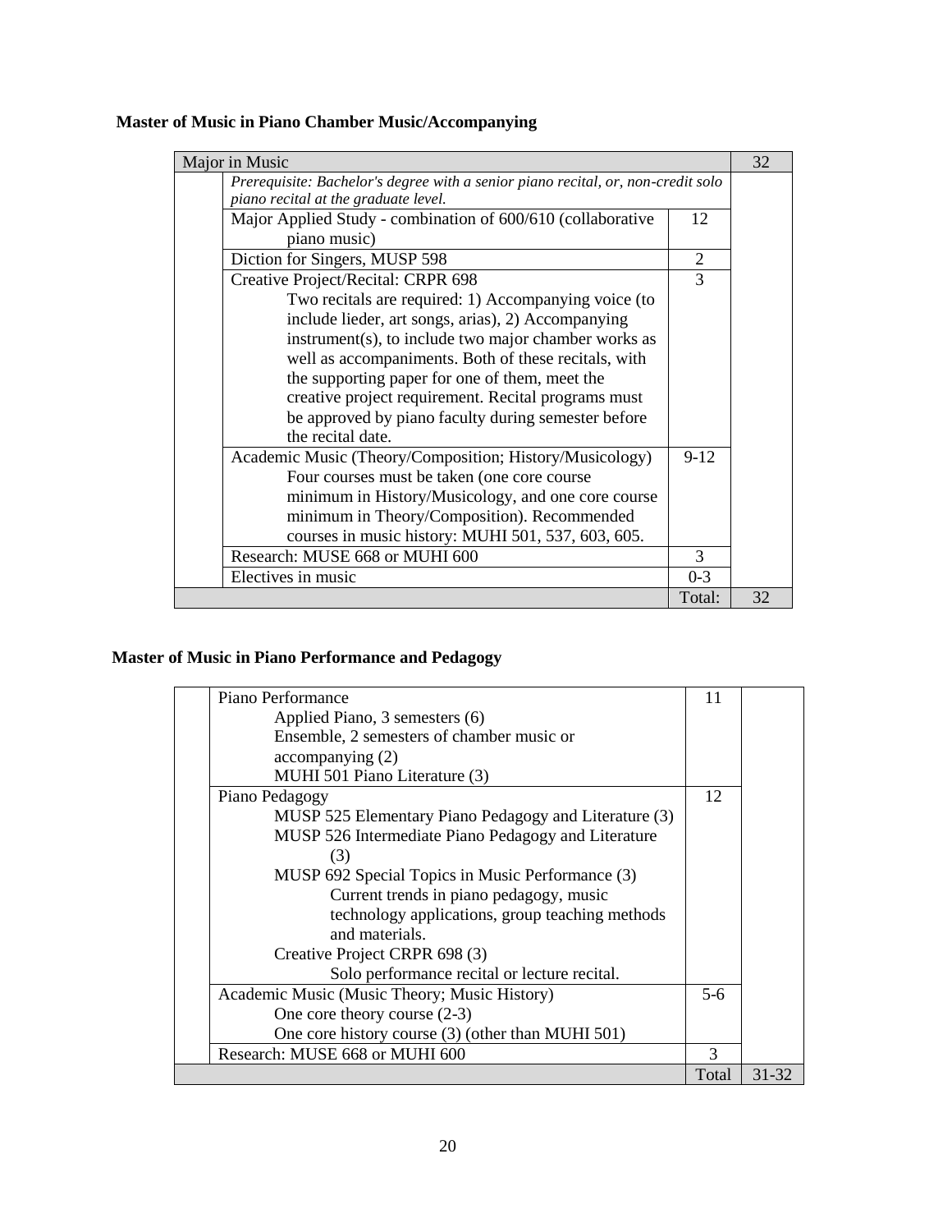**Master of Music in Piano Chamber Music/Accompanying**

| Major in Music | | | 32 |
|---|---|---|---|
| | *Prerequisite: Bachelor's degree with a senior piano recital, or, non-credit solo piano recital at the graduate level.* | | |
| | Major Applied Study - combination of 600/610 (collaborative piano music) | 12 | |
| | Diction for Singers, MUSP 598 | 2 | |
| | Creative Project/Recital: CRPR 698<br>Two recitals are required: 1) Accompanying voice (to include lieder, art songs, arias), 2) Accompanying instrument(s), to include two major chamber works as well as accompaniments. Both of these recitals, with the supporting paper for one of them, meet the creative project requirement. Recital programs must be approved by piano faculty during semester before the recital date. | 3 | |
| | Academic Music (Theory/Composition; History/Musicology)<br>Four courses must be taken (one core course minimum in History/Musicology, and one core course minimum in Theory/Composition). Recommended courses in music history: MUHI 501, 537, 603, 605. | 9-12 | |
| | Research: MUSE 668 or MUHI 600 | 3 | |
| | Electives in music | 0-3 | |
| | | Total: | 32 |

**Master of Music in Piano Performance and Pedagogy**

| | | | |
|---|---|---|---|
| | Piano Performance<br>Applied Piano, 3 semesters (6)<br>Ensemble, 2 semesters of chamber music or accompanying (2)<br>MUHI 501 Piano Literature (3) | 11 | |
| | Piano Pedagogy<br>MUSP 525 Elementary Piano Pedagogy and Literature (3)<br>MUSP 526 Intermediate Piano Pedagogy and Literature (3)<br>MUSP 692 Special Topics in Music Performance (3)<br>Current trends in piano pedagogy, music technology applications, group teaching methods and materials.<br>Creative Project CRPR 698 (3)<br>Solo performance recital or lecture recital. | 12 | |
| | Academic Music (Music Theory; Music History)<br>One core theory course (2-3)<br>One core history course (3) (other than MUHI 501) | 5-6 | |
| | Research: MUSE 668 or MUHI 600 | 3 | |
| | | Total | 31-32 |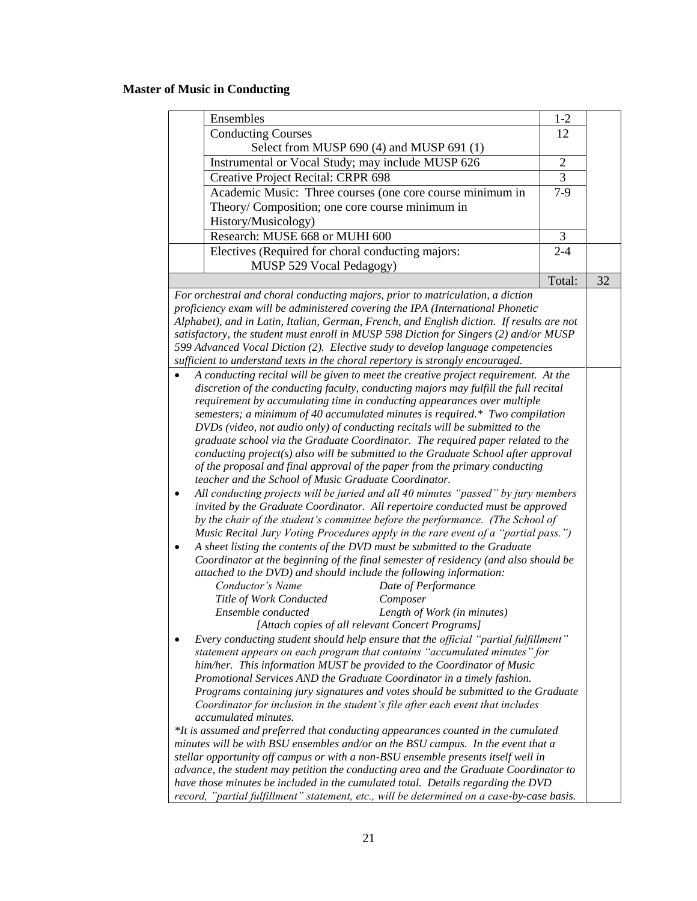**Master of Music in Conducting**

| | | | |
|---|---|---|---|
| | Ensembles | 1-2 | |
| | Conducting Courses<br>Select from MUSP 690 (4) and MUSP 691 (1) | 12 | |
| | Instrumental or Vocal Study; may include MUSP 626 | 2 | |
| | Creative Project Recital: CRPR 698 | 3 | |
| | Academic Music: Three courses (one core course minimum in Theory/ Composition; one core course minimum in History/Musicology) | 7-9 | |
| | Research: MUSE 668 or MUHI 600 | 3 | |
| | Electives (Required for choral conducting majors:<br>MUSP 529 Vocal Pedagogy) | 2-4 | |
| | | Total: | 32 |

*For orchestral and choral conducting majors, prior to matriculation, a diction proficiency exam will be administered covering the IPA (International Phonetic Alphabet), and in Latin, Italian, German, French, and English diction. If results are not satisfactory, the student must enroll in MUSP 598 Diction for Singers (2) and/or MUSP 599 Advanced Vocal Diction (2). Elective study to develop language competencies sufficient to understand texts in the choral repertory is strongly encouraged.*

- *A conducting recital will be given to meet the creative project requirement. At the discretion of the conducting faculty, conducting majors may fulfill the full recital requirement by accumulating time in conducting appearances over multiple semesters; a minimum of 40 accumulated minutes is required.* Two compilation DVDs (video, not audio only) of conducting recitals will be submitted to the graduate school via the Graduate Coordinator. The required paper related to the conducting project(s) also will be submitted to the Graduate School after approval of the proposal and final approval of the paper from the primary conducting teacher and the School of Music Graduate Coordinator.*
- *All conducting projects will be juried and all 40 minutes "passed" by jury members invited by the Graduate Coordinator. All repertoire conducted must be approved by the chair of the student's committee before the performance. (The School of Music Recital Jury Voting Procedures apply in the rare event of a "partial pass.")*
- *A sheet listing the contents of the DVD must be submitted to the Graduate Coordinator at the beginning of the final semester of residency (and also should be attached to the DVD) and should include the following information:*
  - *Conductor's Name — Date of Performance*
  - *Title of Work Conducted — Composer*
  - *Ensemble conducted — Length of Work (in minutes)*
  - *[Attach copies of all relevant Concert Programs]*
- *Every conducting student should help ensure that the official "partial fulfillment" statement appears on each program that contains "accumulated minutes" for him/her. This information MUST be provided to the Coordinator of Music Promotional Services AND the Graduate Coordinator in a timely fashion. Programs containing jury signatures and votes should be submitted to the Graduate Coordinator for inclusion in the student's file after each event that includes accumulated minutes.*

*\*It is assumed and preferred that conducting appearances counted in the cumulated minutes will be with BSU ensembles and/or on the BSU campus. In the event that a stellar opportunity off campus or with a non-BSU ensemble presents itself well in advance, the student may petition the conducting area and the Graduate Coordinator to have those minutes be included in the cumulated total. Details regarding the DVD record, "partial fulfillment" statement, etc., will be determined on a case-by-case basis.*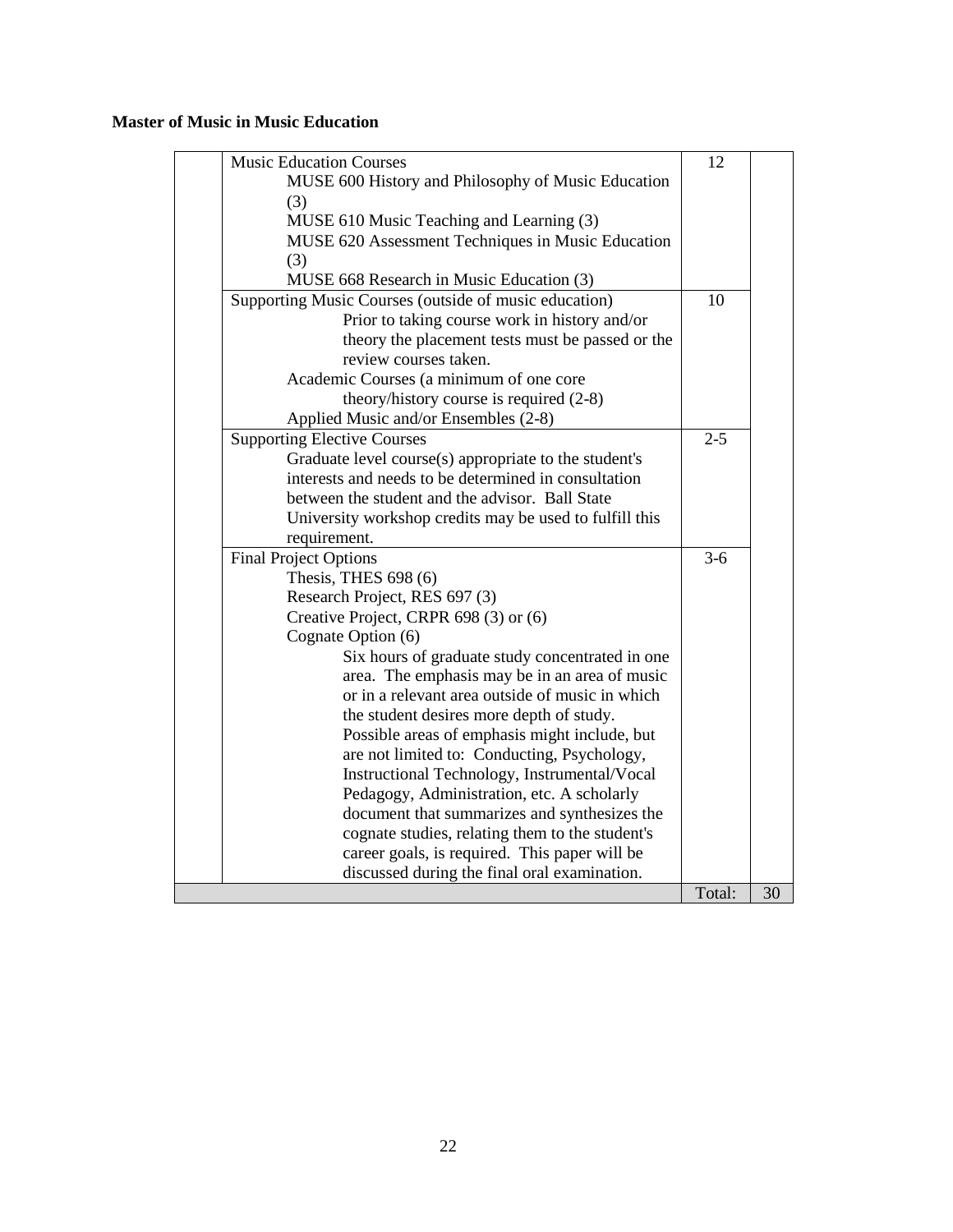**Master of Music in Music Education**

| | | | |
|---|---|---|---|
| | Music Education Courses<br>MUSE 600 History and Philosophy of Music Education (3)<br>MUSE 610 Music Teaching and Learning (3)<br>MUSE 620 Assessment Techniques in Music Education (3)<br>MUSE 668 Research in Music Education (3) | 12 | |
| | Supporting Music Courses (outside of music education)<br>Prior to taking course work in history and/or theory the placement tests must be passed or the review courses taken.<br>Academic Courses (a minimum of one core theory/history course is required (2-8)<br>Applied Music and/or Ensembles (2-8) | 10 | |
| | Supporting Elective Courses<br>Graduate level course(s) appropriate to the student's interests and needs to be determined in consultation between the student and the advisor. Ball State University workshop credits may be used to fulfill this requirement. | 2-5 | |
| | Final Project Options<br>Thesis, THES 698 (6)<br>Research Project, RES 697 (3)<br>Creative Project, CRPR 698 (3) or (6)<br>Cognate Option (6)<br>Six hours of graduate study concentrated in one area. The emphasis may be in an area of music or in a relevant area outside of music in which the student desires more depth of study. Possible areas of emphasis might include, but are not limited to: Conducting, Psychology, Instructional Technology, Instrumental/Vocal Pedagogy, Administration, etc. A scholarly document that summarizes and synthesizes the cognate studies, relating them to the student's career goals, is required. This paper will be discussed during the final oral examination. | 3-6 | |
| | | Total: | 30 |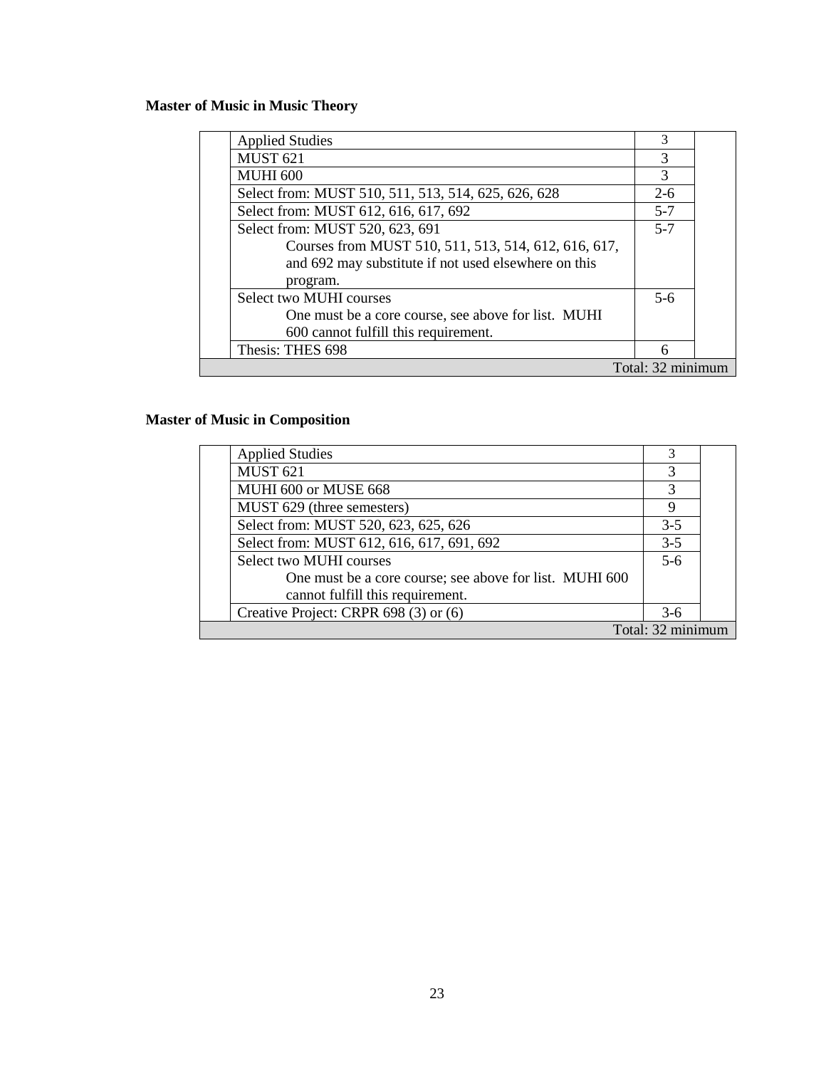**Master of Music in Music Theory**

| | Course | Credits | |
|---|---|---|---|
| | Applied Studies | 3 | |
| | MUST 621 | 3 | |
| | MUHI 600 | 3 | |
| | Select from: MUST 510, 511, 513, 514, 625, 626, 628 | 2-6 | |
| | Select from: MUST 612, 616, 617, 692 | 5-7 | |
| | Select from: MUST 520, 623, 691<br>Courses from MUST 510, 511, 513, 514, 612, 616, 617, and 692 may substitute if not used elsewhere on this program. | 5-7 | |
| | Select two MUHI courses<br>One must be a core course, see above for list. MUHI 600 cannot fulfill this requirement. | 5-6 | |
| | Thesis: THES 698 | 6 | |
| | | | Total: 32 minimum |

**Master of Music in Composition**

| | Course | Credits | |
|---|---|---|---|
| | Applied Studies | 3 | |
| | MUST 621 | 3 | |
| | MUHI 600 or MUSE 668 | 3 | |
| | MUST 629 (three semesters) | 9 | |
| | Select from: MUST 520, 623, 625, 626 | 3-5 | |
| | Select from: MUST 612, 616, 617, 691, 692 | 3-5 | |
| | Select two MUHI courses<br>One must be a core course; see above for list. MUHI 600 cannot fulfill this requirement. | 5-6 | |
| | Creative Project: CRPR 698 (3) or (6) | 3-6 | |
| | | | Total: 32 minimum |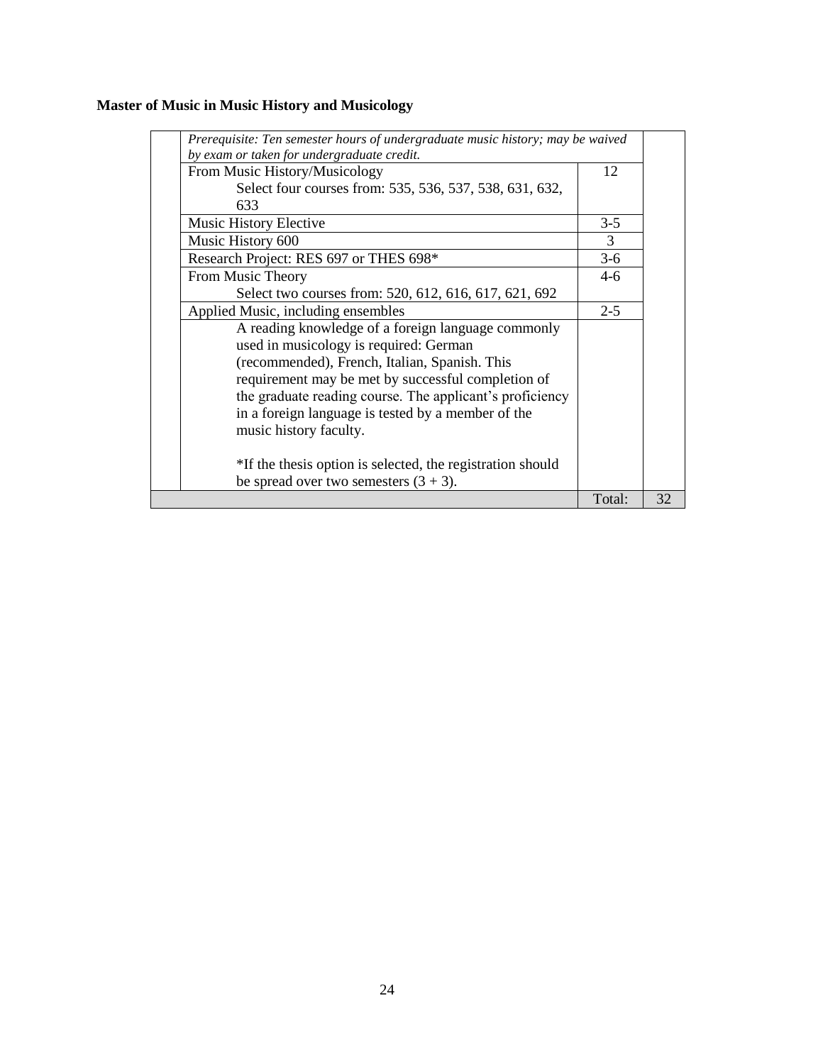**Master of Music in Music History and Musicology**

| | | | |
|---|---|---|---|
| | *Prerequisite: Ten semester hours of undergraduate music history; may be waived by exam or taken for undergraduate credit.* | | |
| | From Music History/Musicology<br>Select four courses from: 535, 536, 537, 538, 631, 632, 633 | 12 | |
| | Music History Elective | 3-5 | |
| | Music History 600 | 3 | |
| | Research Project: RES 697 or THES 698* | 3-6 | |
| | From Music Theory<br>Select two courses from: 520, 612, 616, 617, 621, 692 | 4-6 | |
| | Applied Music, including ensembles | 2-5 | |
| | A reading knowledge of a foreign language commonly used in musicology is required: German (recommended), French, Italian, Spanish. This requirement may be met by successful completion of the graduate reading course. The applicant's proficiency in a foreign language is tested by a member of the music history faculty.<br><br>*If the thesis option is selected, the registration should be spread over two semesters (3 + 3). | | |
| | | Total: | 32 |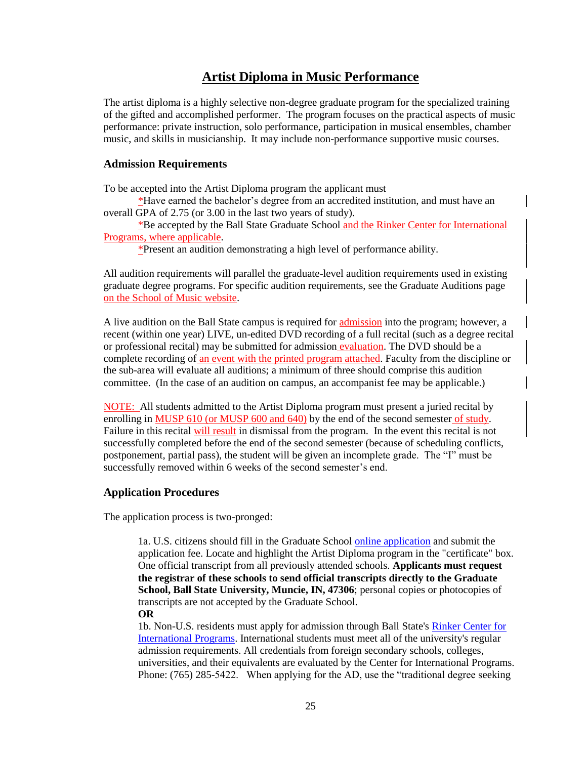# Artist Diploma in Music Performance

The artist diploma is a highly selective non-degree graduate program for the specialized training of the gifted and accomplished performer. The program focuses on the practical aspects of music performance: private instruction, solo performance, participation in musical ensembles, chamber music, and skills in musicianship. It may include non-performance supportive music courses.

### Admission Requirements

To be accepted into the Artist Diploma program the applicant must

*Have earned the bachelor's degree from an accredited institution, and must have an overall GPA of 2.75 (or 3.00 in the last two years of study).

*Be accepted by the Ball State Graduate School and the Rinker Center for International Programs, where applicable.

*Present an audition demonstrating a high level of performance ability.

All audition requirements will parallel the graduate-level audition requirements used in existing graduate degree programs. For specific audition requirements, see the Graduate Auditions page on the School of Music website.

A live audition on the Ball State campus is required for admission into the program; however, a recent (within one year) LIVE, un-edited DVD recording of a full recital (such as a degree recital or professional recital) may be submitted for admission evaluation. The DVD should be a complete recording of an event with the printed program attached. Faculty from the discipline or the sub-area will evaluate all auditions; a minimum of three should comprise this audition committee. (In the case of an audition on campus, an accompanist fee may be applicable.)

NOTE: All students admitted to the Artist Diploma program must present a juried recital by enrolling in MUSP 610 (or MUSP 600 and 640) by the end of the second semester of study. Failure in this recital will result in dismissal from the program. In the event this recital is not successfully completed before the end of the second semester (because of scheduling conflicts, postponement, partial pass), the student will be given an incomplete grade. The "I" must be successfully removed within 6 weeks of the second semester's end.

### Application Procedures

The application process is two-pronged:

1a. U.S. citizens should fill in the Graduate School online application and submit the application fee. Locate and highlight the Artist Diploma program in the "certificate" box. One official transcript from all previously attended schools. **Applicants must request the registrar of these schools to send official transcripts directly to the Graduate School, Ball State University, Muncie, IN, 47306**; personal copies or photocopies of transcripts are not accepted by the Graduate School.

**OR**

1b. Non-U.S. residents must apply for admission through Ball State's Rinker Center for International Programs. International students must meet all of the university's regular admission requirements. All credentials from foreign secondary schools, colleges, universities, and their equivalents are evaluated by the Center for International Programs. Phone: (765) 285-5422. When applying for the AD, use the "traditional degree seeking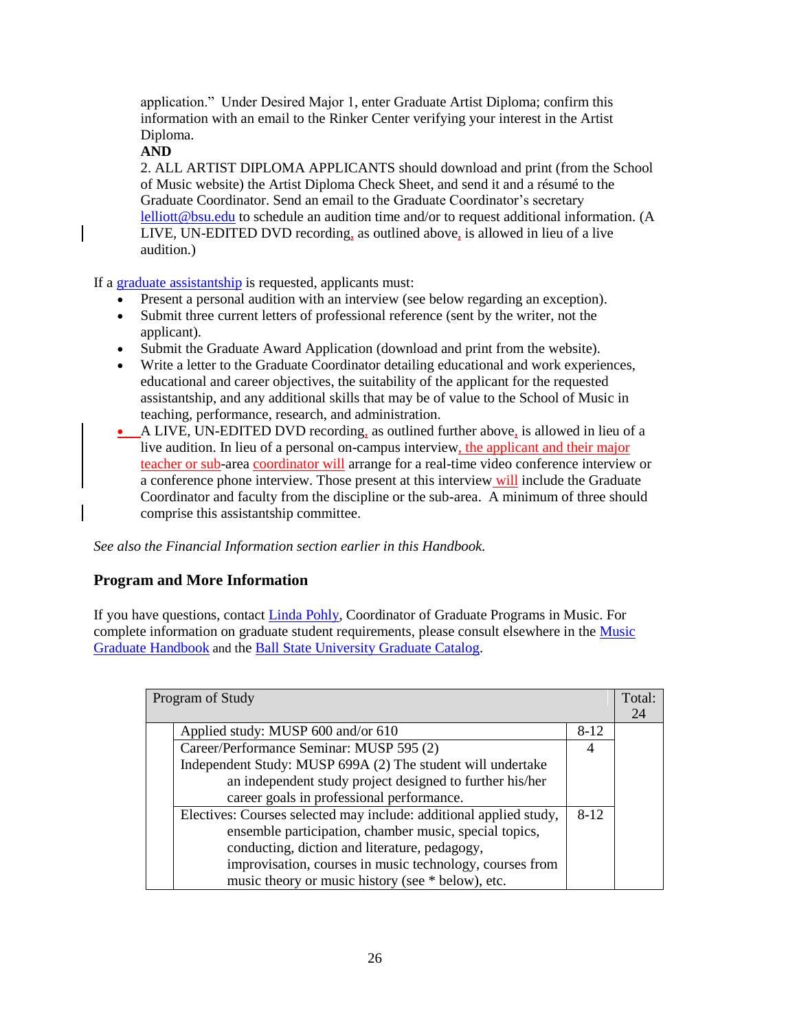application." Under Desired Major 1, enter Graduate Artist Diploma; confirm this information with an email to the Rinker Center verifying your interest in the Artist Diploma.

**AND**

2. ALL ARTIST DIPLOMA APPLICANTS should download and print (from the School of Music website) the Artist Diploma Check Sheet, and send it and a résumé to the Graduate Coordinator. Send an email to the Graduate Coordinator's secretary lelliott@bsu.edu to schedule an audition time and/or to request additional information. (A LIVE, UN-EDITED DVD recording, as outlined above, is allowed in lieu of a live audition.)

If a graduate assistantship is requested, applicants must:

- Present a personal audition with an interview (see below regarding an exception).
- Submit three current letters of professional reference (sent by the writer, not the applicant).
- Submit the Graduate Award Application (download and print from the website).
- Write a letter to the Graduate Coordinator detailing educational and work experiences, educational and career objectives, the suitability of the applicant for the requested assistantship, and any additional skills that may be of value to the School of Music in teaching, performance, research, and administration.
- A LIVE, UN-EDITED DVD recording, as outlined further above, is allowed in lieu of a live audition. In lieu of a personal on-campus interview, the applicant and their major teacher or sub-area coordinator will arrange for a real-time video conference interview or a conference phone interview. Those present at this interview will include the Graduate Coordinator and faculty from the discipline or the sub-area. A minimum of three should comprise this assistantship committee.

*See also the Financial Information section earlier in this Handbook.*

## Program and More Information

If you have questions, contact Linda Pohly, Coordinator of Graduate Programs in Music. For complete information on graduate student requirements, please consult elsewhere in the Music Graduate Handbook and the Ball State University Graduate Catalog.

| Program of Study | | | Total: 24 |
|---|---|---|---|
| | Applied study: MUSP 600 and/or 610 | 8-12 | |
| | Career/Performance Seminar: MUSP 595 (2)<br>Independent Study: MUSP 699A (2) The student will undertake an independent study project designed to further his/her career goals in professional performance. | 4 | |
| | Electives: Courses selected may include: additional applied study, ensemble participation, chamber music, special topics, conducting, diction and literature, pedagogy, improvisation, courses in music technology, courses from music theory or music history (see * below), etc. | 8-12 | |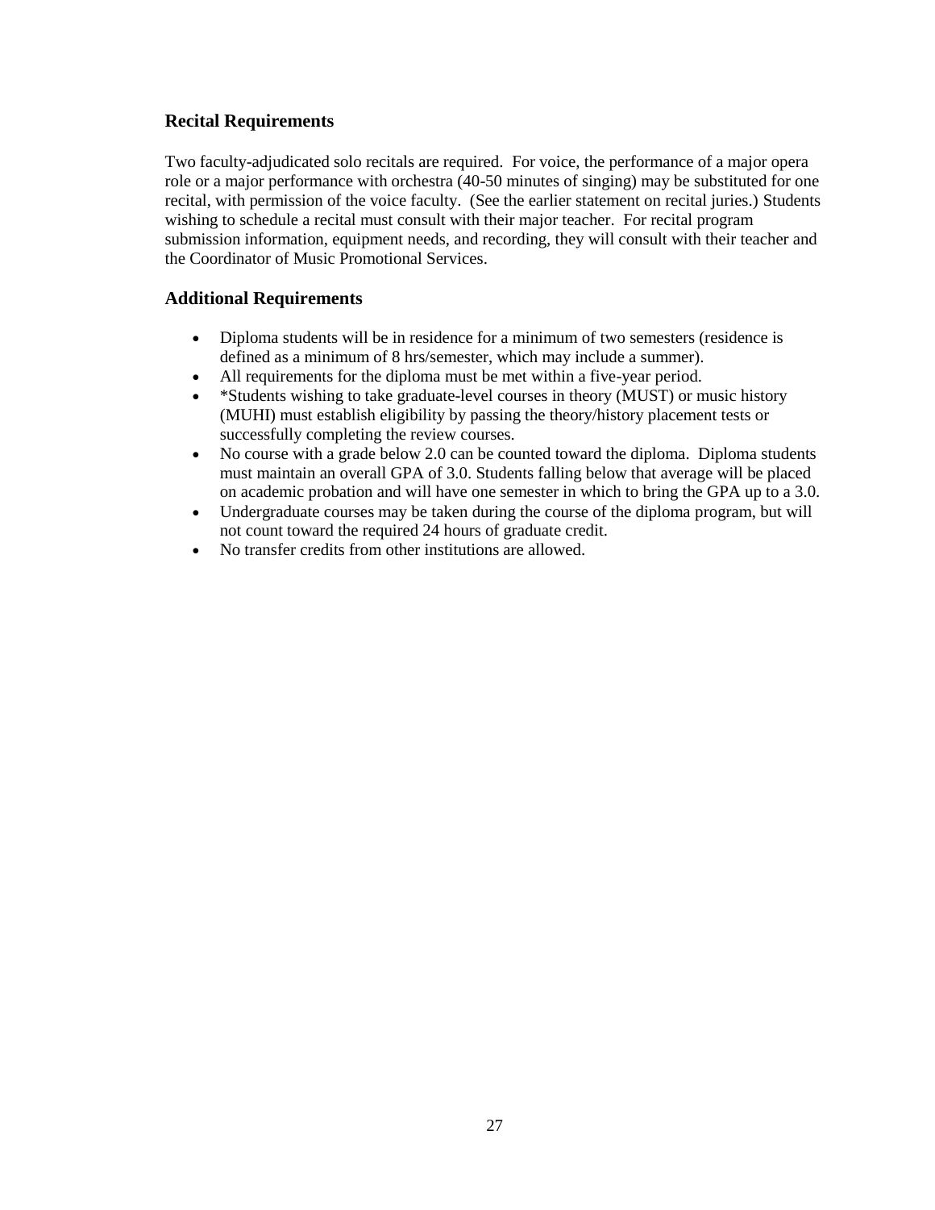## Recital Requirements

Two faculty-adjudicated solo recitals are required. For voice, the performance of a major opera role or a major performance with orchestra (40-50 minutes of singing) may be substituted for one recital, with permission of the voice faculty. (See the earlier statement on recital juries.) Students wishing to schedule a recital must consult with their major teacher. For recital program submission information, equipment needs, and recording, they will consult with their teacher and the Coordinator of Music Promotional Services.

## Additional Requirements

- Diploma students will be in residence for a minimum of two semesters (residence is defined as a minimum of 8 hrs/semester, which may include a summer).
- All requirements for the diploma must be met within a five-year period.
- *Students wishing to take graduate-level courses in theory (MUST) or music history (MUHI) must establish eligibility by passing the theory/history placement tests or successfully completing the review courses.
- No course with a grade below 2.0 can be counted toward the diploma. Diploma students must maintain an overall GPA of 3.0. Students falling below that average will be placed on academic probation and will have one semester in which to bring the GPA up to a 3.0.
- Undergraduate courses may be taken during the course of the diploma program, but will not count toward the required 24 hours of graduate credit.
- No transfer credits from other institutions are allowed.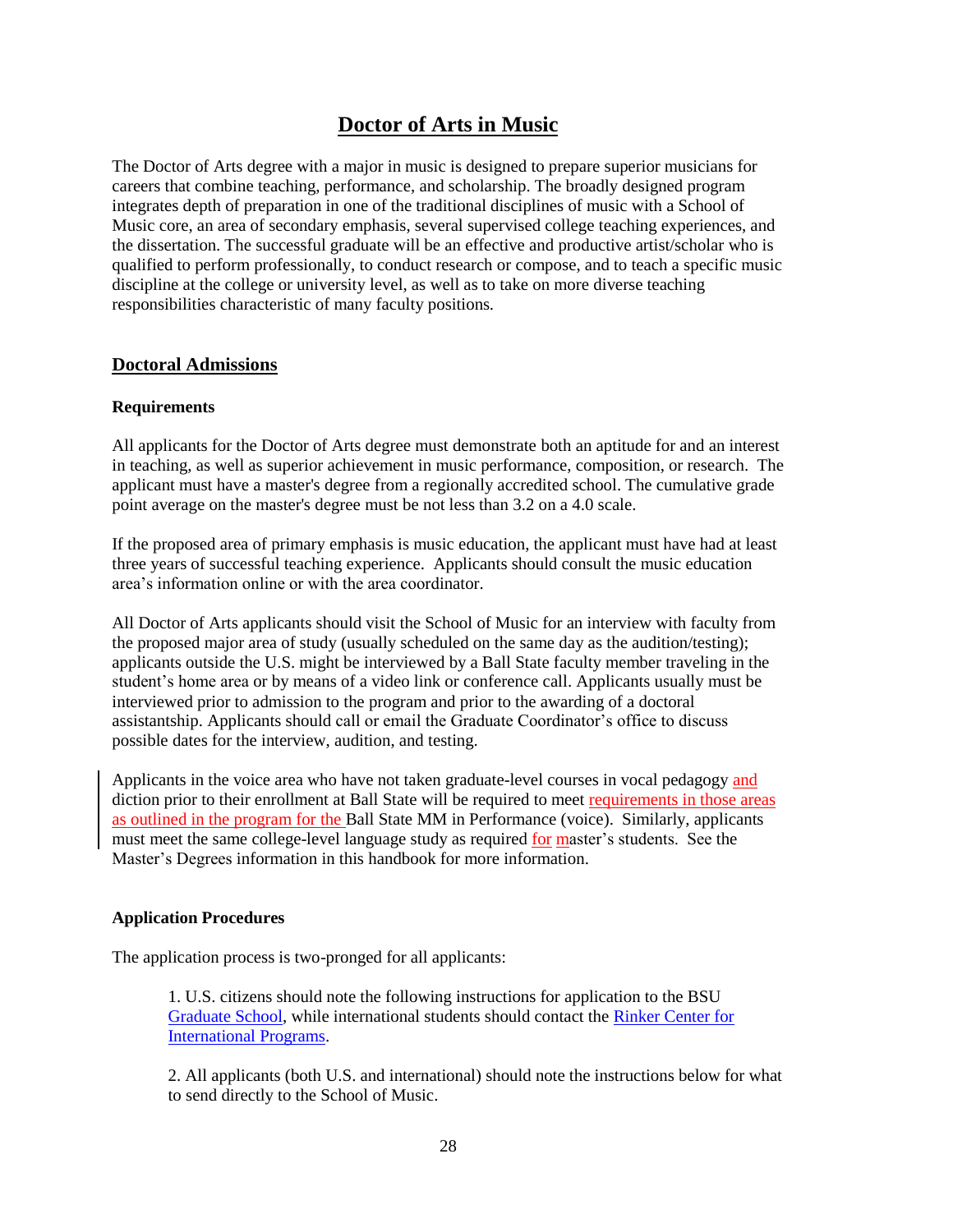# Doctor of Arts in Music

The Doctor of Arts degree with a major in music is designed to prepare superior musicians for careers that combine teaching, performance, and scholarship. The broadly designed program integrates depth of preparation in one of the traditional disciplines of music with a School of Music core, an area of secondary emphasis, several supervised college teaching experiences, and the dissertation. The successful graduate will be an effective and productive artist/scholar who is qualified to perform professionally, to conduct research or compose, and to teach a specific music discipline at the college or university level, as well as to take on more diverse teaching responsibilities characteristic of many faculty positions.

## Doctoral Admissions

### Requirements

All applicants for the Doctor of Arts degree must demonstrate both an aptitude for and an interest in teaching, as well as superior achievement in music performance, composition, or research. The applicant must have a master's degree from a regionally accredited school. The cumulative grade point average on the master's degree must be not less than 3.2 on a 4.0 scale.

If the proposed area of primary emphasis is music education, the applicant must have had at least three years of successful teaching experience. Applicants should consult the music education area's information online or with the area coordinator.

All Doctor of Arts applicants should visit the School of Music for an interview with faculty from the proposed major area of study (usually scheduled on the same day as the audition/testing); applicants outside the U.S. might be interviewed by a Ball State faculty member traveling in the student's home area or by means of a video link or conference call. Applicants usually must be interviewed prior to admission to the program and prior to the awarding of a doctoral assistantship. Applicants should call or email the Graduate Coordinator's office to discuss possible dates for the interview, audition, and testing.

Applicants in the voice area who have not taken graduate-level courses in vocal pedagogy and diction prior to their enrollment at Ball State will be required to meet requirements in those areas as outlined in the program for the Ball State MM in Performance (voice). Similarly, applicants must meet the same college-level language study as required for master's students. See the Master's Degrees information in this handbook for more information.

### Application Procedures

The application process is two-pronged for all applicants:

1. U.S. citizens should note the following instructions for application to the BSU Graduate School, while international students should contact the Rinker Center for International Programs.

2. All applicants (both U.S. and international) should note the instructions below for what to send directly to the School of Music.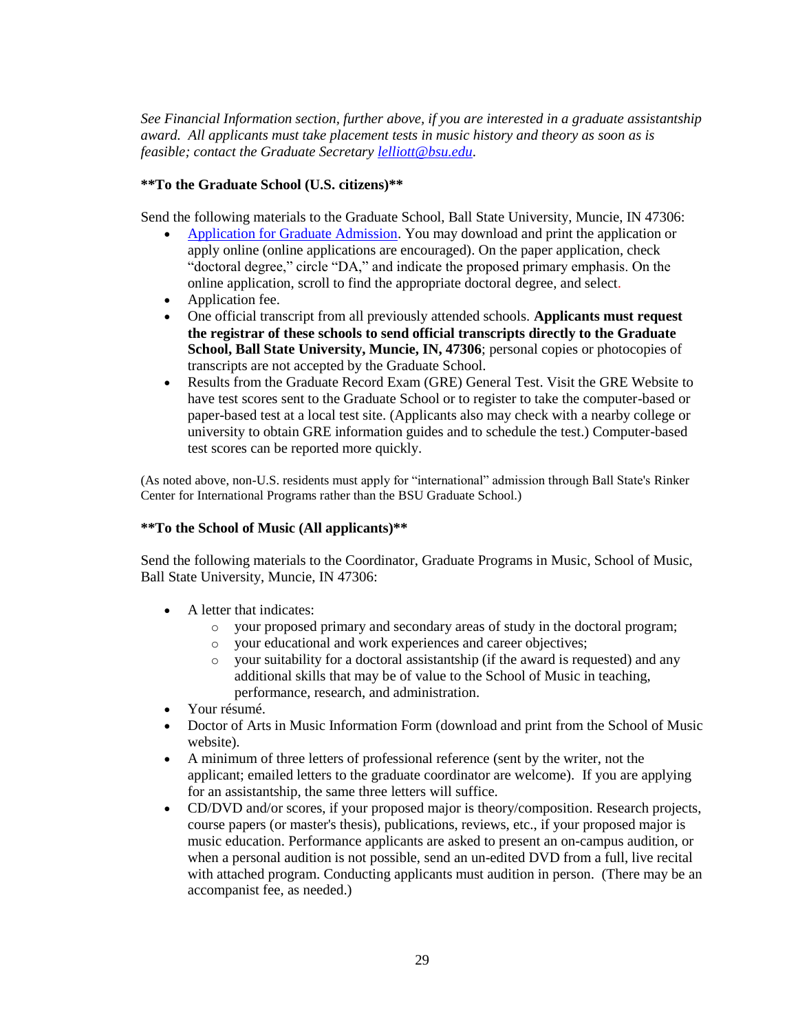*See Financial Information section, further above, if you are interested in a graduate assistantship award. All applicants must take placement tests in music history and theory as soon as is feasible; contact the Graduate Secretary lelliott@bsu.edu.*

**To the Graduate School (U.S. citizens)**

Send the following materials to the Graduate School, Ball State University, Muncie, IN 47306:

- Application for Graduate Admission. You may download and print the application or apply online (online applications are encouraged). On the paper application, check “doctoral degree,” circle “DA,” and indicate the proposed primary emphasis. On the online application, scroll to find the appropriate doctoral degree, and select.
- Application fee.
- One official transcript from all previously attended schools. **Applicants must request the registrar of these schools to send official transcripts directly to the Graduate School, Ball State University, Muncie, IN, 47306**; personal copies or photocopies of transcripts are not accepted by the Graduate School.
- Results from the Graduate Record Exam (GRE) General Test. Visit the GRE Website to have test scores sent to the Graduate School or to register to take the computer-based or paper-based test at a local test site. (Applicants also may check with a nearby college or university to obtain GRE information guides and to schedule the test.) Computer-based test scores can be reported more quickly.

(As noted above, non-U.S. residents must apply for “international” admission through Ball State's Rinker Center for International Programs rather than the BSU Graduate School.)

**To the School of Music (All applicants)**

Send the following materials to the Coordinator, Graduate Programs in Music, School of Music, Ball State University, Muncie, IN 47306:

- A letter that indicates:
  - your proposed primary and secondary areas of study in the doctoral program;
  - your educational and work experiences and career objectives;
  - your suitability for a doctoral assistantship (if the award is requested) and any additional skills that may be of value to the School of Music in teaching, performance, research, and administration.
- Your résumé.
- Doctor of Arts in Music Information Form (download and print from the School of Music website).
- A minimum of three letters of professional reference (sent by the writer, not the applicant; emailed letters to the graduate coordinator are welcome). If you are applying for an assistantship, the same three letters will suffice.
- CD/DVD and/or scores, if your proposed major is theory/composition. Research projects, course papers (or master's thesis), publications, reviews, etc., if your proposed major is music education. Performance applicants are asked to present an on-campus audition, or when a personal audition is not possible, send an un-edited DVD from a full, live recital with attached program. Conducting applicants must audition in person. (There may be an accompanist fee, as needed.)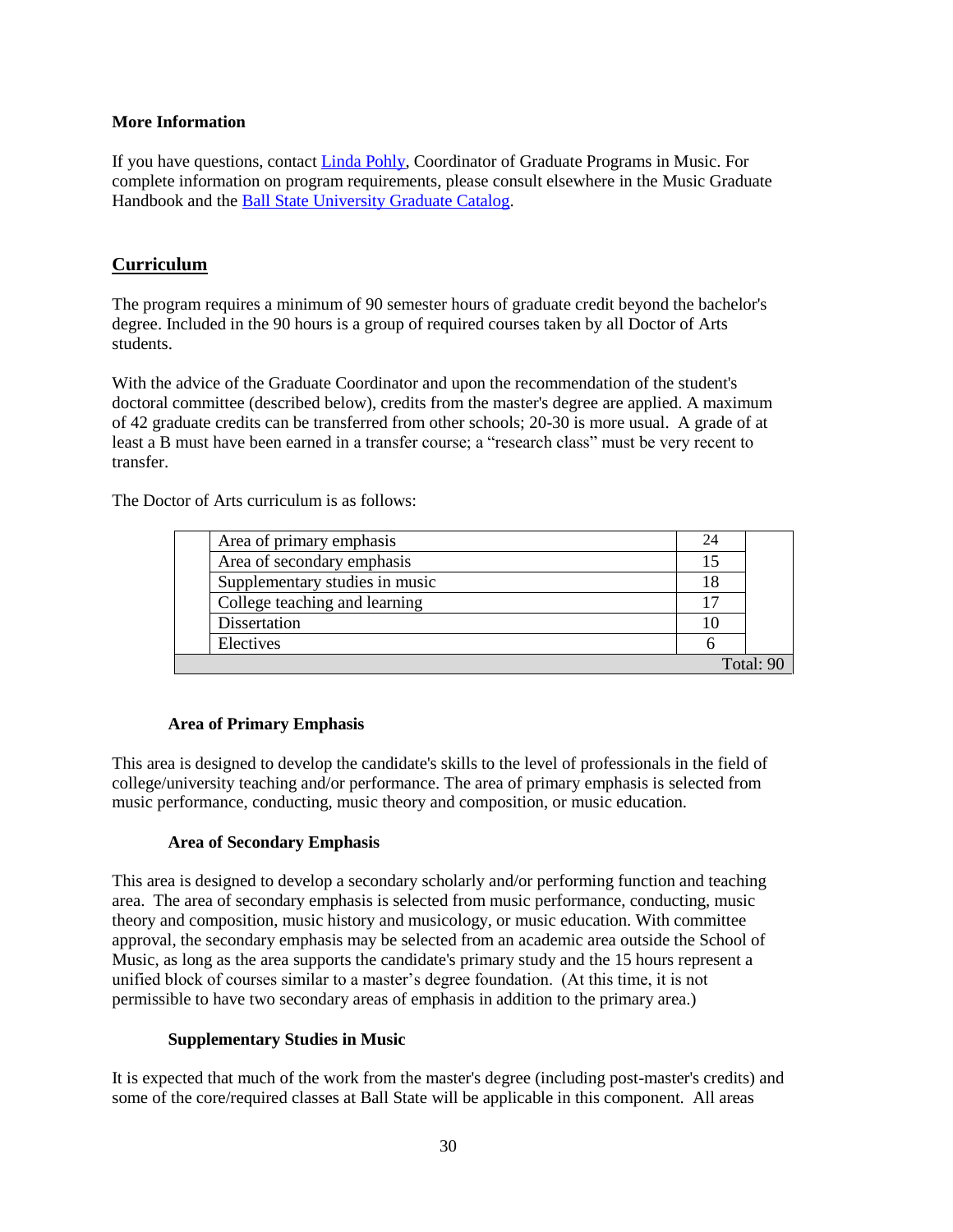**More Information**

If you have questions, contact [Linda Pohly](), Coordinator of Graduate Programs in Music. For complete information on program requirements, please consult elsewhere in the Music Graduate Handbook and the [Ball State University Graduate Catalog]().

## Curriculum

The program requires a minimum of 90 semester hours of graduate credit beyond the bachelor's degree. Included in the 90 hours is a group of required courses taken by all Doctor of Arts students.

With the advice of the Graduate Coordinator and upon the recommendation of the student's doctoral committee (described below), credits from the master's degree are applied. A maximum of 42 graduate credits can be transferred from other schools; 20-30 is more usual. A grade of at least a B must have been earned in a transfer course; a "research class" must be very recent to transfer.

The Doctor of Arts curriculum is as follows:

| Component | Hours |
|---|---|
| Area of primary emphasis | 24 |
| Area of secondary emphasis | 15 |
| Supplementary studies in music | 18 |
| College teaching and learning | 17 |
| Dissertation | 10 |
| Electives | 6 |
| | Total: 90 |

### Area of Primary Emphasis

This area is designed to develop the candidate's skills to the level of professionals in the field of college/university teaching and/or performance. The area of primary emphasis is selected from music performance, conducting, music theory and composition, or music education.

### Area of Secondary Emphasis

This area is designed to develop a secondary scholarly and/or performing function and teaching area. The area of secondary emphasis is selected from music performance, conducting, music theory and composition, music history and musicology, or music education. With committee approval, the secondary emphasis may be selected from an academic area outside the School of Music, as long as the area supports the candidate's primary study and the 15 hours represent a unified block of courses similar to a master's degree foundation. (At this time, it is not permissible to have two secondary areas of emphasis in addition to the primary area.)

### Supplementary Studies in Music

It is expected that much of the work from the master's degree (including post-master's credits) and some of the core/required classes at Ball State will be applicable in this component. All areas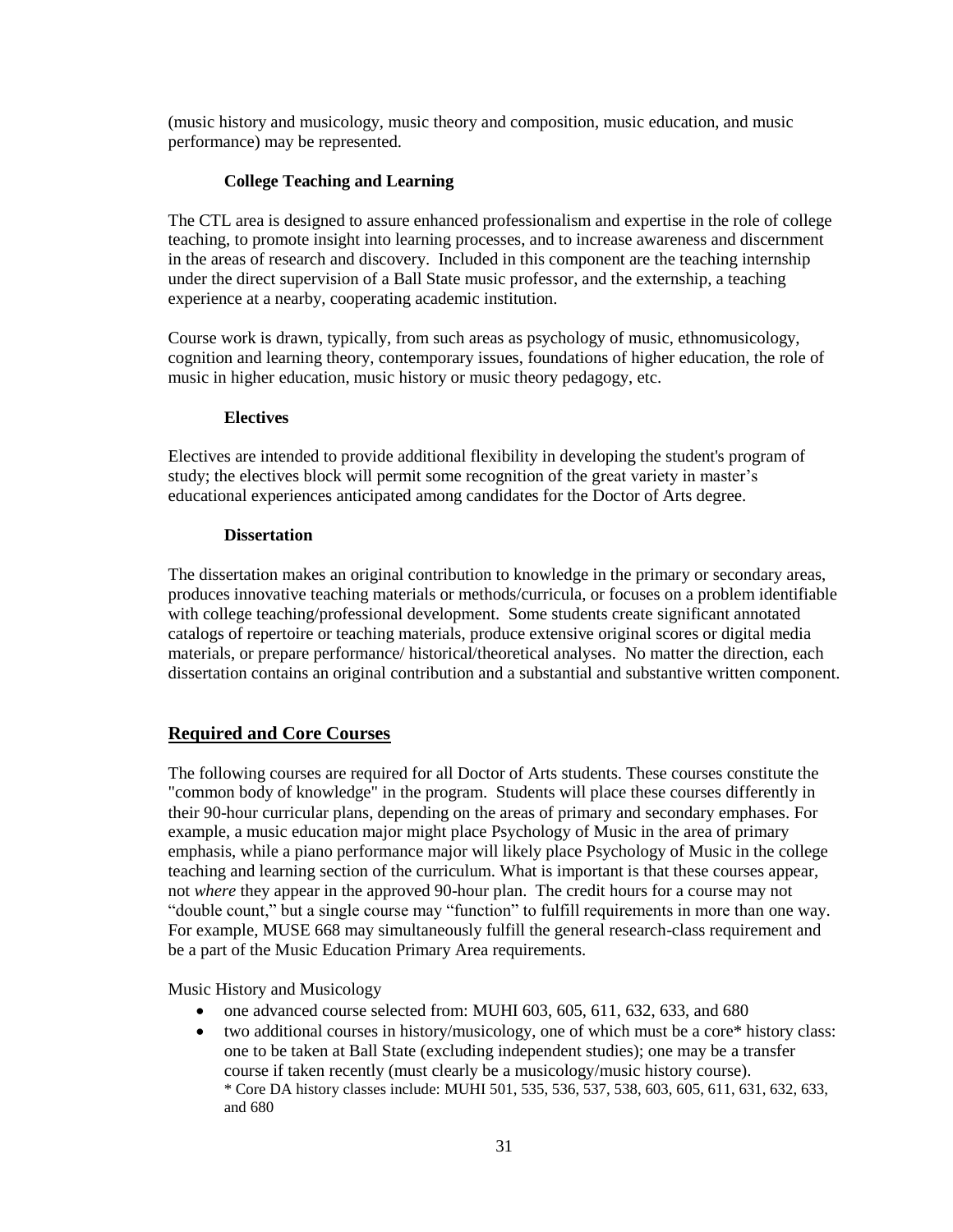(music history and musicology, music theory and composition, music education, and music performance) may be represented.

### College Teaching and Learning

The CTL area is designed to assure enhanced professionalism and expertise in the role of college teaching, to promote insight into learning processes, and to increase awareness and discernment in the areas of research and discovery. Included in this component are the teaching internship under the direct supervision of a Ball State music professor, and the externship, a teaching experience at a nearby, cooperating academic institution.

Course work is drawn, typically, from such areas as psychology of music, ethnomusicology, cognition and learning theory, contemporary issues, foundations of higher education, the role of music in higher education, music history or music theory pedagogy, etc.

### Electives

Electives are intended to provide additional flexibility in developing the student's program of study; the electives block will permit some recognition of the great variety in master's educational experiences anticipated among candidates for the Doctor of Arts degree.

### Dissertation

The dissertation makes an original contribution to knowledge in the primary or secondary areas, produces innovative teaching materials or methods/curricula, or focuses on a problem identifiable with college teaching/professional development. Some students create significant annotated catalogs of repertoire or teaching materials, produce extensive original scores or digital media materials, or prepare performance/ historical/theoretical analyses. No matter the direction, each dissertation contains an original contribution and a substantial and substantive written component.

## Required and Core Courses

The following courses are required for all Doctor of Arts students. These courses constitute the "common body of knowledge" in the program. Students will place these courses differently in their 90-hour curricular plans, depending on the areas of primary and secondary emphases. For example, a music education major might place Psychology of Music in the area of primary emphasis, while a piano performance major will likely place Psychology of Music in the college teaching and learning section of the curriculum. What is important is that these courses appear, not *where* they appear in the approved 90-hour plan. The credit hours for a course may not "double count," but a single course may "function" to fulfill requirements in more than one way. For example, MUSE 668 may simultaneously fulfill the general research-class requirement and be a part of the Music Education Primary Area requirements.

Music History and Musicology

- one advanced course selected from: MUHI 603, 605, 611, 632, 633, and 680
- two additional courses in history/musicology, one of which must be a core* history class: one to be taken at Ball State (excluding independent studies); one may be a transfer course if taken recently (must clearly be a musicology/music history course).
  \* Core DA history classes include: MUHI 501, 535, 536, 537, 538, 603, 605, 611, 631, 632, 633, and 680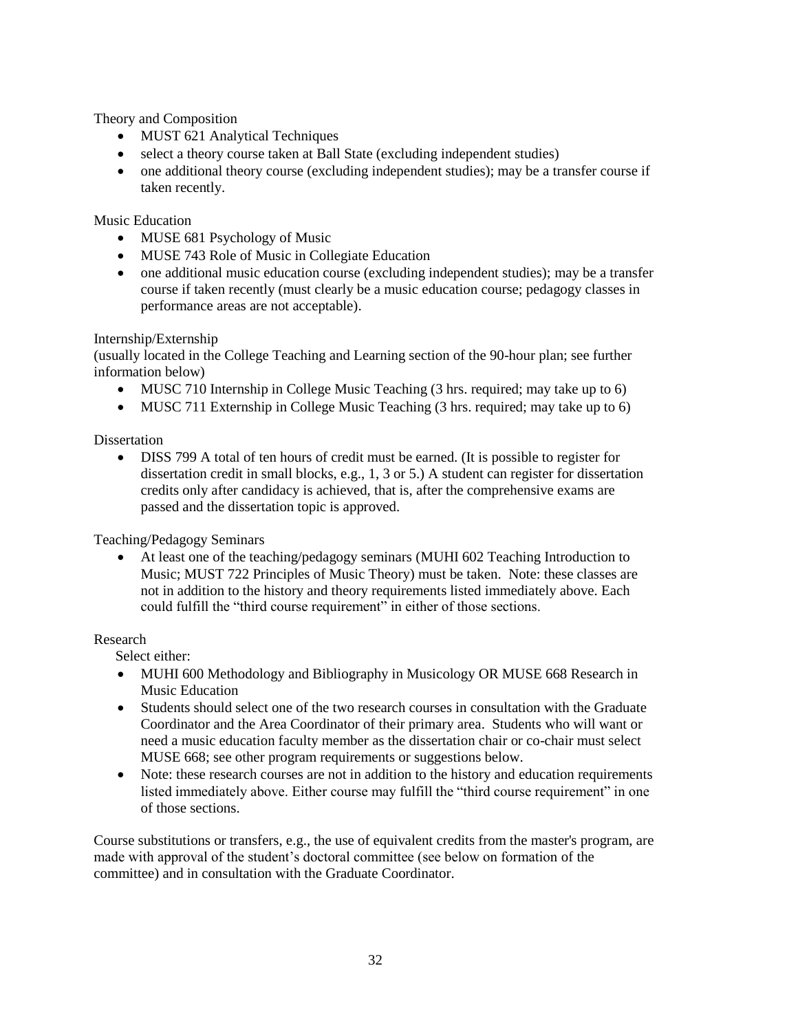Theory and Composition

- MUST 621 Analytical Techniques
- select a theory course taken at Ball State (excluding independent studies)
- one additional theory course (excluding independent studies); may be a transfer course if taken recently.

Music Education

- MUSE 681 Psychology of Music
- MUSE 743 Role of Music in Collegiate Education
- one additional music education course (excluding independent studies); may be a transfer course if taken recently (must clearly be a music education course; pedagogy classes in performance areas are not acceptable).

Internship/Externship

(usually located in the College Teaching and Learning section of the 90-hour plan; see further information below)

- MUSC 710 Internship in College Music Teaching (3 hrs. required; may take up to 6)
- MUSC 711 Externship in College Music Teaching (3 hrs. required; may take up to 6)

Dissertation

- DISS 799 A total of ten hours of credit must be earned. (It is possible to register for dissertation credit in small blocks, e.g., 1, 3 or 5.) A student can register for dissertation credits only after candidacy is achieved, that is, after the comprehensive exams are passed and the dissertation topic is approved.

Teaching/Pedagogy Seminars

- At least one of the teaching/pedagogy seminars (MUHI 602 Teaching Introduction to Music; MUST 722 Principles of Music Theory) must be taken. Note: these classes are not in addition to the history and theory requirements listed immediately above. Each could fulfill the "third course requirement" in either of those sections.

Research

Select either:

- MUHI 600 Methodology and Bibliography in Musicology OR MUSE 668 Research in Music Education
- Students should select one of the two research courses in consultation with the Graduate Coordinator and the Area Coordinator of their primary area. Students who will want or need a music education faculty member as the dissertation chair or co-chair must select MUSE 668; see other program requirements or suggestions below.
- Note: these research courses are not in addition to the history and education requirements listed immediately above. Either course may fulfill the "third course requirement" in one of those sections.

Course substitutions or transfers, e.g., the use of equivalent credits from the master's program, are made with approval of the student's doctoral committee (see below on formation of the committee) and in consultation with the Graduate Coordinator.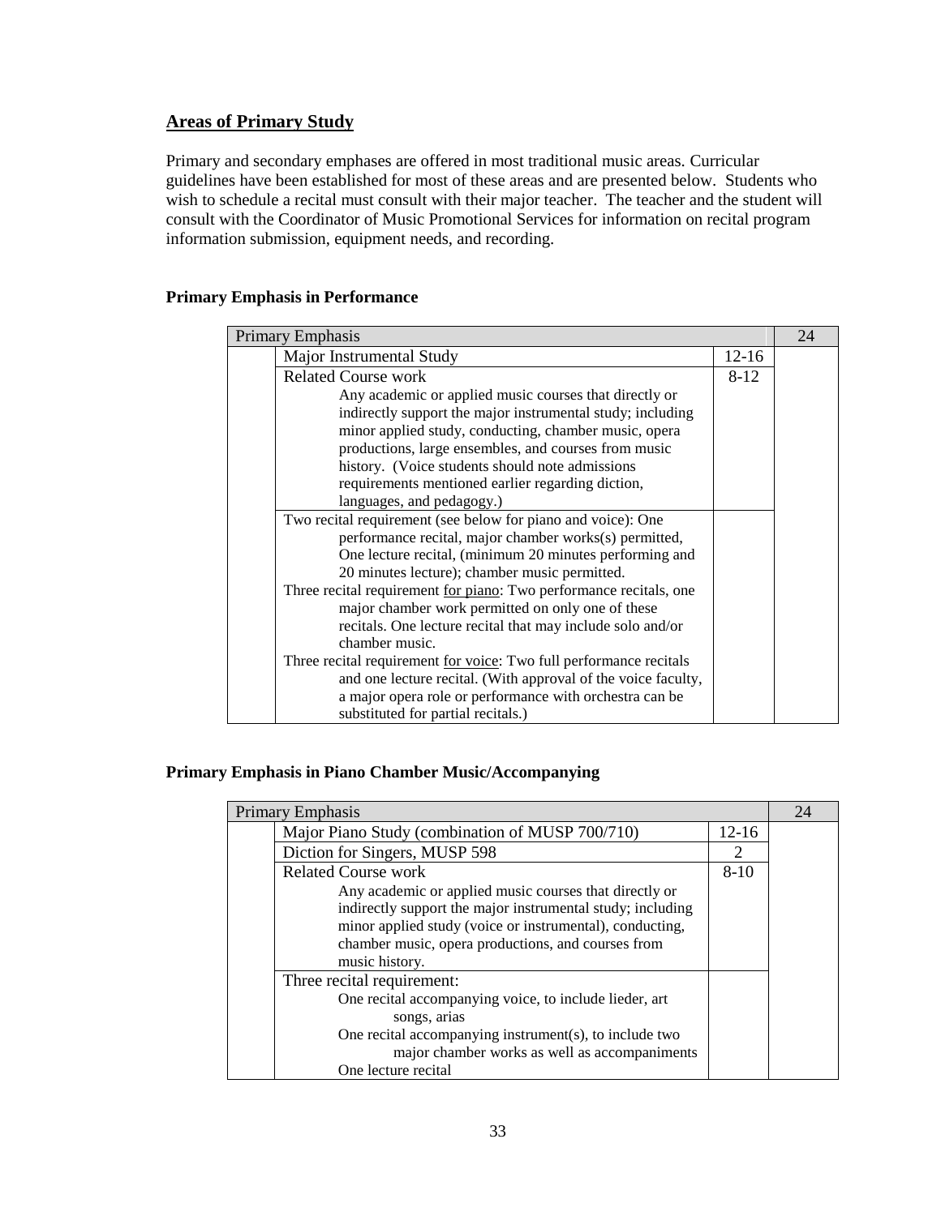## Areas of Primary Study

Primary and secondary emphases are offered in most traditional music areas. Curricular guidelines have been established for most of these areas and are presented below. Students who wish to schedule a recital must consult with their major teacher. The teacher and the student will consult with the Coordinator of Music Promotional Services for information on recital program information submission, equipment needs, and recording.

### Primary Emphasis in Performance

| Primary Emphasis | | | 24 |
|---|---|---|---|
| | Major Instrumental Study | 12-16 | |
| | Related Course work<br>Any academic or applied music courses that directly or indirectly support the major instrumental study; including minor applied study, conducting, chamber music, opera productions, large ensembles, and courses from music history. (Voice students should note admissions requirements mentioned earlier regarding diction, languages, and pedagogy.) | 8-12 | |
| | Two recital requirement (see below for piano and voice): One performance recital, major chamber works(s) permitted, One lecture recital, (minimum 20 minutes performing and 20 minutes lecture); chamber music permitted.<br>Three recital requirement for piano: Two performance recitals, one major chamber work permitted on only one of these recitals. One lecture recital that may include solo and/or chamber music.<br>Three recital requirement for voice: Two full performance recitals and one lecture recital. (With approval of the voice faculty, a major opera role or performance with orchestra can be substituted for partial recitals.) | | |

### Primary Emphasis in Piano Chamber Music/Accompanying

| Primary Emphasis | | | 24 |
|---|---|---|---|
| | Major Piano Study (combination of MUSP 700/710) | 12-16 | |
| | Diction for Singers, MUSP 598 | 2 | |
| | Related Course work<br>Any academic or applied music courses that directly or indirectly support the major instrumental study; including minor applied study (voice or instrumental), conducting, chamber music, opera productions, and courses from music history. | 8-10 | |
| | Three recital requirement:<br>One recital accompanying voice, to include lieder, art songs, arias<br>One recital accompanying instrument(s), to include two major chamber works as well as accompaniments<br>One lecture recital | | |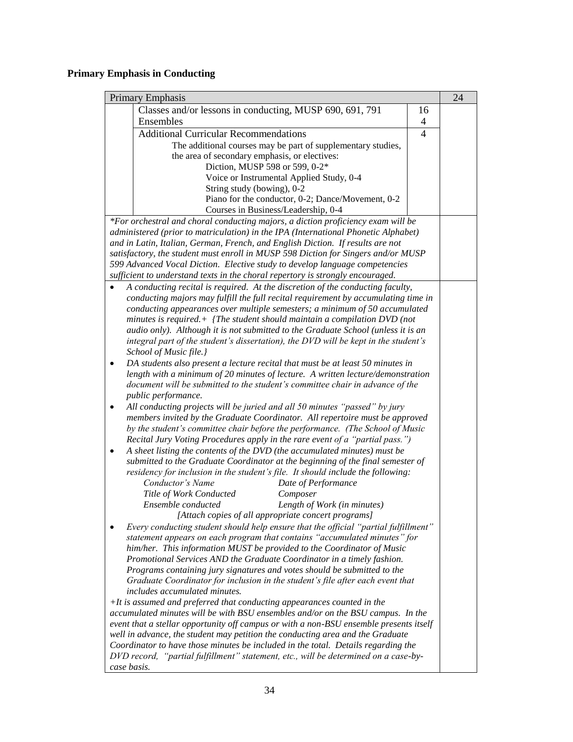**Primary Emphasis in Conducting**

| Primary Emphasis | | | 24 |
|---|---|---|---|
| | Classes and/or lessons in conducting, MUSP 690, 691, 791 | 16 | |
| | Ensembles | 4 | |
| | Additional Curricular Recommendations | 4 | |
| | The additional courses may be part of supplementary studies, the area of secondary emphasis, or electives:<br>Diction, MUSP 598 or 599, 0-2*<br>Voice or Instrumental Applied Study, 0-4<br>String study (bowing), 0-2<br>Piano for the conductor, 0-2; Dance/Movement, 0-2<br>Courses in Business/Leadership, 0-4 | | |
| *\*For orchestral and choral conducting majors, a diction proficiency exam will be administered (prior to matriculation) in the IPA (International Phonetic Alphabet) and in Latin, Italian, German, French, and English Diction. If results are not satisfactory, the student must enroll in MUSP 598 Diction for Singers and/or MUSP 599 Advanced Vocal Diction. Elective study to develop language competencies sufficient to understand texts in the choral repertory is strongly encouraged.* | | | |

- *A conducting recital is required. At the discretion of the conducting faculty, conducting majors may fulfill the full recital requirement by accumulating time in conducting appearances over multiple semesters; a minimum of 50 accumulated minutes is required.+ {The student should maintain a compilation DVD (not audio only). Although it is not submitted to the Graduate School (unless it is an integral part of the student's dissertation), the DVD will be kept in the student's School of Music file.}*
- *DA students also present a lecture recital that must be at least 50 minutes in length with a minimum of 20 minutes of lecture. A written lecture/demonstration document will be submitted to the student's committee chair in advance of the public performance.*
- *All conducting projects will be juried and all 50 minutes "passed" by jury members invited by the Graduate Coordinator. All repertoire must be approved by the student's committee chair before the performance. (The School of Music Recital Jury Voting Procedures apply in the rare event of a "partial pass.")*
- *A sheet listing the contents of the DVD (the accumulated minutes) must be submitted to the Graduate Coordinator at the beginning of the final semester of residency for inclusion in the student's file. It should include the following:*
  - *Conductor's Name* — *Date of Performance*
  - *Title of Work Conducted* — *Composer*
  - *Ensemble conducted* — *Length of Work (in minutes)*

  *[Attach copies of all appropriate concert programs]*
- *Every conducting student should help ensure that the official "partial fulfillment" statement appears on each program that contains "accumulated minutes" for him/her. This information MUST be provided to the Coordinator of Music Promotional Services AND the Graduate Coordinator in a timely fashion. Programs containing jury signatures and votes should be submitted to the Graduate Coordinator for inclusion in the student's file after each event that includes accumulated minutes.*

*+It is assumed and preferred that conducting appearances counted in the accumulated minutes will be with BSU ensembles and/or on the BSU campus. In the event that a stellar opportunity off campus or with a non-BSU ensemble presents itself well in advance, the student may petition the conducting area and the Graduate Coordinator to have those minutes be included in the total. Details regarding the DVD record, "partial fulfillment" statement, etc., will be determined on a case-by-case basis.*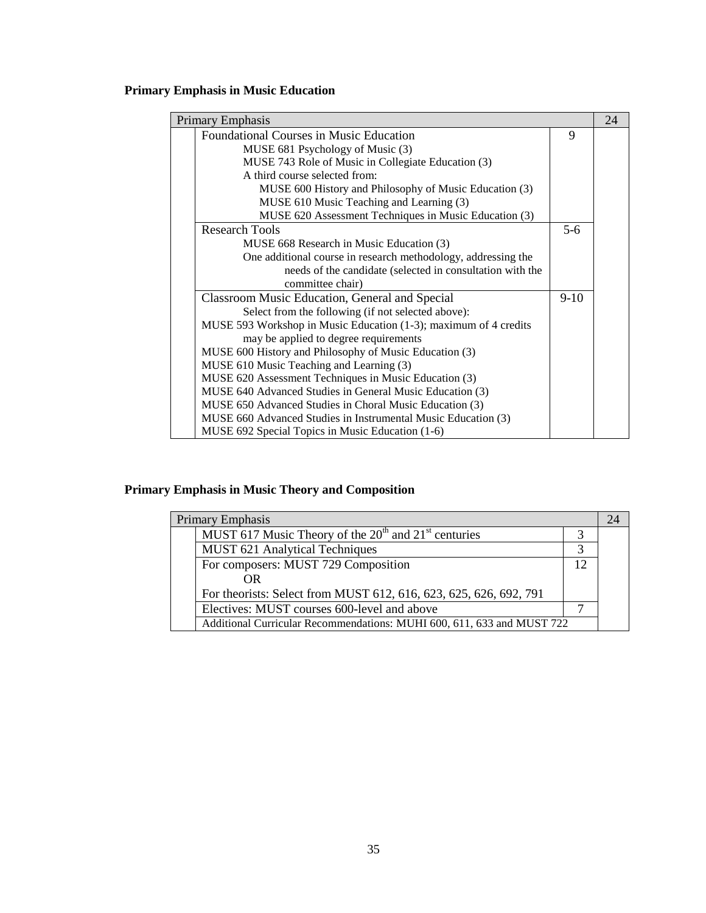**Primary Emphasis in Music Education**

| Primary Emphasis | | | 24 |
|---|---|---|---|
| | Foundational Courses in Music Education<br>MUSE 681 Psychology of Music (3)<br>MUSE 743 Role of Music in Collegiate Education (3)<br>A third course selected from:<br>MUSE 600 History and Philosophy of Music Education (3)<br>MUSE 610 Music Teaching and Learning (3)<br>MUSE 620 Assessment Techniques in Music Education (3) | 9 | |
| | Research Tools<br>MUSE 668 Research in Music Education (3)<br>One additional course in research methodology, addressing the needs of the candidate (selected in consultation with the committee chair) | 5-6 | |
| | Classroom Music Education, General and Special<br>Select from the following (if not selected above):<br>MUSE 593 Workshop in Music Education (1-3); maximum of 4 credits may be applied to degree requirements<br>MUSE 600 History and Philosophy of Music Education (3)<br>MUSE 610 Music Teaching and Learning (3)<br>MUSE 620 Assessment Techniques in Music Education (3)<br>MUSE 640 Advanced Studies in General Music Education (3)<br>MUSE 650 Advanced Studies in Choral Music Education (3)<br>MUSE 660 Advanced Studies in Instrumental Music Education (3)<br>MUSE 692 Special Topics in Music Education (1-6) | 9-10 | |

**Primary Emphasis in Music Theory and Composition**

| Primary Emphasis | | | 24 |
|---|---|---|---|
| | MUST 617 Music Theory of the 20th and 21st centuries | 3 | |
| | MUST 621 Analytical Techniques | 3 | |
| | For composers: MUST 729 Composition<br>OR<br>For theorists: Select from MUST 612, 616, 623, 625, 626, 692, 791 | 12 | |
| | Electives: MUST courses 600-level and above | 7 | |
| | Additional Curricular Recommendations: MUHI 600, 611, 633 and MUST 722 | | |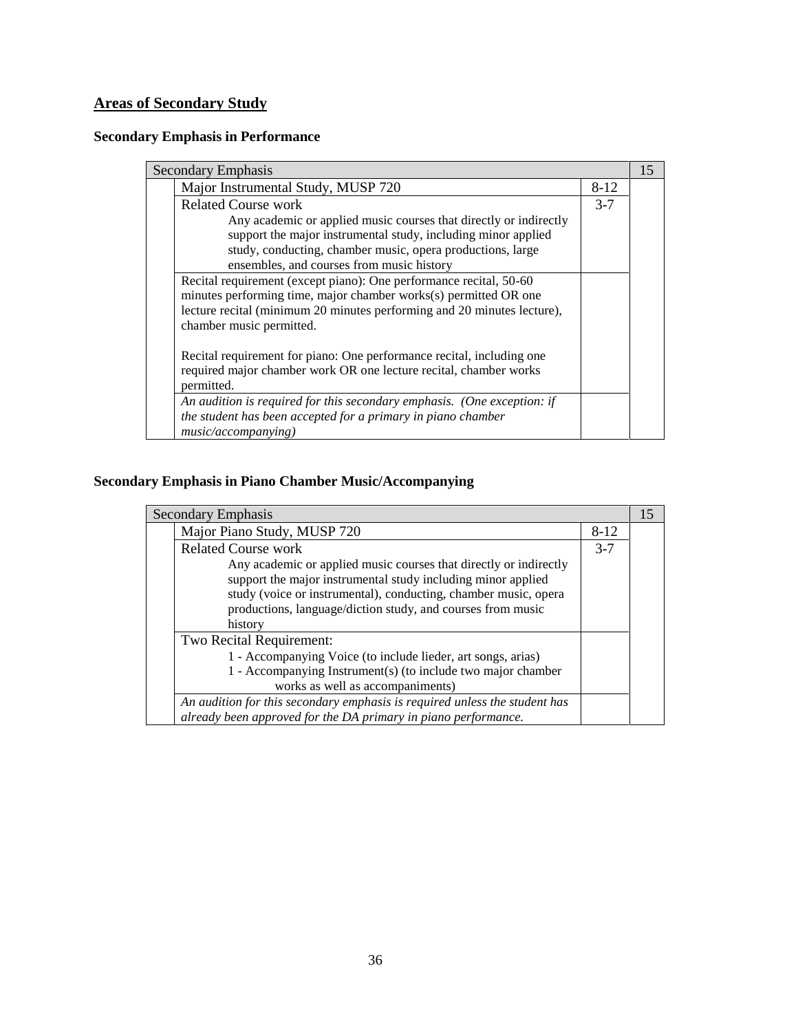## Areas of Secondary Study

### Secondary Emphasis in Performance

| Secondary Emphasis | | 15 |
|---|---|---|
| Major Instrumental Study, MUSP 720 | 8-12 | |
| Related Course work<br>Any academic or applied music courses that directly or indirectly support the major instrumental study, including minor applied study, conducting, chamber music, opera productions, large ensembles, and courses from music history | 3-7 | |
| Recital requirement (except piano): One performance recital, 50-60 minutes performing time, major chamber works(s) permitted OR one lecture recital (minimum 20 minutes performing and 20 minutes lecture), chamber music permitted.<br><br>Recital requirement for piano: One performance recital, including one required major chamber work OR one lecture recital, chamber works permitted. | | |
| *An audition is required for this secondary emphasis. (One exception: if the student has been accepted for a primary in piano chamber music/accompanying)* | | |

### Secondary Emphasis in Piano Chamber Music/Accompanying

| Secondary Emphasis | | 15 |
|---|---|---|
| Major Piano Study, MUSP 720 | 8-12 | |
| Related Course work<br>Any academic or applied music courses that directly or indirectly support the major instrumental study including minor applied study (voice or instrumental), conducting, chamber music, opera productions, language/diction study, and courses from music history | 3-7 | |
| Two Recital Requirement:<br>1 - Accompanying Voice (to include lieder, art songs, arias)<br>1 - Accompanying Instrument(s) (to include two major chamber works as well as accompaniments) | | |
| *An audition for this secondary emphasis is required unless the student has already been approved for the DA primary in piano performance.* | | |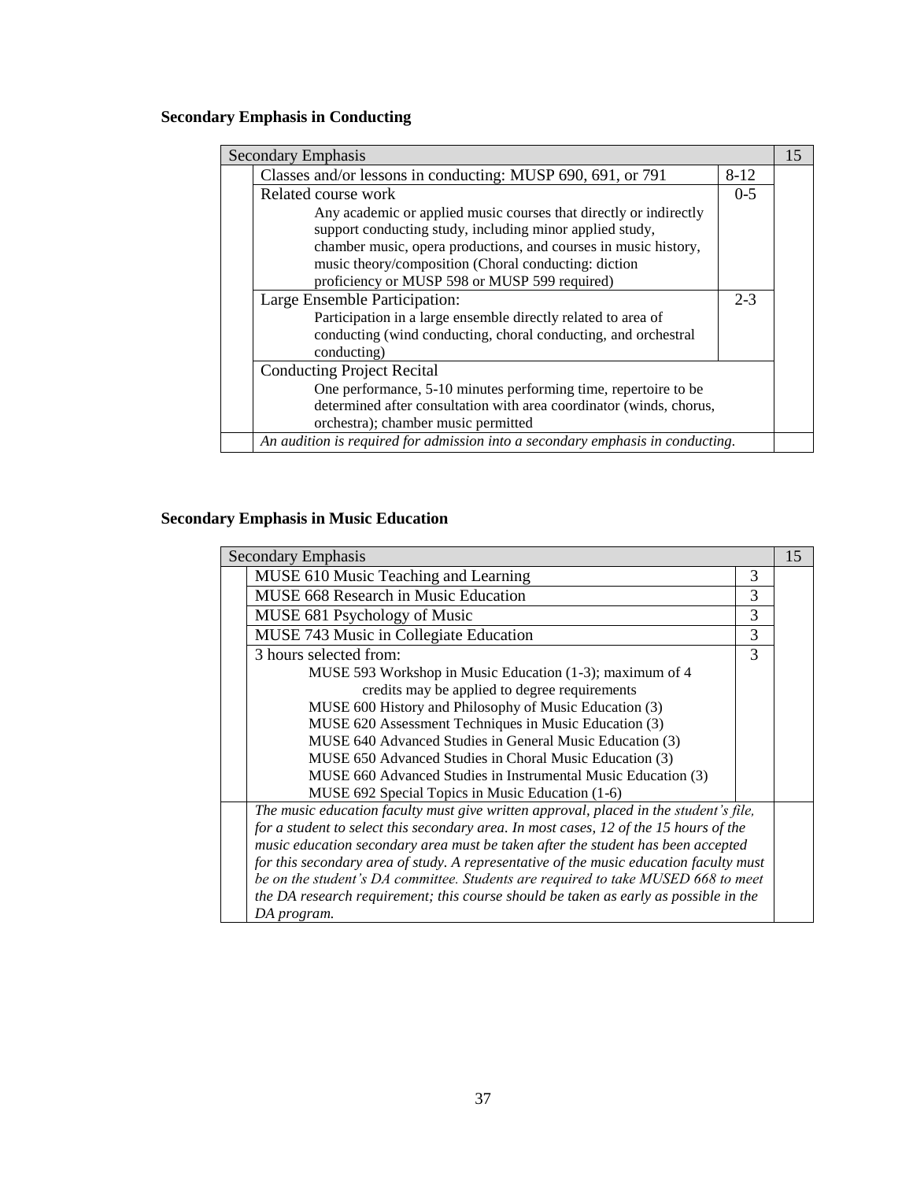**Secondary Emphasis in Conducting**

| Secondary Emphasis | | | 15 |
|---|---|---|---|
| | Classes and/or lessons in conducting: MUSP 690, 691, or 791 | 8-12 | |
| | Related course work<br>Any academic or applied music courses that directly or indirectly support conducting study, including minor applied study, chamber music, opera productions, and courses in music history, music theory/composition (Choral conducting: diction proficiency or MUSP 598 or MUSP 599 required) | 0-5 | |
| | Large Ensemble Participation:<br>Participation in a large ensemble directly related to area of conducting (wind conducting, choral conducting, and orchestral conducting) | 2-3 | |
| | Conducting Project Recital<br>One performance, 5-10 minutes performing time, repertoire to be determined after consultation with area coordinator (winds, chorus, orchestra); chamber music permitted | | |
| | *An audition is required for admission into a secondary emphasis in conducting.* | | |

**Secondary Emphasis in Music Education**

| Secondary Emphasis | | | 15 |
|---|---|---|---|
| | MUSE 610 Music Teaching and Learning | 3 | |
| | MUSE 668 Research in Music Education | 3 | |
| | MUSE 681 Psychology of Music | 3 | |
| | MUSE 743 Music in Collegiate Education | 3 | |
| | 3 hours selected from:<br>MUSE 593 Workshop in Music Education (1-3); maximum of 4 credits may be applied to degree requirements<br>MUSE 600 History and Philosophy of Music Education (3)<br>MUSE 620 Assessment Techniques in Music Education (3)<br>MUSE 640 Advanced Studies in General Music Education (3)<br>MUSE 650 Advanced Studies in Choral Music Education (3)<br>MUSE 660 Advanced Studies in Instrumental Music Education (3)<br>MUSE 692 Special Topics in Music Education (1-6) | 3 | |
| | *The music education faculty must give written approval, placed in the student's file, for a student to select this secondary area. In most cases, 12 of the 15 hours of the music education secondary area must be taken after the student has been accepted for this secondary area of study. A representative of the music education faculty must be on the student's DA committee. Students are required to take MUSED 668 to meet the DA research requirement; this course should be taken as early as possible in the DA program.* | | |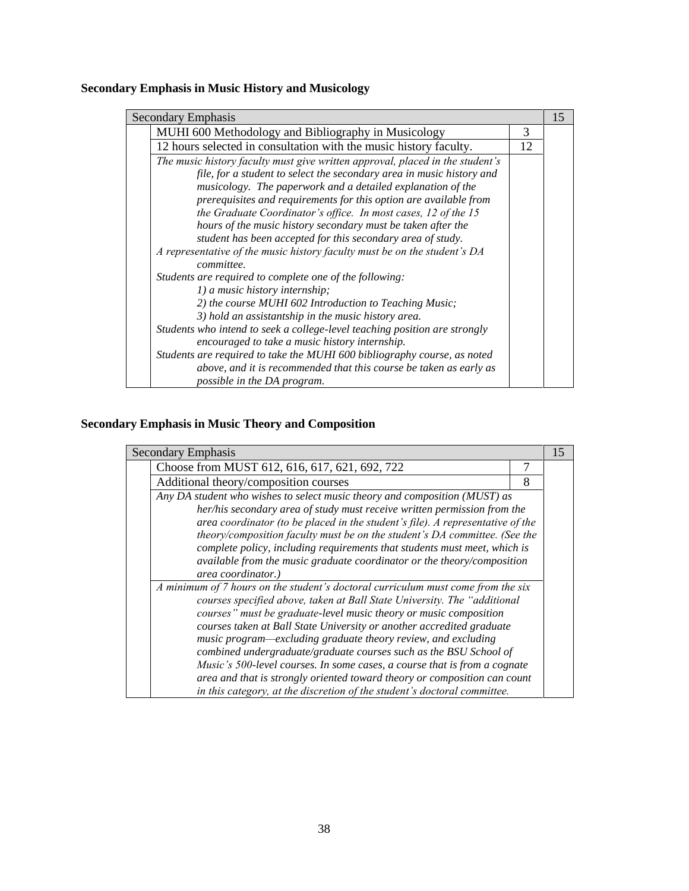## Secondary Emphasis in Music History and Musicology

| Secondary Emphasis | | 15 |
|---|---|---|
| MUHI 600 Methodology and Bibliography in Musicology | 3 | |
| 12 hours selected in consultation with the music history faculty. | 12 | |
| *The music history faculty must give written approval, placed in the student's file, for a student to select the secondary area in music history and musicology. The paperwork and a detailed explanation of the prerequisites and requirements for this option are available from the Graduate Coordinator's office. In most cases, 12 of the 15 hours of the music history secondary must be taken after the student has been accepted for this secondary area of study.*<br>*A representative of the music history faculty must be on the student's DA committee.*<br>*Students are required to complete one of the following:*<br>*1) a music history internship;*<br>*2) the course MUHI 602 Introduction to Teaching Music;*<br>*3) hold an assistantship in the music history area.*<br>*Students who intend to seek a college-level teaching position are strongly encouraged to take a music history internship.*<br>*Students are required to take the MUHI 600 bibliography course, as noted above, and it is recommended that this course be taken as early as possible in the DA program.* | | |

## Secondary Emphasis in Music Theory and Composition

| Secondary Emphasis | | 15 |
|---|---|---|
| Choose from MUST 612, 616, 617, 621, 692, 722 | 7 | |
| Additional theory/composition courses | 8 | |
| *Any DA student who wishes to select music theory and composition (MUST) as her/his secondary area of study must receive written permission from the area coordinator (to be placed in the student's file). A representative of the theory/composition faculty must be on the student's DA committee. (See the complete policy, including requirements that students must meet, which is available from the music graduate coordinator or the theory/composition area coordinator.)* | | |
| *A minimum of 7 hours on the student's doctoral curriculum must come from the six courses specified above, taken at Ball State University. The "additional courses" must be graduate-level music theory or music composition courses taken at Ball State University or another accredited graduate music program—excluding graduate theory review, and excluding combined undergraduate/graduate courses such as the BSU School of Music's 500-level courses. In some cases, a course that is from a cognate area and that is strongly oriented toward theory or composition can count in this category, at the discretion of the student's doctoral committee.* | | |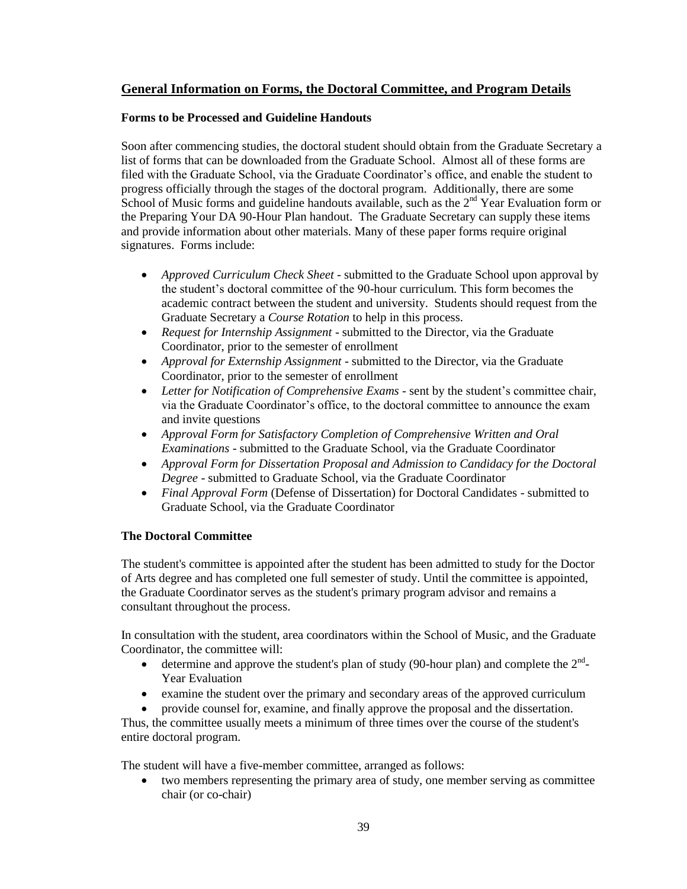## General Information on Forms, the Doctoral Committee, and Program Details

### Forms to be Processed and Guideline Handouts

Soon after commencing studies, the doctoral student should obtain from the Graduate Secretary a list of forms that can be downloaded from the Graduate School. Almost all of these forms are filed with the Graduate School, via the Graduate Coordinator's office, and enable the student to progress officially through the stages of the doctoral program. Additionally, there are some School of Music forms and guideline handouts available, such as the 2nd Year Evaluation form or the Preparing Your DA 90-Hour Plan handout. The Graduate Secretary can supply these items and provide information about other materials. Many of these paper forms require original signatures. Forms include:

- *Approved Curriculum Check Sheet* - submitted to the Graduate School upon approval by the student's doctoral committee of the 90-hour curriculum. This form becomes the academic contract between the student and university. Students should request from the Graduate Secretary a *Course Rotation* to help in this process.
- *Request for Internship Assignment* - submitted to the Director, via the Graduate Coordinator, prior to the semester of enrollment
- *Approval for Externship Assignment* - submitted to the Director, via the Graduate Coordinator, prior to the semester of enrollment
- *Letter for Notification of Comprehensive Exams* - sent by the student's committee chair, via the Graduate Coordinator's office, to the doctoral committee to announce the exam and invite questions
- *Approval Form for Satisfactory Completion of Comprehensive Written and Oral Examinations* - submitted to the Graduate School, via the Graduate Coordinator
- *Approval Form for Dissertation Proposal and Admission to Candidacy for the Doctoral Degree* - submitted to Graduate School, via the Graduate Coordinator
- *Final Approval Form* (Defense of Dissertation) for Doctoral Candidates - submitted to Graduate School, via the Graduate Coordinator

### The Doctoral Committee

The student's committee is appointed after the student has been admitted to study for the Doctor of Arts degree and has completed one full semester of study. Until the committee is appointed, the Graduate Coordinator serves as the student's primary program advisor and remains a consultant throughout the process.

In consultation with the student, area coordinators within the School of Music, and the Graduate Coordinator, the committee will:

- determine and approve the student's plan of study (90-hour plan) and complete the 2nd-Year Evaluation
- examine the student over the primary and secondary areas of the approved curriculum
- provide counsel for, examine, and finally approve the proposal and the dissertation.

Thus, the committee usually meets a minimum of three times over the course of the student's entire doctoral program.

The student will have a five-member committee, arranged as follows:

- two members representing the primary area of study, one member serving as committee chair (or co-chair)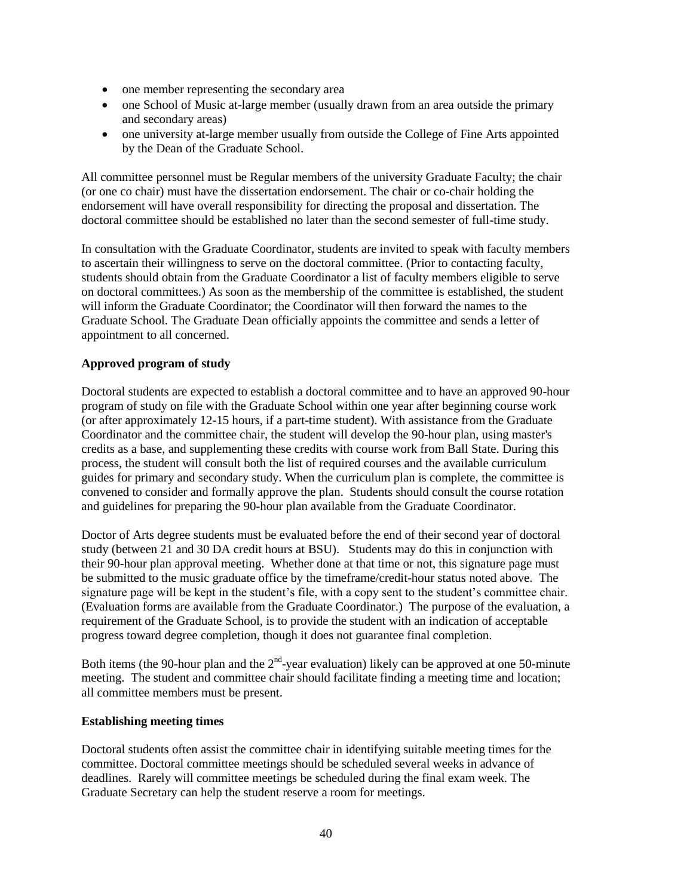- one member representing the secondary area
- one School of Music at-large member (usually drawn from an area outside the primary and secondary areas)
- one university at-large member usually from outside the College of Fine Arts appointed by the Dean of the Graduate School.

All committee personnel must be Regular members of the university Graduate Faculty; the chair (or one co chair) must have the dissertation endorsement. The chair or co-chair holding the endorsement will have overall responsibility for directing the proposal and dissertation. The doctoral committee should be established no later than the second semester of full-time study.

In consultation with the Graduate Coordinator, students are invited to speak with faculty members to ascertain their willingness to serve on the doctoral committee. (Prior to contacting faculty, students should obtain from the Graduate Coordinator a list of faculty members eligible to serve on doctoral committees.) As soon as the membership of the committee is established, the student will inform the Graduate Coordinator; the Coordinator will then forward the names to the Graduate School. The Graduate Dean officially appoints the committee and sends a letter of appointment to all concerned.

**Approved program of study**

Doctoral students are expected to establish a doctoral committee and to have an approved 90-hour program of study on file with the Graduate School within one year after beginning course work (or after approximately 12-15 hours, if a part-time student). With assistance from the Graduate Coordinator and the committee chair, the student will develop the 90-hour plan, using master's credits as a base, and supplementing these credits with course work from Ball State. During this process, the student will consult both the list of required courses and the available curriculum guides for primary and secondary study. When the curriculum plan is complete, the committee is convened to consider and formally approve the plan. Students should consult the course rotation and guidelines for preparing the 90-hour plan available from the Graduate Coordinator.

Doctor of Arts degree students must be evaluated before the end of their second year of doctoral study (between 21 and 30 DA credit hours at BSU). Students may do this in conjunction with their 90-hour plan approval meeting. Whether done at that time or not, this signature page must be submitted to the music graduate office by the timeframe/credit-hour status noted above. The signature page will be kept in the student's file, with a copy sent to the student's committee chair. (Evaluation forms are available from the Graduate Coordinator.) The purpose of the evaluation, a requirement of the Graduate School, is to provide the student with an indication of acceptable progress toward degree completion, though it does not guarantee final completion.

Both items (the 90-hour plan and the 2nd-year evaluation) likely can be approved at one 50-minute meeting. The student and committee chair should facilitate finding a meeting time and location; all committee members must be present.

**Establishing meeting times**

Doctoral students often assist the committee chair in identifying suitable meeting times for the committee. Doctoral committee meetings should be scheduled several weeks in advance of deadlines. Rarely will committee meetings be scheduled during the final exam week. The Graduate Secretary can help the student reserve a room for meetings.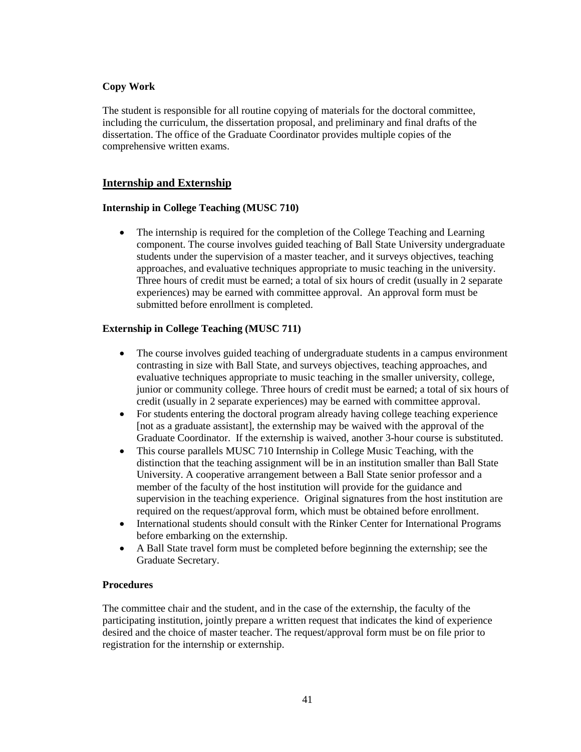### Copy Work

The student is responsible for all routine copying of materials for the doctoral committee, including the curriculum, the dissertation proposal, and preliminary and final drafts of the dissertation. The office of the Graduate Coordinator provides multiple copies of the comprehensive written exams.

## Internship and Externship

### Internship in College Teaching (MUSC 710)

- The internship is required for the completion of the College Teaching and Learning component. The course involves guided teaching of Ball State University undergraduate students under the supervision of a master teacher, and it surveys objectives, teaching approaches, and evaluative techniques appropriate to music teaching in the university. Three hours of credit must be earned; a total of six hours of credit (usually in 2 separate experiences) may be earned with committee approval. An approval form must be submitted before enrollment is completed.

### Externship in College Teaching (MUSC 711)

- The course involves guided teaching of undergraduate students in a campus environment contrasting in size with Ball State, and surveys objectives, teaching approaches, and evaluative techniques appropriate to music teaching in the smaller university, college, junior or community college. Three hours of credit must be earned; a total of six hours of credit (usually in 2 separate experiences) may be earned with committee approval.
- For students entering the doctoral program already having college teaching experience [not as a graduate assistant], the externship may be waived with the approval of the Graduate Coordinator. If the externship is waived, another 3-hour course is substituted.
- This course parallels MUSC 710 Internship in College Music Teaching, with the distinction that the teaching assignment will be in an institution smaller than Ball State University. A cooperative arrangement between a Ball State senior professor and a member of the faculty of the host institution will provide for the guidance and supervision in the teaching experience. Original signatures from the host institution are required on the request/approval form, which must be obtained before enrollment.
- International students should consult with the Rinker Center for International Programs before embarking on the externship.
- A Ball State travel form must be completed before beginning the externship; see the Graduate Secretary.

### Procedures

The committee chair and the student, and in the case of the externship, the faculty of the participating institution, jointly prepare a written request that indicates the kind of experience desired and the choice of master teacher. The request/approval form must be on file prior to registration for the internship or externship.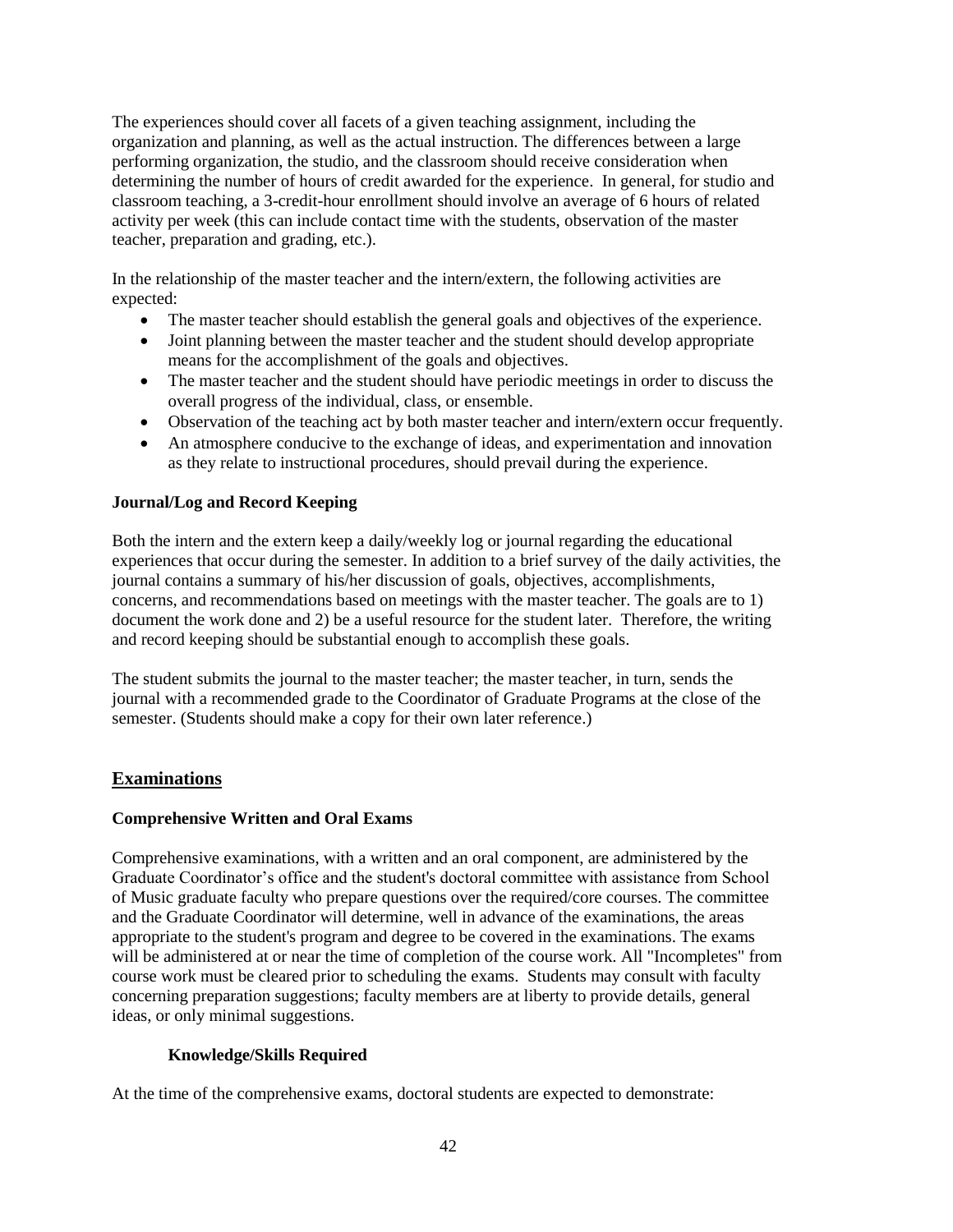The experiences should cover all facets of a given teaching assignment, including the organization and planning, as well as the actual instruction. The differences between a large performing organization, the studio, and the classroom should receive consideration when determining the number of hours of credit awarded for the experience. In general, for studio and classroom teaching, a 3-credit-hour enrollment should involve an average of 6 hours of related activity per week (this can include contact time with the students, observation of the master teacher, preparation and grading, etc.).

In the relationship of the master teacher and the intern/extern, the following activities are expected:

- The master teacher should establish the general goals and objectives of the experience.
- Joint planning between the master teacher and the student should develop appropriate means for the accomplishment of the goals and objectives.
- The master teacher and the student should have periodic meetings in order to discuss the overall progress of the individual, class, or ensemble.
- Observation of the teaching act by both master teacher and intern/extern occur frequently.
- An atmosphere conducive to the exchange of ideas, and experimentation and innovation as they relate to instructional procedures, should prevail during the experience.

**Journal/Log and Record Keeping**

Both the intern and the extern keep a daily/weekly log or journal regarding the educational experiences that occur during the semester. In addition to a brief survey of the daily activities, the journal contains a summary of his/her discussion of goals, objectives, accomplishments, concerns, and recommendations based on meetings with the master teacher. The goals are to 1) document the work done and 2) be a useful resource for the student later. Therefore, the writing and record keeping should be substantial enough to accomplish these goals.

The student submits the journal to the master teacher; the master teacher, in turn, sends the journal with a recommended grade to the Coordinator of Graduate Programs at the close of the semester. (Students should make a copy for their own later reference.)

## Examinations

**Comprehensive Written and Oral Exams**

Comprehensive examinations, with a written and an oral component, are administered by the Graduate Coordinator's office and the student's doctoral committee with assistance from School of Music graduate faculty who prepare questions over the required/core courses. The committee and the Graduate Coordinator will determine, well in advance of the examinations, the areas appropriate to the student's program and degree to be covered in the examinations. The exams will be administered at or near the time of completion of the course work. All "Incompletes" from course work must be cleared prior to scheduling the exams. Students may consult with faculty concerning preparation suggestions; faculty members are at liberty to provide details, general ideas, or only minimal suggestions.

**Knowledge/Skills Required**

At the time of the comprehensive exams, doctoral students are expected to demonstrate: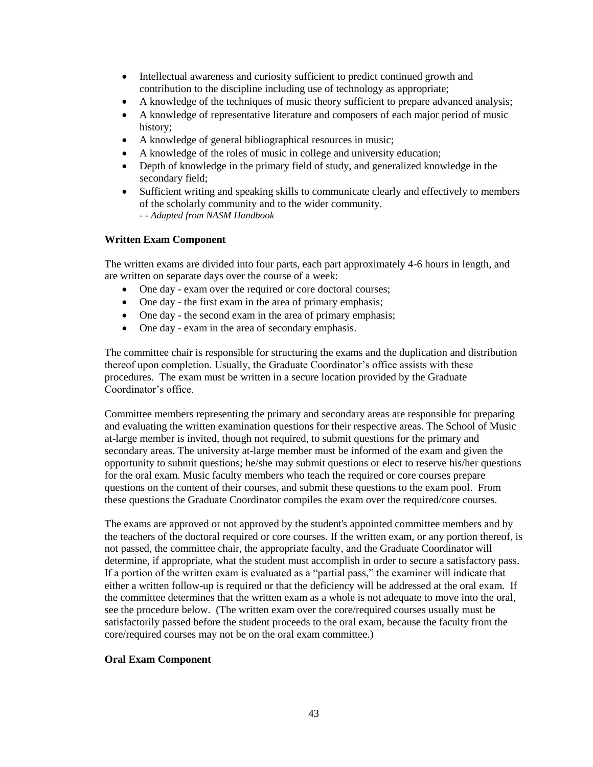- Intellectual awareness and curiosity sufficient to predict continued growth and contribution to the discipline including use of technology as appropriate;
- A knowledge of the techniques of music theory sufficient to prepare advanced analysis;
- A knowledge of representative literature and composers of each major period of music history;
- A knowledge of general bibliographical resources in music;
- A knowledge of the roles of music in college and university education;
- Depth of knowledge in the primary field of study, and generalized knowledge in the secondary field;
- Sufficient writing and speaking skills to communicate clearly and effectively to members of the scholarly community and to the wider community.

  - - *Adapted from NASM Handbook*

**Written Exam Component**

The written exams are divided into four parts, each part approximately 4-6 hours in length, and are written on separate days over the course of a week:

- One day - exam over the required or core doctoral courses;
- One day - the first exam in the area of primary emphasis;
- One day - the second exam in the area of primary emphasis;
- One day - exam in the area of secondary emphasis.

The committee chair is responsible for structuring the exams and the duplication and distribution thereof upon completion. Usually, the Graduate Coordinator's office assists with these procedures. The exam must be written in a secure location provided by the Graduate Coordinator's office.

Committee members representing the primary and secondary areas are responsible for preparing and evaluating the written examination questions for their respective areas. The School of Music at-large member is invited, though not required, to submit questions for the primary and secondary areas. The university at-large member must be informed of the exam and given the opportunity to submit questions; he/she may submit questions or elect to reserve his/her questions for the oral exam. Music faculty members who teach the required or core courses prepare questions on the content of their courses, and submit these questions to the exam pool. From these questions the Graduate Coordinator compiles the exam over the required/core courses.

The exams are approved or not approved by the student's appointed committee members and by the teachers of the doctoral required or core courses. If the written exam, or any portion thereof, is not passed, the committee chair, the appropriate faculty, and the Graduate Coordinator will determine, if appropriate, what the student must accomplish in order to secure a satisfactory pass. If a portion of the written exam is evaluated as a "partial pass," the examiner will indicate that either a written follow-up is required or that the deficiency will be addressed at the oral exam. If the committee determines that the written exam as a whole is not adequate to move into the oral, see the procedure below. (The written exam over the core/required courses usually must be satisfactorily passed before the student proceeds to the oral exam, because the faculty from the core/required courses may not be on the oral exam committee.)

**Oral Exam Component**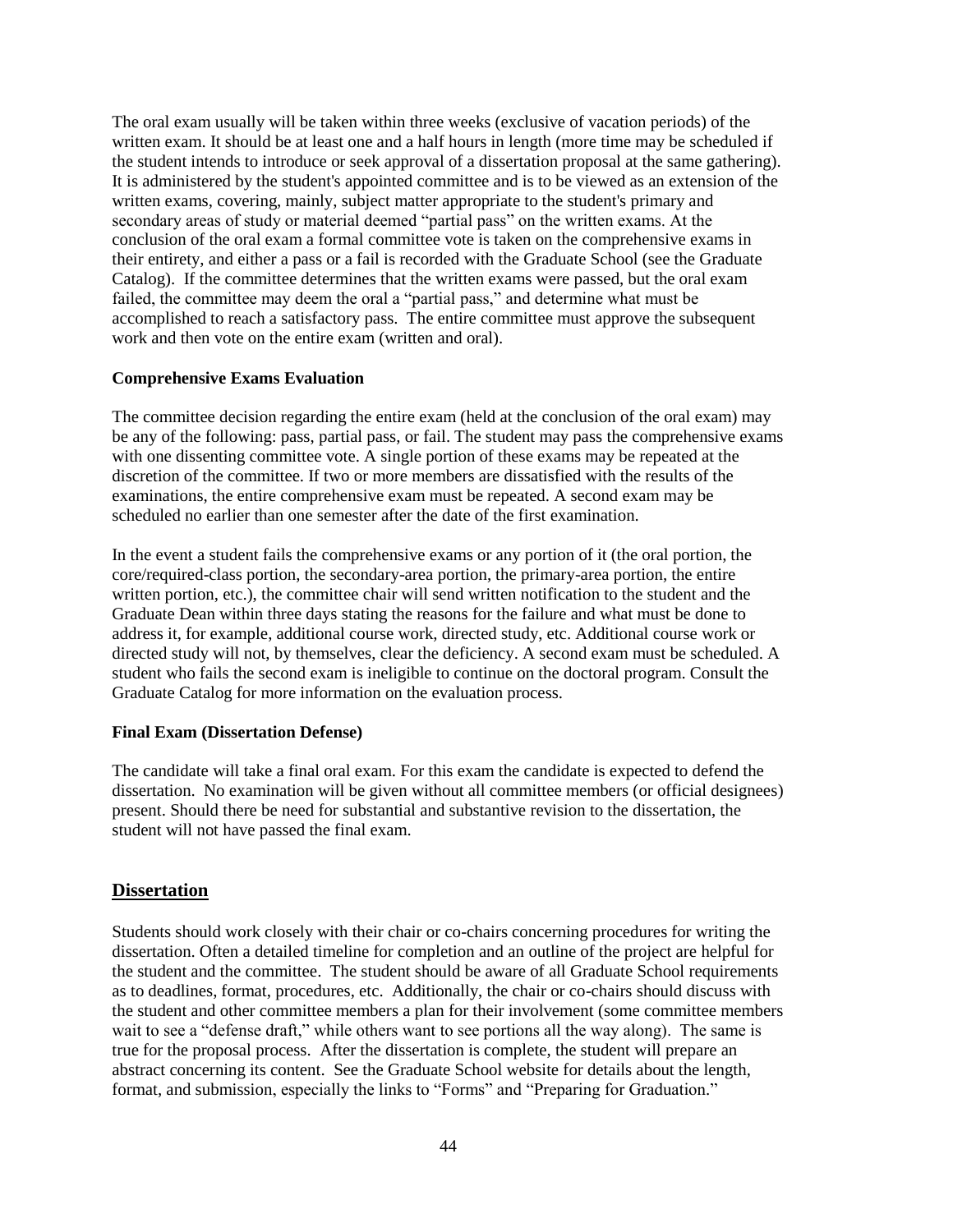The oral exam usually will be taken within three weeks (exclusive of vacation periods) of the written exam. It should be at least one and a half hours in length (more time may be scheduled if the student intends to introduce or seek approval of a dissertation proposal at the same gathering). It is administered by the student's appointed committee and is to be viewed as an extension of the written exams, covering, mainly, subject matter appropriate to the student's primary and secondary areas of study or material deemed "partial pass" on the written exams. At the conclusion of the oral exam a formal committee vote is taken on the comprehensive exams in their entirety, and either a pass or a fail is recorded with the Graduate School (see the Graduate Catalog). If the committee determines that the written exams were passed, but the oral exam failed, the committee may deem the oral a "partial pass," and determine what must be accomplished to reach a satisfactory pass. The entire committee must approve the subsequent work and then vote on the entire exam (written and oral).

**Comprehensive Exams Evaluation**

The committee decision regarding the entire exam (held at the conclusion of the oral exam) may be any of the following: pass, partial pass, or fail. The student may pass the comprehensive exams with one dissenting committee vote. A single portion of these exams may be repeated at the discretion of the committee. If two or more members are dissatisfied with the results of the examinations, the entire comprehensive exam must be repeated. A second exam may be scheduled no earlier than one semester after the date of the first examination.

In the event a student fails the comprehensive exams or any portion of it (the oral portion, the core/required-class portion, the secondary-area portion, the primary-area portion, the entire written portion, etc.), the committee chair will send written notification to the student and the Graduate Dean within three days stating the reasons for the failure and what must be done to address it, for example, additional course work, directed study, etc. Additional course work or directed study will not, by themselves, clear the deficiency. A second exam must be scheduled. A student who fails the second exam is ineligible to continue on the doctoral program. Consult the Graduate Catalog for more information on the evaluation process.

**Final Exam (Dissertation Defense)**

The candidate will take a final oral exam. For this exam the candidate is expected to defend the dissertation. No examination will be given without all committee members (or official designees) present. Should there be need for substantial and substantive revision to the dissertation, the student will not have passed the final exam.

## Dissertation

Students should work closely with their chair or co-chairs concerning procedures for writing the dissertation. Often a detailed timeline for completion and an outline of the project are helpful for the student and the committee. The student should be aware of all Graduate School requirements as to deadlines, format, procedures, etc. Additionally, the chair or co-chairs should discuss with the student and other committee members a plan for their involvement (some committee members wait to see a "defense draft," while others want to see portions all the way along). The same is true for the proposal process. After the dissertation is complete, the student will prepare an abstract concerning its content. See the Graduate School website for details about the length, format, and submission, especially the links to "Forms" and "Preparing for Graduation."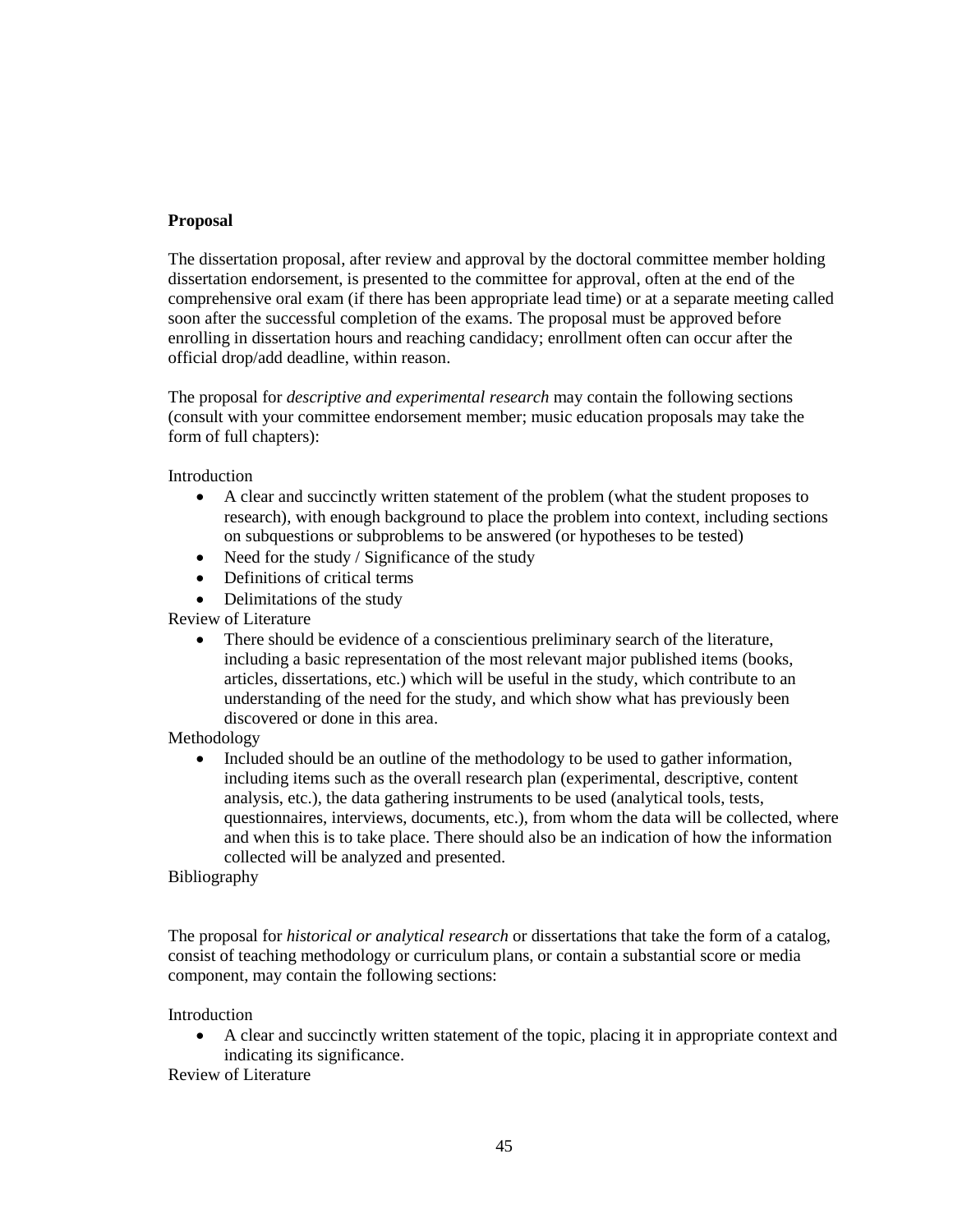**Proposal**

The dissertation proposal, after review and approval by the doctoral committee member holding dissertation endorsement, is presented to the committee for approval, often at the end of the comprehensive oral exam (if there has been appropriate lead time) or at a separate meeting called soon after the successful completion of the exams. The proposal must be approved before enrolling in dissertation hours and reaching candidacy; enrollment often can occur after the official drop/add deadline, within reason.

The proposal for *descriptive and experimental research* may contain the following sections (consult with your committee endorsement member; music education proposals may take the form of full chapters):

Introduction

- A clear and succinctly written statement of the problem (what the student proposes to research), with enough background to place the problem into context, including sections on subquestions or subproblems to be answered (or hypotheses to be tested)
- Need for the study / Significance of the study
- Definitions of critical terms
- Delimitations of the study

Review of Literature

- There should be evidence of a conscientious preliminary search of the literature, including a basic representation of the most relevant major published items (books, articles, dissertations, etc.) which will be useful in the study, which contribute to an understanding of the need for the study, and which show what has previously been discovered or done in this area.

Methodology

- Included should be an outline of the methodology to be used to gather information, including items such as the overall research plan (experimental, descriptive, content analysis, etc.), the data gathering instruments to be used (analytical tools, tests, questionnaires, interviews, documents, etc.), from whom the data will be collected, where and when this is to take place. There should also be an indication of how the information collected will be analyzed and presented.

Bibliography

The proposal for *historical or analytical research* or dissertations that take the form of a catalog, consist of teaching methodology or curriculum plans, or contain a substantial score or media component, may contain the following sections:

Introduction

- A clear and succinctly written statement of the topic, placing it in appropriate context and indicating its significance.

Review of Literature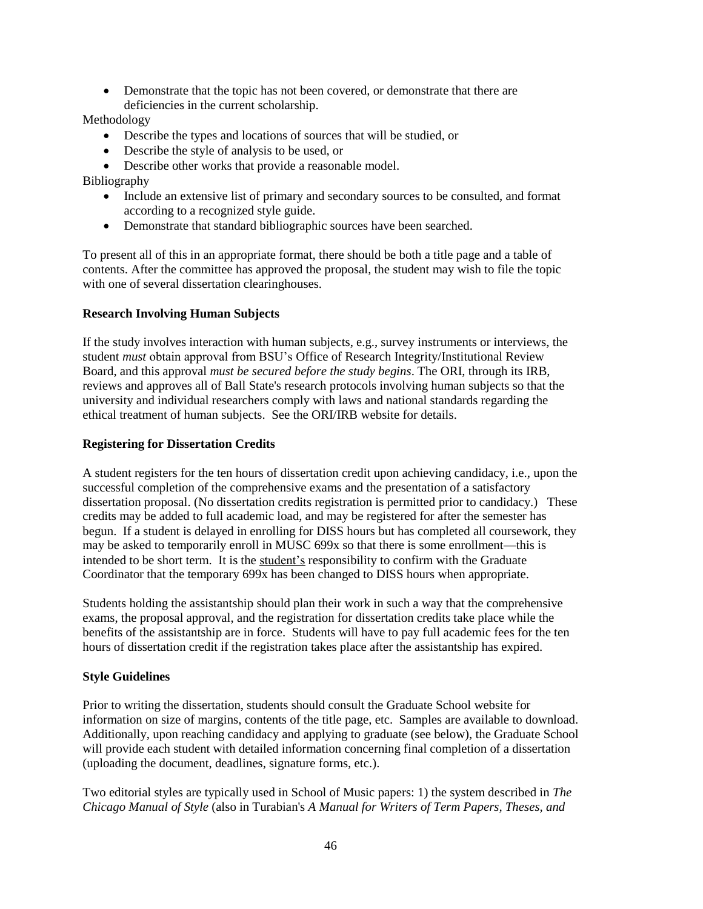- Demonstrate that the topic has not been covered, or demonstrate that there are deficiencies in the current scholarship.

Methodology

- Describe the types and locations of sources that will be studied, or
- Describe the style of analysis to be used, or
- Describe other works that provide a reasonable model.

Bibliography

- Include an extensive list of primary and secondary sources to be consulted, and format according to a recognized style guide.
- Demonstrate that standard bibliographic sources have been searched.

To present all of this in an appropriate format, there should be both a title page and a table of contents. After the committee has approved the proposal, the student may wish to file the topic with one of several dissertation clearinghouses.

**Research Involving Human Subjects**

If the study involves interaction with human subjects, e.g., survey instruments or interviews, the student *must* obtain approval from BSU's Office of Research Integrity/Institutional Review Board, and this approval *must be secured before the study begins*. The ORI, through its IRB, reviews and approves all of Ball State's research protocols involving human subjects so that the university and individual researchers comply with laws and national standards regarding the ethical treatment of human subjects. See the ORI/IRB website for details.

**Registering for Dissertation Credits**

A student registers for the ten hours of dissertation credit upon achieving candidacy, i.e., upon the successful completion of the comprehensive exams and the presentation of a satisfactory dissertation proposal. (No dissertation credits registration is permitted prior to candidacy.) These credits may be added to full academic load, and may be registered for after the semester has begun. If a student is delayed in enrolling for DISS hours but has completed all coursework, they may be asked to temporarily enroll in MUSC 699x so that there is some enrollment—this is intended to be short term. It is the student's responsibility to confirm with the Graduate Coordinator that the temporary 699x has been changed to DISS hours when appropriate.

Students holding the assistantship should plan their work in such a way that the comprehensive exams, the proposal approval, and the registration for dissertation credits take place while the benefits of the assistantship are in force. Students will have to pay full academic fees for the ten hours of dissertation credit if the registration takes place after the assistantship has expired.

**Style Guidelines**

Prior to writing the dissertation, students should consult the Graduate School website for information on size of margins, contents of the title page, etc. Samples are available to download. Additionally, upon reaching candidacy and applying to graduate (see below), the Graduate School will provide each student with detailed information concerning final completion of a dissertation (uploading the document, deadlines, signature forms, etc.).

Two editorial styles are typically used in School of Music papers: 1) the system described in *The Chicago Manual of Style* (also in Turabian's *A Manual for Writers of Term Papers, Theses, and*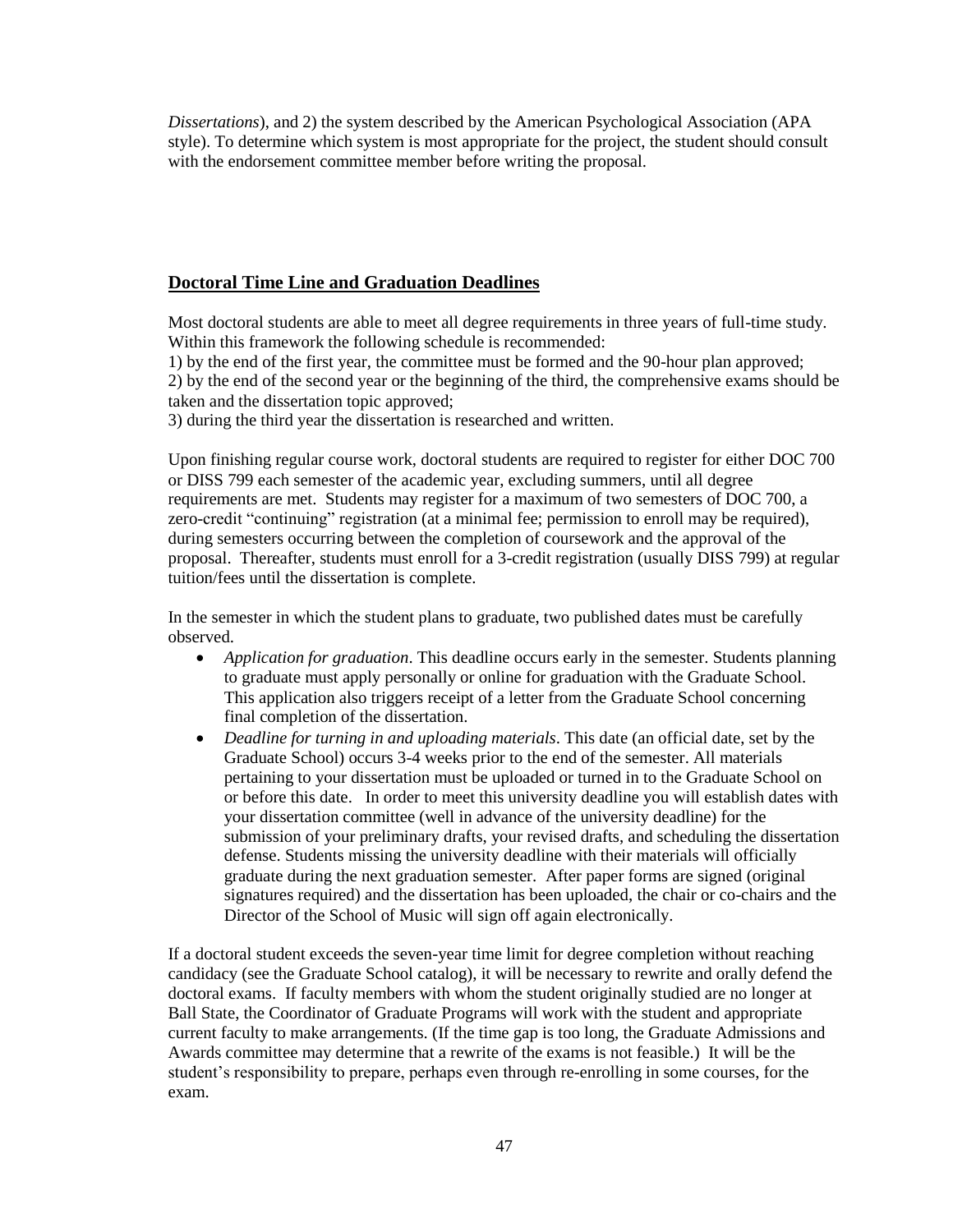*Dissertations*), and 2) the system described by the American Psychological Association (APA style). To determine which system is most appropriate for the project, the student should consult with the endorsement committee member before writing the proposal.

## **Doctoral Time Line and Graduation Deadlines**

Most doctoral students are able to meet all degree requirements in three years of full-time study. Within this framework the following schedule is recommended:

1) by the end of the first year, the committee must be formed and the 90-hour plan approved;
2) by the end of the second year or the beginning of the third, the comprehensive exams should be taken and the dissertation topic approved;
3) during the third year the dissertation is researched and written.

Upon finishing regular course work, doctoral students are required to register for either DOC 700 or DISS 799 each semester of the academic year, excluding summers, until all degree requirements are met. Students may register for a maximum of two semesters of DOC 700, a zero-credit "continuing" registration (at a minimal fee; permission to enroll may be required), during semesters occurring between the completion of coursework and the approval of the proposal. Thereafter, students must enroll for a 3-credit registration (usually DISS 799) at regular tuition/fees until the dissertation is complete.

In the semester in which the student plans to graduate, two published dates must be carefully observed.

- *Application for graduation*. This deadline occurs early in the semester. Students planning to graduate must apply personally or online for graduation with the Graduate School. This application also triggers receipt of a letter from the Graduate School concerning final completion of the dissertation.
- *Deadline for turning in and uploading materials*. This date (an official date, set by the Graduate School) occurs 3-4 weeks prior to the end of the semester. All materials pertaining to your dissertation must be uploaded or turned in to the Graduate School on or before this date. In order to meet this university deadline you will establish dates with your dissertation committee (well in advance of the university deadline) for the submission of your preliminary drafts, your revised drafts, and scheduling the dissertation defense. Students missing the university deadline with their materials will officially graduate during the next graduation semester. After paper forms are signed (original signatures required) and the dissertation has been uploaded, the chair or co-chairs and the Director of the School of Music will sign off again electronically.

If a doctoral student exceeds the seven-year time limit for degree completion without reaching candidacy (see the Graduate School catalog), it will be necessary to rewrite and orally defend the doctoral exams. If faculty members with whom the student originally studied are no longer at Ball State, the Coordinator of Graduate Programs will work with the student and appropriate current faculty to make arrangements. (If the time gap is too long, the Graduate Admissions and Awards committee may determine that a rewrite of the exams is not feasible.) It will be the student's responsibility to prepare, perhaps even through re-enrolling in some courses, for the exam.